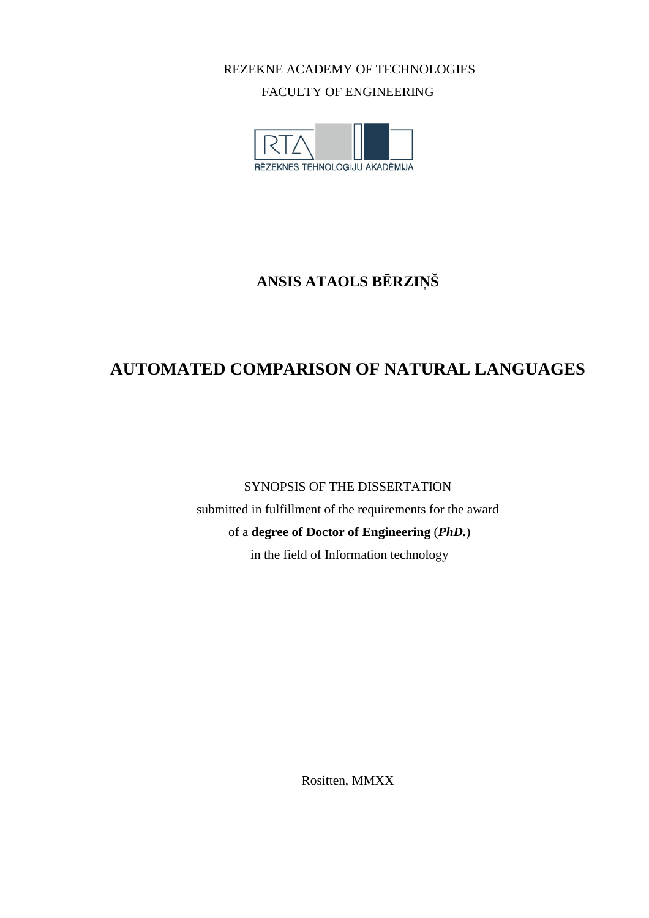REZEKNE ACADEMY OF TECHNOLOGIES

FACULTY OF ENGINEERING

RĒZEKNES TEHNOLOĢIJU AKADĒMIJA

**ANSIS ATAOLS BĒRZIŅŠ**

# AUTOMATED COMPARISON OF NATURAL LANGUAGES

SYNOPSIS OF THE DISSERTATION

submitted in fulfillment of the requirements for the award

of a **degree of Doctor of Engineering** (***PhD.***)

in the field of Information technology

Rositten, MMXX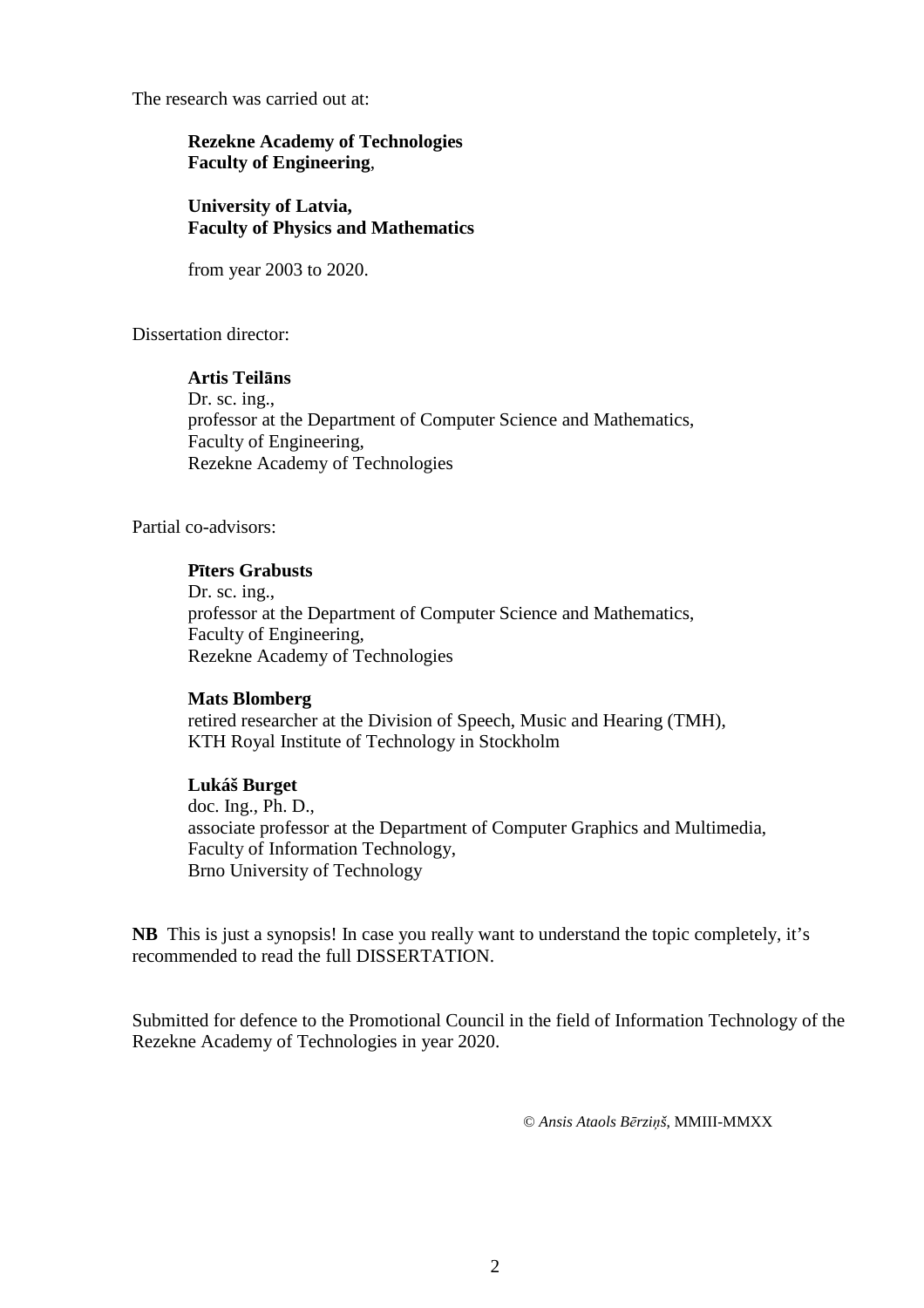The research was carried out at:

**Rezekne Academy of Technologies**
**Faculty of Engineering**,

**University of Latvia,**
**Faculty of Physics and Mathematics**

from year 2003 to 2020.

Dissertation director:

**Artis Teilāns**
Dr. sc. ing.,
professor at the Department of Computer Science and Mathematics,
Faculty of Engineering,
Rezekne Academy of Technologies

Partial co-advisors:

**Pīters Grabusts**
Dr. sc. ing.,
professor at the Department of Computer Science and Mathematics,
Faculty of Engineering,
Rezekne Academy of Technologies

**Mats Blomberg**
retired researcher at the Division of Speech, Music and Hearing (TMH),
KTH Royal Institute of Technology in Stockholm

**Lukáš Burget**
doc. Ing., Ph. D.,
associate professor at the Department of Computer Graphics and Multimedia,
Faculty of Information Technology,
Brno University of Technology

**NB** This is just a synopsis! In case you really want to understand the topic completely, it's recommended to read the full DISSERTATION.

Submitted for defence to the Promotional Council in the field of Information Technology of the Rezekne Academy of Technologies in year 2020.

© *Ansis Ataols Bērziņš*, MMIII-MMXX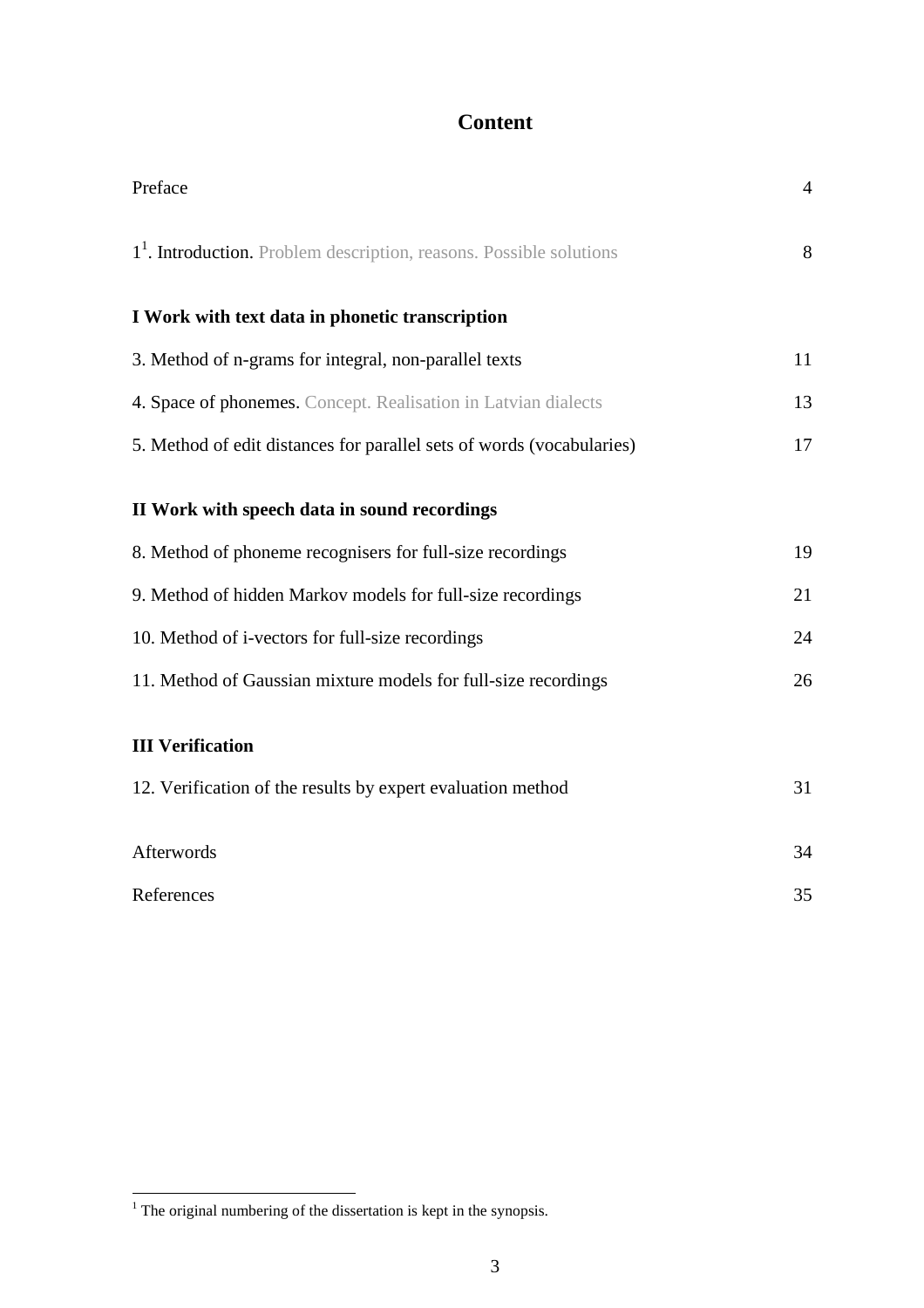# Content

Preface 4

1[1]. Introduction. Problem description, reasons. Possible solutions 8

**I Work with text data in phonetic transcription**

3. Method of n-grams for integral, non-parallel texts 11

4. Space of phonemes. Concept. Realisation in Latvian dialects 13

5. Method of edit distances for parallel sets of words (vocabularies) 17

**II Work with speech data in sound recordings**

8. Method of phoneme recognisers for full-size recordings 19

9. Method of hidden Markov models for full-size recordings 21

10. Method of i-vectors for full-size recordings 24

11. Method of Gaussian mixture models for full-size recordings 26

**III Verification**

12. Verification of the results by expert evaluation method 31

Afterwords 34

References 35

[1] The original numbering of the dissertation is kept in the synopsis.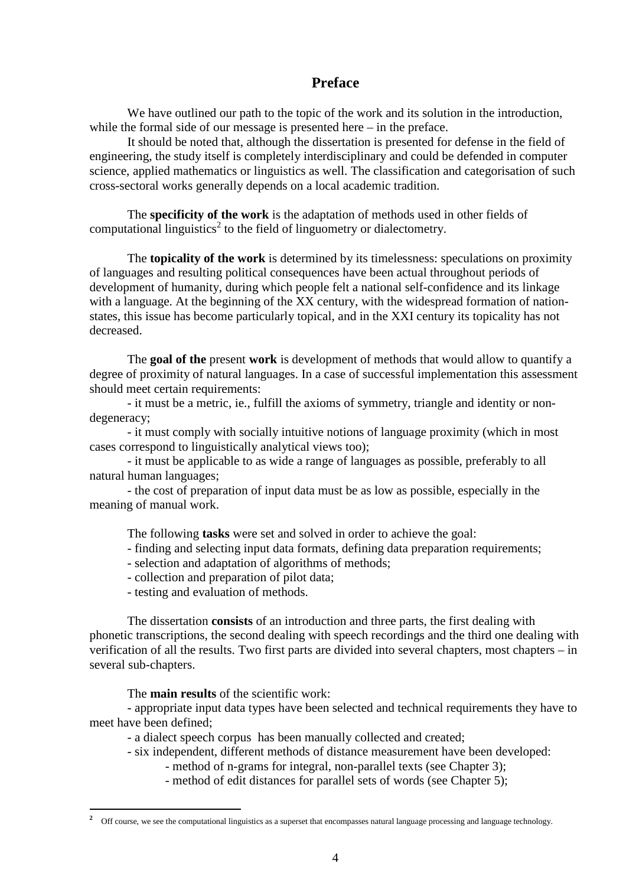## Preface

We have outlined our path to the topic of the work and its solution in the introduction, while the formal side of our message is presented here – in the preface.

It should be noted that, although the dissertation is presented for defense in the field of engineering, the study itself is completely interdisciplinary and could be defended in computer science, applied mathematics or linguistics as well. The classification and categorisation of such cross-sectoral works generally depends on a local academic tradition.

The **specificity of the work** is the adaptation of methods used in other fields of computational linguistics[2] to the field of linguometry or dialectometry.

The **topicality of the work** is determined by its timelessness: speculations on proximity of languages and resulting political consequences have been actual throughout periods of development of humanity, during which people felt a national self-confidence and its linkage with a language. At the beginning of the XX century, with the widespread formation of nation-states, this issue has become particularly topical, and in the XXI century its topicality has not decreased.

The **goal of the** present **work** is development of methods that would allow to quantify a degree of proximity of natural languages. In a case of successful implementation this assessment should meet certain requirements:

- it must be a metric, ie., fulfill the axioms of symmetry, triangle and identity or non-degeneracy;
- it must comply with socially intuitive notions of language proximity (which in most cases correspond to linguistically analytical views too);
- it must be applicable to as wide a range of languages as possible, preferably to all natural human languages;
- the cost of preparation of input data must be as low as possible, especially in the meaning of manual work.

The following **tasks** were set and solved in order to achieve the goal:

- finding and selecting input data formats, defining data preparation requirements;
- selection and adaptation of algorithms of methods;
- collection and preparation of pilot data;
- testing and evaluation of methods.

The dissertation **consists** of an introduction and three parts, the first dealing with phonetic transcriptions, the second dealing with speech recordings and the third one dealing with verification of all the results. Two first parts are divided into several chapters, most chapters – in several sub-chapters.

The **main results** of the scientific work:

- appropriate input data types have been selected and technical requirements they have to meet have been defined;
- a dialect speech corpus has been manually collected and created;
- six independent, different methods of distance measurement have been developed:
  - method of n-grams for integral, non-parallel texts (see Chapter 3);
  - method of edit distances for parallel sets of words (see Chapter 5);

[2] Off course, we see the computational linguistics as a superset that encompasses natural language processing and language technology.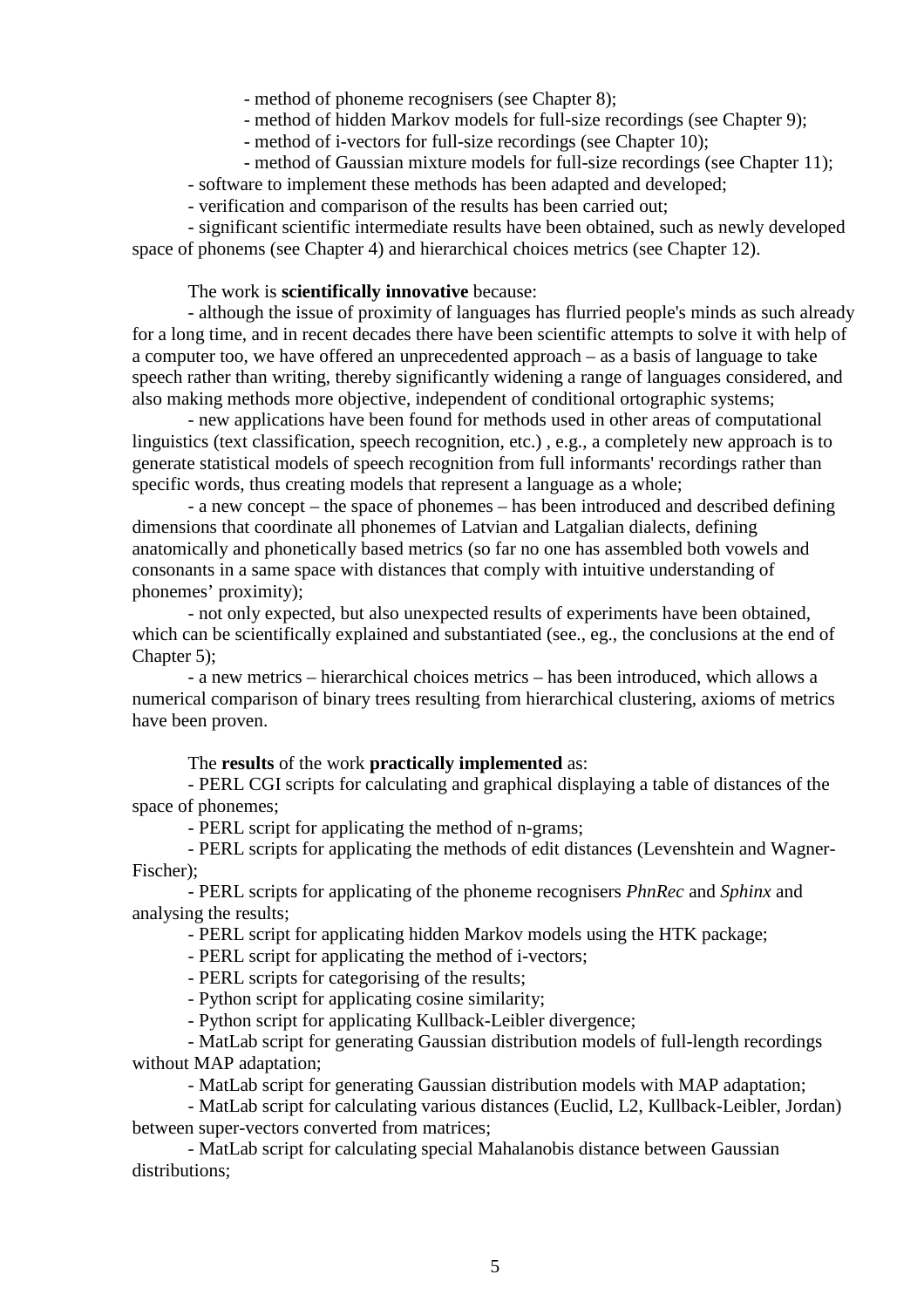- method of phoneme recognisers (see Chapter 8);
  - method of hidden Markov models for full-size recordings (see Chapter 9);
  - method of i-vectors for full-size recordings (see Chapter 10);
  - method of Gaussian mixture models for full-size recordings (see Chapter 11);
- software to implement these methods has been adapted and developed;
- verification and comparison of the results has been carried out;
- significant scientific intermediate results have been obtained, such as newly developed space of phonems (see Chapter 4) and hierarchical choices metrics (see Chapter 12).

The work is **scientifically innovative** because:

- although the issue of proximity of languages has flurried people's minds as such already for a long time, and in recent decades there have been scientific attempts to solve it with help of a computer too, we have offered an unprecedented approach – as a basis of language to take speech rather than writing, thereby significantly widening a range of languages considered, and also making methods more objective, independent of conditional ortographic systems;
- new applications have been found for methods used in other areas of computational linguistics (text classification, speech recognition, etc.) , e.g., a completely new approach is to generate statistical models of speech recognition from full informants' recordings rather than specific words, thus creating models that represent a language as a whole;
- a new concept – the space of phonemes – has been introduced and described defining dimensions that coordinate all phonemes of Latvian and Latgalian dialects, defining anatomically and phonetically based metrics (so far no one has assembled both vowels and consonants in a same space with distances that comply with intuitive understanding of phonemes' proximity);
- not only expected, but also unexpected results of experiments have been obtained, which can be scientifically explained and substantiated (see., eg., the conclusions at the end of Chapter 5);
- a new metrics – hierarchical choices metrics – has been introduced, which allows a numerical comparison of binary trees resulting from hierarchical clustering, axioms of metrics have been proven.

The **results** of the work **practically implemented** as:

- PERL CGI scripts for calculating and graphical displaying a table of distances of the space of phonemes;
- PERL script for applicating the method of n-grams;
- PERL scripts for applicating the methods of edit distances (Levenshtein and Wagner-Fischer);
- PERL scripts for applicating of the phoneme recognisers *PhnRec* and *Sphinx* and analysing the results;
- PERL script for applicating hidden Markov models using the HTK package;
- PERL script for applicating the method of i-vectors;
- PERL scripts for categorising of the results;
- Python script for applicating cosine similarity;
- Python script for applicating Kullback-Leibler divergence;
- MatLab script for generating Gaussian distribution models of full-length recordings without MAP adaptation;
- MatLab script for generating Gaussian distribution models with MAP adaptation;
- MatLab script for calculating various distances (Euclid, L2, Kullback-Leibler, Jordan) between super-vectors converted from matrices;
- MatLab script for calculating special Mahalanobis distance between Gaussian distributions;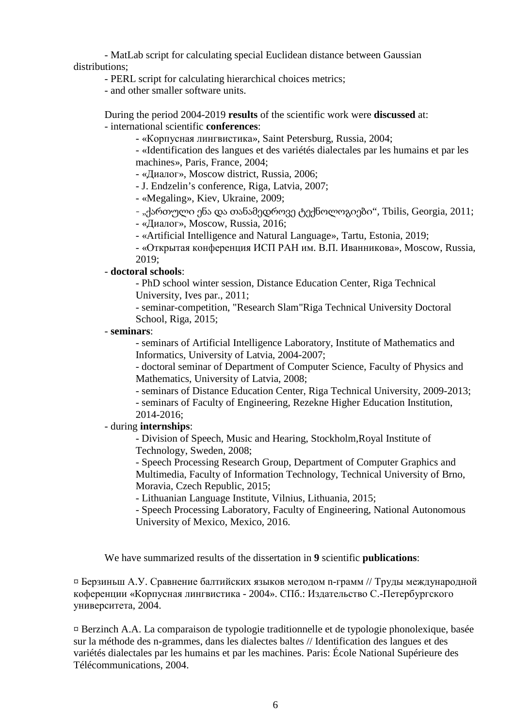- MatLab script for calculating special Euclidean distance between Gaussian distributions;
- PERL script for calculating hierarchical choices metrics;
- and other smaller software units.

During the period 2004-2019 **results** of the scientific work were **discussed** at:

- international scientific **conferences**:
  - «Корпусная лингвистика», Saint Petersburg, Russia, 2004;
  - «Identification des langues et des variétés dialectales par les humains et par les machines», Paris, France, 2004;
  - «Диалог», Moscow district, Russia, 2006;
  - J. Endzelin's conference, Riga, Latvia, 2007;
  - «Megaling», Kiev, Ukraine, 2009;
  - „ქართული ენა და თანამედროვე ტექნოლოგიები“, Tbilis, Georgia, 2011;
  - «Диалог», Moscow, Russia, 2016;
  - «Artificial Intelligence and Natural Language», Tartu, Estonia, 2019;
  - «Открытая конференция ИСП РАН им. В.П. Иванникова», Moscow, Russia, 2019;
- **doctoral schools**:
  - PhD school winter session, Distance Education Center, Riga Technical University, Ives par., 2011;
  - seminar-competition, "Research Slam"Riga Technical University Doctoral School, Riga, 2015;
- **seminars**:
  - seminars of Artificial Intelligence Laboratory, Institute of Mathematics and Informatics, University of Latvia, 2004-2007;
  - doctoral seminar of Department of Computer Science, Faculty of Physics and Mathematics, University of Latvia, 2008;
  - seminars of Distance Education Center, Riga Technical University, 2009-2013;
  - seminars of Faculty of Engineering, Rezekne Higher Education Institution, 2014-2016;
- during **internships**:
  - Division of Speech, Music and Hearing, Stockholm,Royal Institute of Technology, Sweden, 2008;
  - Speech Processing Research Group, Department of Computer Graphics and Multimedia, Faculty of Information Technology, Technical University of Brno, Moravia, Czech Republic, 2015;
  - Lithuanian Language Institute, Vilnius, Lithuania, 2015;
  - Speech Processing Laboratory, Faculty of Engineering, National Autonomous University of Mexico, Mexico, 2016.

We have summarized results of the dissertation in **9** scientific **publications**:

¤ Берзиньш А.У. Сравнение балтийских языков методом n-грамм // Труды международной коференции «Корпусная лингвистика - 2004». СПб.: Издательство С.-Петербургского университета, 2004.

¤ Berzinch A.A. La comparaison de typologie traditionnelle et de typologie phonolexique, basée sur la méthode des n-grammes, dans les dialectes baltes // Identification des langues et des variétés dialectales par les humains et par les machines. Paris: École National Supérieure des Télécommunications, 2004.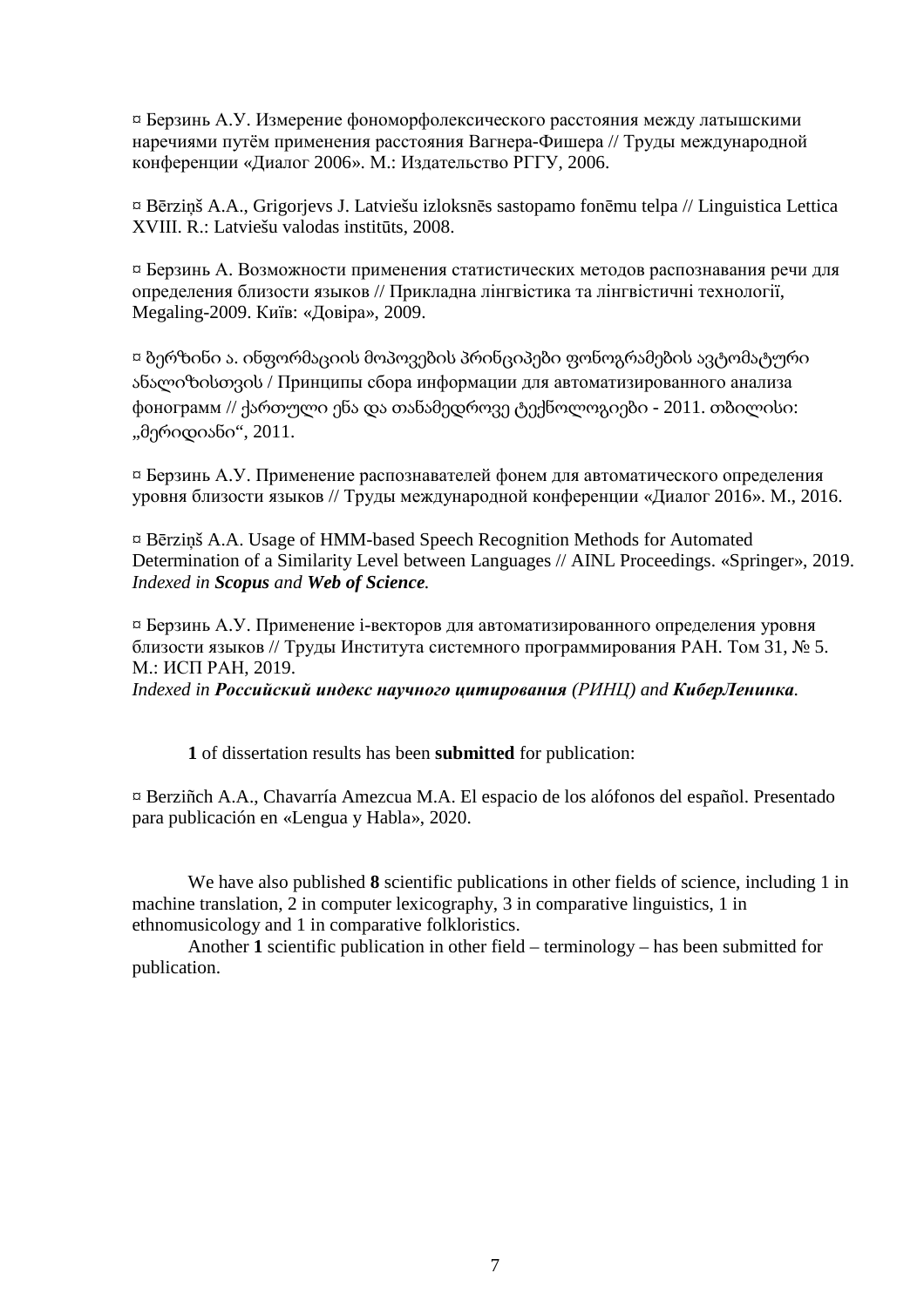¤ Берзинь А.У. Измерение фономорфолексического расстояния между латышскими наречиями путём применения расстояния Вагнера-Фишера // Труды международной конференции «Диалог 2006». М.: Издательство РГГУ, 2006.

¤ Bērziņš A.A., Grigorjevs J. Latviešu izloksnēs sastopamo fonēmu telpa // Linguistica Lettica XVIII. R.: Latviešu valodas institūts, 2008.

¤ Берзинь А. Возможности применения статистических методов распознавания речи для определения близости языков // Прикладна лінгвістика та лінгвістичні технології, Megaling-2009. Київ: «Довіра», 2009.

¤ ბერზინი ა. ინფორმაციის მოპოვების პრინციპები ფონოგრამების ავტომატური ანალიზისთვის / Принципы сбора информации для автоматизированного анализа фонограмм // ქართული ენა და თანამედროვე ტექნოლოგიები - 2011. თბილისი: „მერიდიანი“, 2011.

¤ Берзинь А.У. Применение распознавателей фонем для автоматического определения уровня близости языков // Труды международной конференции «Диалог 2016». М., 2016.

¤ Bērziņš A.A. Usage of HMM-based Speech Recognition Methods for Automated Determination of a Similarity Level between Languages // AINL Proceedings. «Springer», 2019. *Indexed in **Scopus** and **Web of Science**.*

¤ Берзинь А.У. Применение i-векторов для автоматизированного определения уровня близости языков // Труды Института системного программирования РАН. Том 31, № 5. М.: ИСП РАН, 2019.
*Indexed in **Российский индекс научного цитирования** (РИНЦ) and **КиберЛенинка**.*

**1** of dissertation results has been **submitted** for publication:

¤ Berziñch A.A., Chavarría Amezcua M.A. El espacio de los alófonos del español. Presentado para publicación en «Lengua y Habla», 2020.

We have also published **8** scientific publications in other fields of science, including 1 in machine translation, 2 in computer lexicography, 3 in comparative linguistics, 1 in ethnomusicology and 1 in comparative folkloristics.

Another **1** scientific publication in other field – terminology – has been submitted for publication.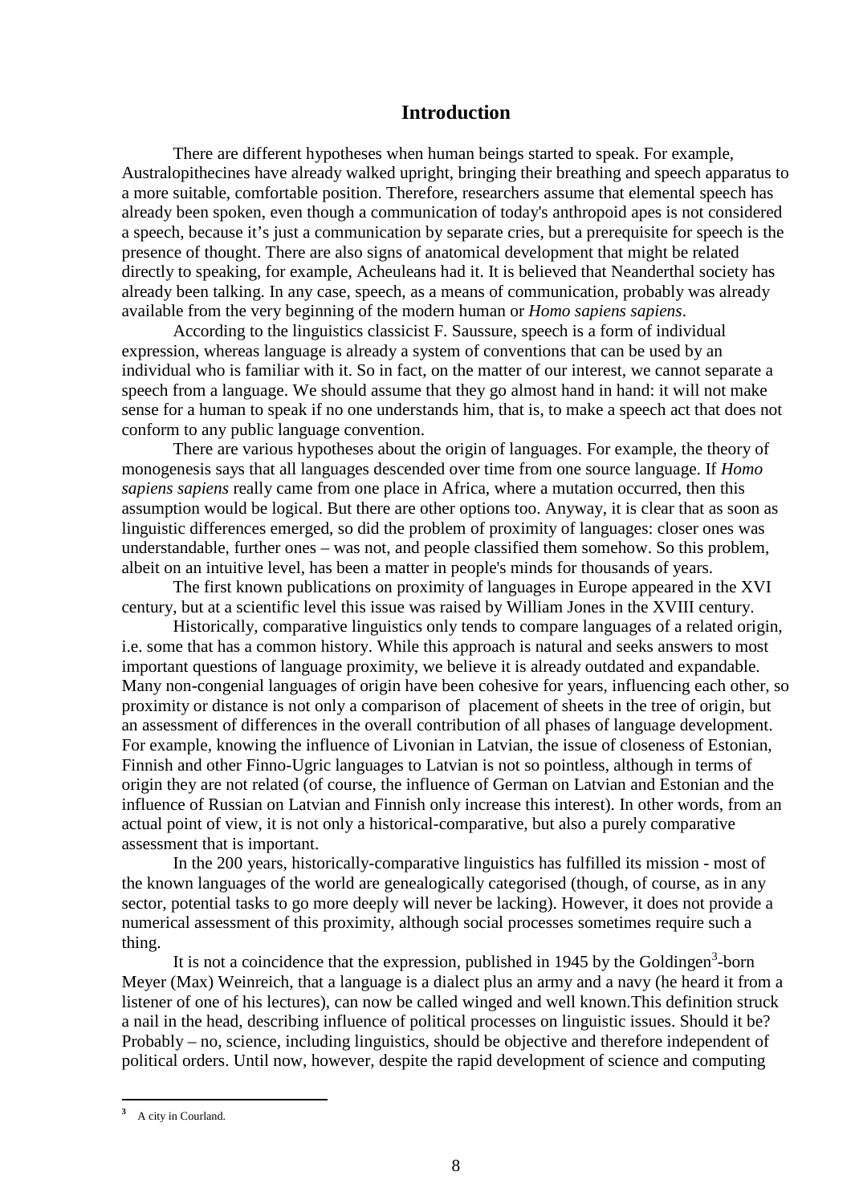## Introduction

There are different hypotheses when human beings started to speak. For example, Australopithecines have already walked upright, bringing their breathing and speech apparatus to a more suitable, comfortable position. Therefore, researchers assume that elemental speech has already been spoken, even though a communication of today's anthropoid apes is not considered a speech, because it's just a communication by separate cries, but a prerequisite for speech is the presence of thought. There are also signs of anatomical development that might be related directly to speaking, for example, Acheuleans had it. It is believed that Neanderthal society has already been talking. In any case, speech, as a means of communication, probably was already available from the very beginning of the modern human or *Homo sapiens sapiens*.

According to the linguistics classicist F. Saussure, speech is a form of individual expression, whereas language is already a system of conventions that can be used by an individual who is familiar with it. So in fact, on the matter of our interest, we cannot separate a speech from a language. We should assume that they go almost hand in hand: it will not make sense for a human to speak if no one understands him, that is, to make a speech act that does not conform to any public language convention.

There are various hypotheses about the origin of languages. For example, the theory of monogenesis says that all languages descended over time from one source language. If *Homo sapiens sapiens* really came from one place in Africa, where a mutation occurred, then this assumption would be logical. But there are other options too. Anyway, it is clear that as soon as linguistic differences emerged, so did the problem of proximity of languages: closer ones was understandable, further ones – was not, and people classified them somehow. So this problem, albeit on an intuitive level, has been a matter in people's minds for thousands of years.

The first known publications on proximity of languages in Europe appeared in the XVI century, but at a scientific level this issue was raised by William Jones in the XVIII century.

Historically, comparative linguistics only tends to compare languages of a related origin, i.e. some that has a common history. While this approach is natural and seeks answers to most important questions of language proximity, we believe it is already outdated and expandable. Many non-congenial languages of origin have been cohesive for years, influencing each other, so proximity or distance is not only a comparison of placement of sheets in the tree of origin, but an assessment of differences in the overall contribution of all phases of language development. For example, knowing the influence of Livonian in Latvian, the issue of closeness of Estonian, Finnish and other Finno-Ugric languages to Latvian is not so pointless, although in terms of origin they are not related (of course, the influence of German on Latvian and Estonian and the influence of Russian on Latvian and Finnish only increase this interest). In other words, from an actual point of view, it is not only a historical-comparative, but also a purely comparative assessment that is important.

In the 200 years, historically-comparative linguistics has fulfilled its mission - most of the known languages of the world are genealogically categorised (though, of course, as in any sector, potential tasks to go more deeply will never be lacking). However, it does not provide a numerical assessment of this proximity, although social processes sometimes require such a thing.

It is not a coincidence that the expression, published in 1945 by the Goldingen[3]-born Meyer (Max) Weinreich, that a language is a dialect plus an army and a navy (he heard it from a listener of one of his lectures), can now be called winged and well known.This definition struck a nail in the head, describing influence of political processes on linguistic issues. Should it be? Probably – no, science, including linguistics, should be objective and therefore independent of political orders. Until now, however, despite the rapid development of science and computing

[3] A city in Courland.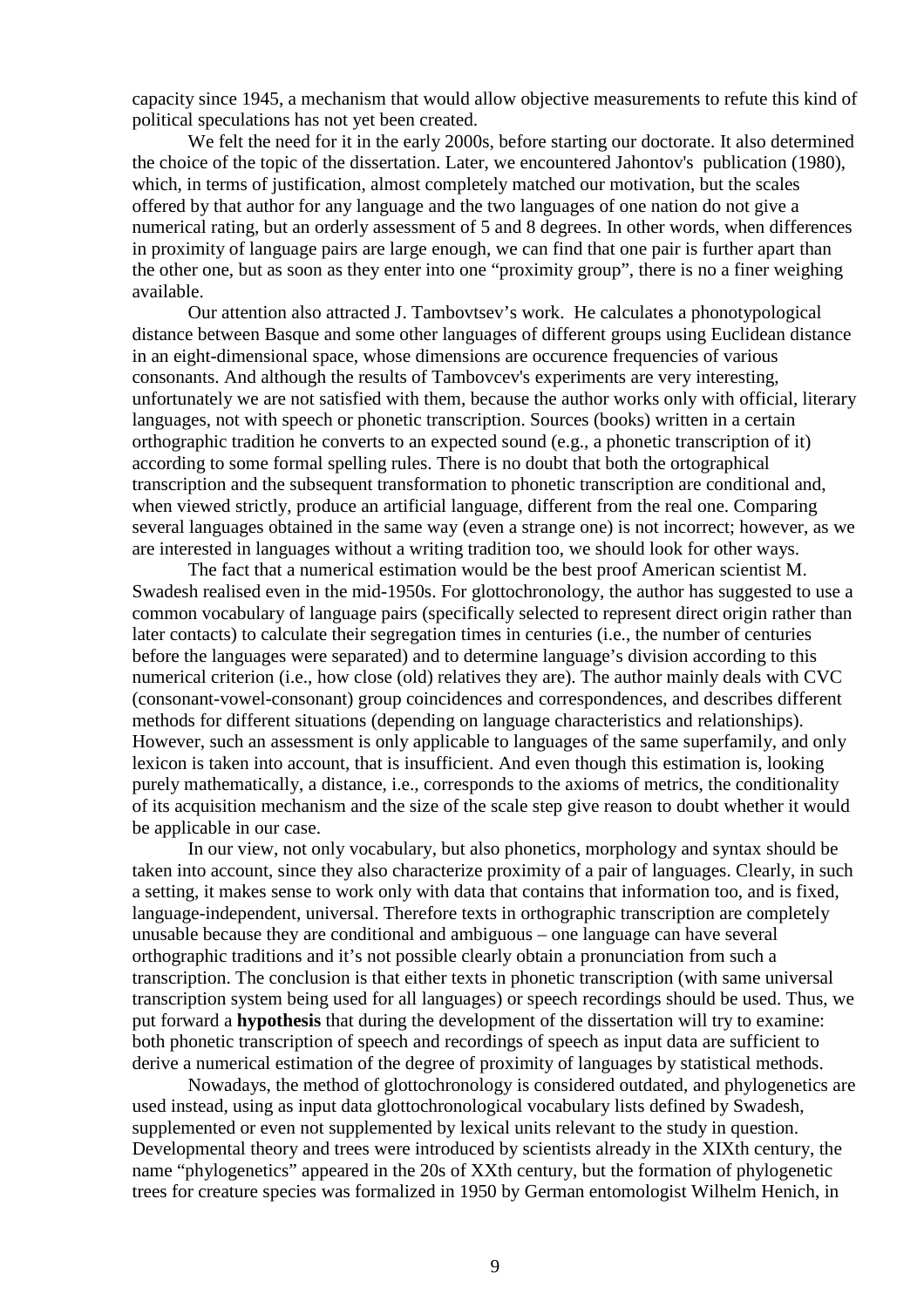capacity since 1945, a mechanism that would allow objective measurements to refute this kind of political speculations has not yet been created.

We felt the need for it in the early 2000s, before starting our doctorate. It also determined the choice of the topic of the dissertation. Later, we encountered Jahontov's publication (1980), which, in terms of justification, almost completely matched our motivation, but the scales offered by that author for any language and the two languages of one nation do not give a numerical rating, but an orderly assessment of 5 and 8 degrees. In other words, when differences in proximity of language pairs are large enough, we can find that one pair is further apart than the other one, but as soon as they enter into one "proximity group", there is no a finer weighing available.

Our attention also attracted J. Tambovtsev's work. He calculates a phonotypological distance between Basque and some other languages of different groups using Euclidean distance in an eight-dimensional space, whose dimensions are occurence frequencies of various consonants. And although the results of Tambovcev's experiments are very interesting, unfortunately we are not satisfied with them, because the author works only with official, literary languages, not with speech or phonetic transcription. Sources (books) written in a certain orthographic tradition he converts to an expected sound (e.g., a phonetic transcription of it) according to some formal spelling rules. There is no doubt that both the ortographical transcription and the subsequent transformation to phonetic transcription are conditional and, when viewed strictly, produce an artificial language, different from the real one. Comparing several languages obtained in the same way (even a strange one) is not incorrect; however, as we are interested in languages without a writing tradition too, we should look for other ways.

The fact that a numerical estimation would be the best proof American scientist M. Swadesh realised even in the mid-1950s. For glottochronology, the author has suggested to use a common vocabulary of language pairs (specifically selected to represent direct origin rather than later contacts) to calculate their segregation times in centuries (i.e., the number of centuries before the languages were separated) and to determine language's division according to this numerical criterion (i.e., how close (old) relatives they are). The author mainly deals with CVC (consonant-vowel-consonant) group coincidences and correspondences, and describes different methods for different situations (depending on language characteristics and relationships). However, such an assessment is only applicable to languages of the same superfamily, and only lexicon is taken into account, that is insufficient. And even though this estimation is, looking purely mathematically, a distance, i.e., corresponds to the axioms of metrics, the conditionality of its acquisition mechanism and the size of the scale step give reason to doubt whether it would be applicable in our case.

In our view, not only vocabulary, but also phonetics, morphology and syntax should be taken into account, since they also characterize proximity of a pair of languages. Clearly, in such a setting, it makes sense to work only with data that contains that information too, and is fixed, language-independent, universal. Therefore texts in orthographic transcription are completely unusable because they are conditional and ambiguous – one language can have several orthographic traditions and it's not possible clearly obtain a pronunciation from such a transcription. The conclusion is that either texts in phonetic transcription (with same universal transcription system being used for all languages) or speech recordings should be used. Thus, we put forward a **hypothesis** that during the development of the dissertation will try to examine: both phonetic transcription of speech and recordings of speech as input data are sufficient to derive a numerical estimation of the degree of proximity of languages by statistical methods.

Nowadays, the method of glottochronology is considered outdated, and phylogenetics are used instead, using as input data glottochronological vocabulary lists defined by Swadesh, supplemented or even not supplemented by lexical units relevant to the study in question. Developmental theory and trees were introduced by scientists already in the XIXth century, the name "phylogenetics" appeared in the 20s of XXth century, but the formation of phylogenetic trees for creature species was formalized in 1950 by German entomologist Wilhelm Henich, in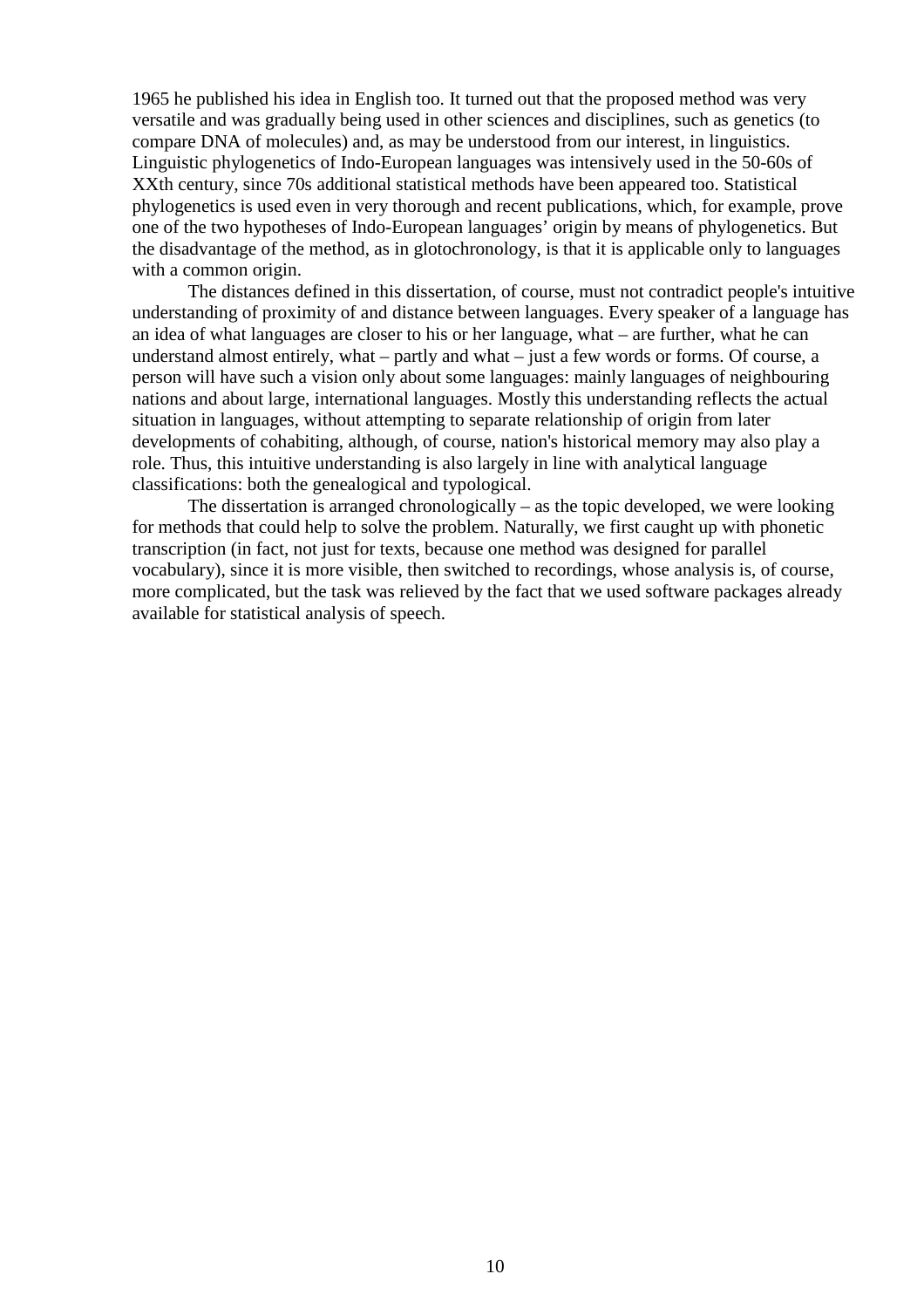1965 he published his idea in English too. It turned out that the proposed method was very versatile and was gradually being used in other sciences and disciplines, such as genetics (to compare DNA of molecules) and, as may be understood from our interest, in linguistics. Linguistic phylogenetics of Indo-European languages was intensively used in the 50-60s of XXth century, since 70s additional statistical methods have been appeared too. Statistical phylogenetics is used even in very thorough and recent publications, which, for example, prove one of the two hypotheses of Indo-European languages' origin by means of phylogenetics. But the disadvantage of the method, as in glotochronology, is that it is applicable only to languages with a common origin.

The distances defined in this dissertation, of course, must not contradict people's intuitive understanding of proximity of and distance between languages. Every speaker of a language has an idea of what languages are closer to his or her language, what – are further, what he can understand almost entirely, what – partly and what – just a few words or forms. Of course, a person will have such a vision only about some languages: mainly languages of neighbouring nations and about large, international languages. Mostly this understanding reflects the actual situation in languages, without attempting to separate relationship of origin from later developments of cohabiting, although, of course, nation's historical memory may also play a role. Thus, this intuitive understanding is also largely in line with analytical language classifications: both the genealogical and typological.

The dissertation is arranged chronologically – as the topic developed, we were looking for methods that could help to solve the problem. Naturally, we first caught up with phonetic transcription (in fact, not just for texts, because one method was designed for parallel vocabulary), since it is more visible, then switched to recordings, whose analysis is, of course, more complicated, but the task was relieved by the fact that we used software packages already available for statistical analysis of speech.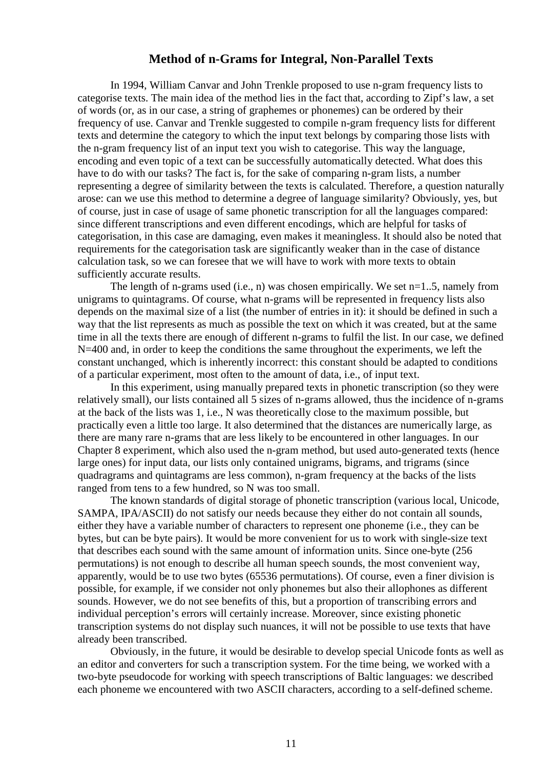## Method of n-Grams for Integral, Non-Parallel Texts

In 1994, William Canvar and John Trenkle proposed to use n-gram frequency lists to categorise texts. The main idea of the method lies in the fact that, according to Zipf's law, a set of words (or, as in our case, a string of graphemes or phonemes) can be ordered by their frequency of use. Canvar and Trenkle suggested to compile n-gram frequency lists for different texts and determine the category to which the input text belongs by comparing those lists with the n-gram frequency list of an input text you wish to categorise. This way the language, encoding and even topic of a text can be successfully automatically detected. What does this have to do with our tasks? The fact is, for the sake of comparing n-gram lists, a number representing a degree of similarity between the texts is calculated. Therefore, a question naturally arose: can we use this method to determine a degree of language similarity? Obviously, yes, but of course, just in case of usage of same phonetic transcription for all the languages compared: since different transcriptions and even different encodings, which are helpful for tasks of categorisation, in this case are damaging, even makes it meaningless. It should also be noted that requirements for the categorisation task are significantly weaker than in the case of distance calculation task, so we can foresee that we will have to work with more texts to obtain sufficiently accurate results.

The length of n-grams used (i.e., n) was chosen empirically. We set n=1..5, namely from unigrams to quintagrams. Of course, what n-grams will be represented in frequency lists also depends on the maximal size of a list (the number of entries in it): it should be defined in such a way that the list represents as much as possible the text on which it was created, but at the same time in all the texts there are enough of different n-grams to fulfil the list. In our case, we defined N=400 and, in order to keep the conditions the same throughout the experiments, we left the constant unchanged, which is inherently incorrect: this constant should be adapted to conditions of a particular experiment, most often to the amount of data, i.e., of input text.

In this experiment, using manually prepared texts in phonetic transcription (so they were relatively small), our lists contained all 5 sizes of n-grams allowed, thus the incidence of n-grams at the back of the lists was 1, i.e., N was theoretically close to the maximum possible, but practically even a little too large. It also determined that the distances are numerically large, as there are many rare n-grams that are less likely to be encountered in other languages. In our Chapter 8 experiment, which also used the n-gram method, but used auto-generated texts (hence large ones) for input data, our lists only contained unigrams, bigrams, and trigrams (since quadragrams and quintagrams are less common), n-gram frequency at the backs of the lists ranged from tens to a few hundred, so N was too small.

The known standards of digital storage of phonetic transcription (various local, Unicode, SAMPA, IPA/ASCII) do not satisfy our needs because they either do not contain all sounds, either they have a variable number of characters to represent one phoneme (i.e., they can be bytes, but can be byte pairs). It would be more convenient for us to work with single-size text that describes each sound with the same amount of information units. Since one-byte (256 permutations) is not enough to describe all human speech sounds, the most convenient way, apparently, would be to use two bytes (65536 permutations). Of course, even a finer division is possible, for example, if we consider not only phonemes but also their allophones as different sounds. However, we do not see benefits of this, but a proportion of transcribing errors and individual perception's errors will certainly increase. Moreover, since existing phonetic transcription systems do not display such nuances, it will not be possible to use texts that have already been transcribed.

Obviously, in the future, it would be desirable to develop special Unicode fonts as well as an editor and converters for such a transcription system. For the time being, we worked with a two-byte pseudocode for working with speech transcriptions of Baltic languages: we described each phoneme we encountered with two ASCII characters, according to a self-defined scheme.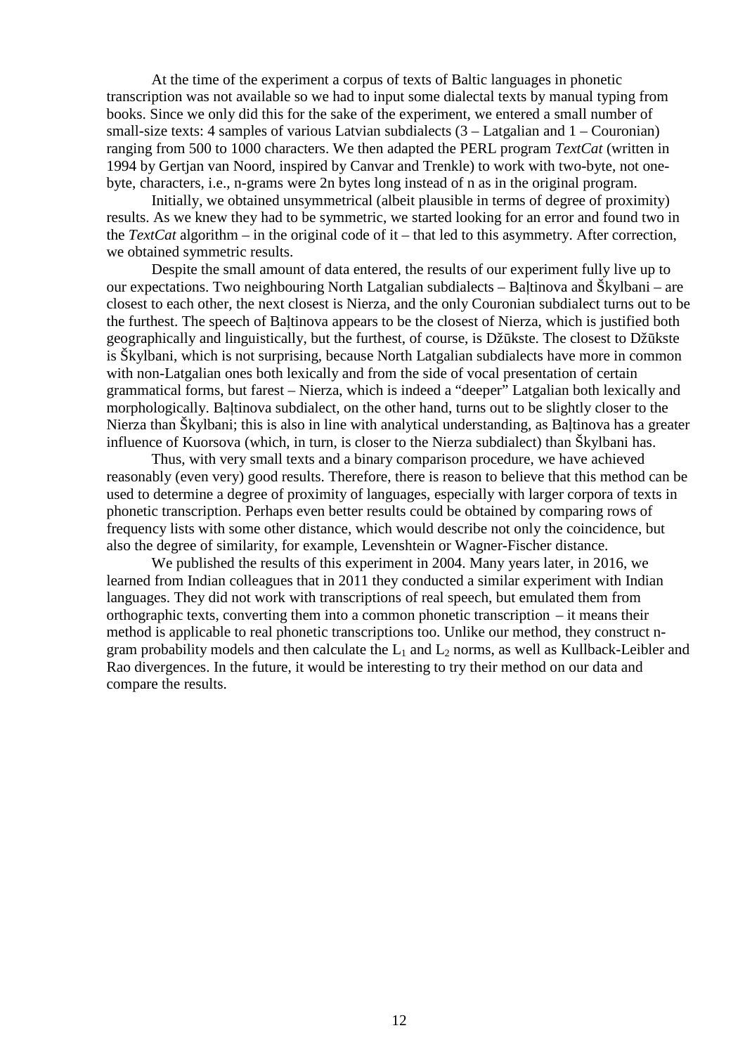At the time of the experiment a corpus of texts of Baltic languages in phonetic transcription was not available so we had to input some dialectal texts by manual typing from books. Since we only did this for the sake of the experiment, we entered a small number of small-size texts: 4 samples of various Latvian subdialects (3 – Latgalian and 1 – Couronian) ranging from 500 to 1000 characters. We then adapted the PERL program *TextCat* (written in 1994 by Gertjan van Noord, inspired by Canvar and Trenkle) to work with two-byte, not one-byte, characters, i.e., n-grams were 2n bytes long instead of n as in the original program.

Initially, we obtained unsymmetrical (albeit plausible in terms of degree of proximity) results. As we knew they had to be symmetric, we started looking for an error and found two in the *TextCat* algorithm – in the original code of it – that led to this asymmetry. After correction, we obtained symmetric results.

Despite the small amount of data entered, the results of our experiment fully live up to our expectations. Two neighbouring North Latgalian subdialects – Baļtinova and Škylbani – are closest to each other, the next closest is Nierza, and the only Couronian subdialect turns out to be the furthest. The speech of Baļtinova appears to be the closest of Nierza, which is justified both geographically and linguistically, but the furthest, of course, is Džūkste. The closest to Džūkste is Škylbani, which is not surprising, because North Latgalian subdialects have more in common with non-Latgalian ones both lexically and from the side of vocal presentation of certain grammatical forms, but farest – Nierza, which is indeed a "deeper" Latgalian both lexically and morphologically. Baļtinova subdialect, on the other hand, turns out to be slightly closer to the Nierza than Škylbani; this is also in line with analytical understanding, as Baļtinova has a greater influence of Kuorsova (which, in turn, is closer to the Nierza subdialect) than Škylbani has.

Thus, with very small texts and a binary comparison procedure, we have achieved reasonably (even very) good results. Therefore, there is reason to believe that this method can be used to determine a degree of proximity of languages, especially with larger corpora of texts in phonetic transcription. Perhaps even better results could be obtained by comparing rows of frequency lists with some other distance, which would describe not only the coincidence, but also the degree of similarity, for example, Levenshtein or Wagner-Fischer distance.

We published the results of this experiment in 2004. Many years later, in 2016, we learned from Indian colleagues that in 2011 they conducted a similar experiment with Indian languages. They did not work with transcriptions of real speech, but emulated them from orthographic texts, converting them into a common phonetic transcription – it means their method is applicable to real phonetic transcriptions too. Unlike our method, they construct n-gram probability models and then calculate the $L_1$ and $L_2$ norms, as well as Kullback-Leibler and Rao divergences. In the future, it would be interesting to try their method on our data and compare the results.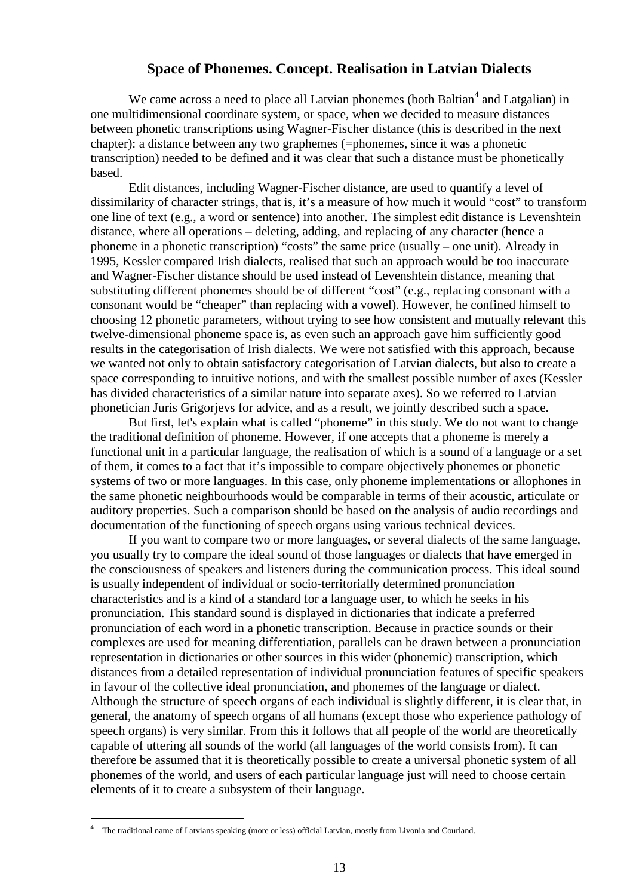## Space of Phonemes. Concept. Realisation in Latvian Dialects

We came across a need to place all Latvian phonemes (both Baltian[4] and Latgalian) in one multidimensional coordinate system, or space, when we decided to measure distances between phonetic transcriptions using Wagner-Fischer distance (this is described in the next chapter): a distance between any two graphemes (=phonemes, since it was a phonetic transcription) needed to be defined and it was clear that such a distance must be phonetically based.

Edit distances, including Wagner-Fischer distance, are used to quantify a level of dissimilarity of character strings, that is, it's a measure of how much it would "cost" to transform one line of text (e.g., a word or sentence) into another. The simplest edit distance is Levenshtein distance, where all operations – deleting, adding, and replacing of any character (hence a phoneme in a phonetic transcription) "costs" the same price (usually – one unit). Already in 1995, Kessler compared Irish dialects, realised that such an approach would be too inaccurate and Wagner-Fischer distance should be used instead of Levenshtein distance, meaning that substituting different phonemes should be of different "cost" (e.g., replacing consonant with a consonant would be "cheaper" than replacing with a vowel). However, he confined himself to choosing 12 phonetic parameters, without trying to see how consistent and mutually relevant this twelve-dimensional phoneme space is, as even such an approach gave him sufficiently good results in the categorisation of Irish dialects. We were not satisfied with this approach, because we wanted not only to obtain satisfactory categorisation of Latvian dialects, but also to create a space corresponding to intuitive notions, and with the smallest possible number of axes (Kessler has divided characteristics of a similar nature into separate axes). So we referred to Latvian phonetician Juris Grigorjevs for advice, and as a result, we jointly described such a space.

But first, let's explain what is called "phoneme" in this study. We do not want to change the traditional definition of phoneme. However, if one accepts that a phoneme is merely a functional unit in a particular language, the realisation of which is a sound of a language or a set of them, it comes to a fact that it's impossible to compare objectively phonemes or phonetic systems of two or more languages. In this case, only phoneme implementations or allophones in the same phonetic neighbourhoods would be comparable in terms of their acoustic, articulate or auditory properties. Such a comparison should be based on the analysis of audio recordings and documentation of the functioning of speech organs using various technical devices.

If you want to compare two or more languages, or several dialects of the same language, you usually try to compare the ideal sound of those languages or dialects that have emerged in the consciousness of speakers and listeners during the communication process. This ideal sound is usually independent of individual or socio-territorially determined pronunciation characteristics and is a kind of a standard for a language user, to which he seeks in his pronunciation. This standard sound is displayed in dictionaries that indicate a preferred pronunciation of each word in a phonetic transcription. Because in practice sounds or their complexes are used for meaning differentiation, parallels can be drawn between a pronunciation representation in dictionaries or other sources in this wider (phonemic) transcription, which distances from a detailed representation of individual pronunciation features of specific speakers in favour of the collective ideal pronunciation, and phonemes of the language or dialect. Although the structure of speech organs of each individual is slightly different, it is clear that, in general, the anatomy of speech organs of all humans (except those who experience pathology of speech organs) is very similar. From this it follows that all people of the world are theoretically capable of uttering all sounds of the world (all languages of the world consists from). It can therefore be assumed that it is theoretically possible to create a universal phonetic system of all phonemes of the world, and users of each particular language just will need to choose certain elements of it to create a subsystem of their language.

---

[4] The traditional name of Latvians speaking (more or less) official Latvian, mostly from Livonia and Courland.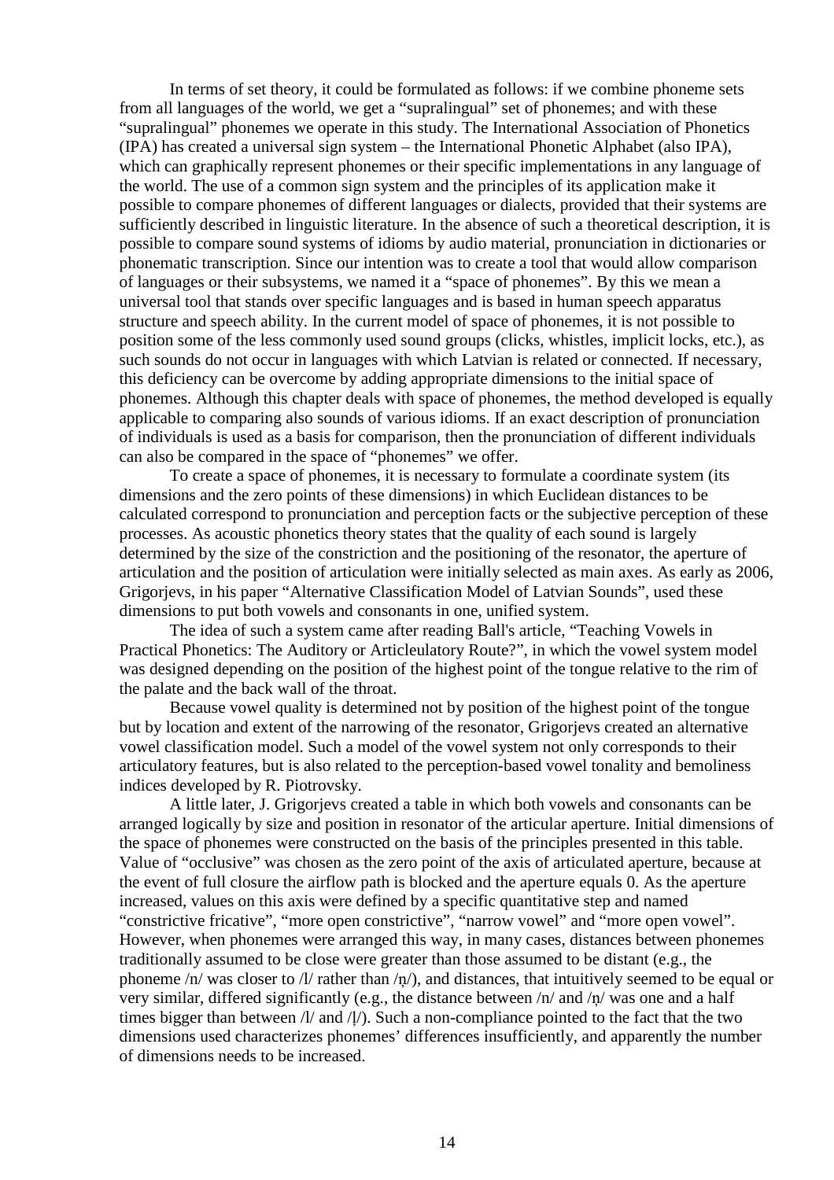In terms of set theory, it could be formulated as follows: if we combine phoneme sets from all languages of the world, we get a "supralingual" set of phonemes; and with these "supralingual" phonemes we operate in this study. The International Association of Phonetics (IPA) has created a universal sign system – the International Phonetic Alphabet (also IPA), which can graphically represent phonemes or their specific implementations in any language of the world. The use of a common sign system and the principles of its application make it possible to compare phonemes of different languages or dialects, provided that their systems are sufficiently described in linguistic literature. In the absence of such a theoretical description, it is possible to compare sound systems of idioms by audio material, pronunciation in dictionaries or phonematic transcription. Since our intention was to create a tool that would allow comparison of languages or their subsystems, we named it a "space of phonemes". By this we mean a universal tool that stands over specific languages and is based in human speech apparatus structure and speech ability. In the current model of space of phonemes, it is not possible to position some of the less commonly used sound groups (clicks, whistles, implicit locks, etc.), as such sounds do not occur in languages with which Latvian is related or connected. If necessary, this deficiency can be overcome by adding appropriate dimensions to the initial space of phonemes. Although this chapter deals with space of phonemes, the method developed is equally applicable to comparing also sounds of various idioms. If an exact description of pronunciation of individuals is used as a basis for comparison, then the pronunciation of different individuals can also be compared in the space of "phonemes" we offer.

To create a space of phonemes, it is necessary to formulate a coordinate system (its dimensions and the zero points of these dimensions) in which Euclidean distances to be calculated correspond to pronunciation and perception facts or the subjective perception of these processes. As acoustic phonetics theory states that the quality of each sound is largely determined by the size of the constriction and the positioning of the resonator, the aperture of articulation and the position of articulation were initially selected as main axes. As early as 2006, Grigorjevs, in his paper "Alternative Classification Model of Latvian Sounds", used these dimensions to put both vowels and consonants in one, unified system.

The idea of such a system came after reading Ball's article, "Teaching Vowels in Practical Phonetics: The Auditory or Articleulatory Route?", in which the vowel system model was designed depending on the position of the highest point of the tongue relative to the rim of the palate and the back wall of the throat.

Because vowel quality is determined not by position of the highest point of the tongue but by location and extent of the narrowing of the resonator, Grigorjevs created an alternative vowel classification model. Such a model of the vowel system not only corresponds to their articulatory features, but is also related to the perception-based vowel tonality and bemoliness indices developed by R. Piotrovsky.

A little later, J. Grigorjevs created a table in which both vowels and consonants can be arranged logically by size and position in resonator of the articular aperture. Initial dimensions of the space of phonemes were constructed on the basis of the principles presented in this table. Value of "occlusive" was chosen as the zero point of the axis of articulated aperture, because at the event of full closure the airflow path is blocked and the aperture equals 0. As the aperture increased, values on this axis were defined by a specific quantitative step and named "constrictive fricative", "more open constrictive", "narrow vowel" and "more open vowel". However, when phonemes were arranged this way, in many cases, distances between phonemes traditionally assumed to be close were greater than those assumed to be distant (e.g., the phoneme /n/ was closer to /l/ rather than /ņ/), and distances, that intuitively seemed to be equal or very similar, differed significantly (e.g., the distance between /n/ and /ņ/ was one and a half times bigger than between /l/ and /ļ/). Such a non-compliance pointed to the fact that the two dimensions used characterizes phonemes' differences insufficiently, and apparently the number of dimensions needs to be increased.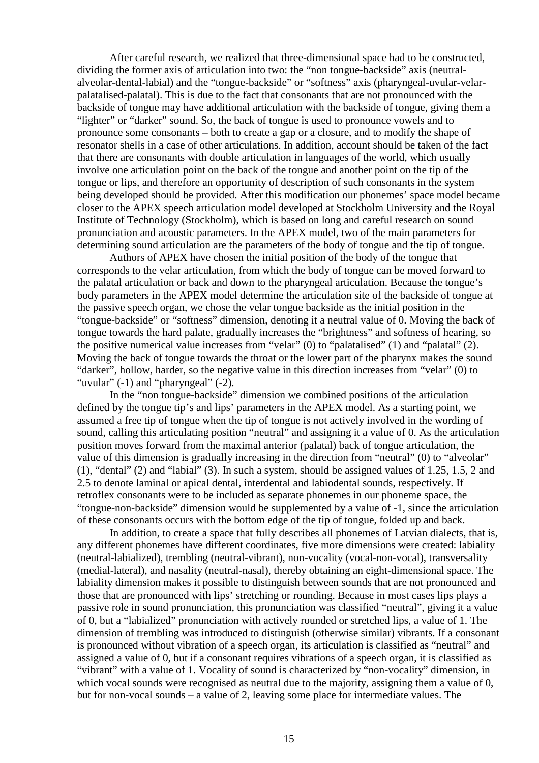After careful research, we realized that three-dimensional space had to be constructed, dividing the former axis of articulation into two: the "non tongue-backside" axis (neutral-alveolar-dental-labial) and the "tongue-backside" or "softness" axis (pharyngeal-uvular-velar-palatalised-palatal). This is due to the fact that consonants that are not pronounced with the backside of tongue may have additional articulation with the backside of tongue, giving them a "lighter" or "darker" sound. So, the back of tongue is used to pronounce vowels and to pronounce some consonants – both to create a gap or a closure, and to modify the shape of resonator shells in a case of other articulations. In addition, account should be taken of the fact that there are consonants with double articulation in languages of the world, which usually involve one articulation point on the back of the tongue and another point on the tip of the tongue or lips, and therefore an opportunity of description of such consonants in the system being developed should be provided. After this modification our phonemes' space model became closer to the APEX speech articulation model developed at Stockholm University and the Royal Institute of Technology (Stockholm), which is based on long and careful research on sound pronunciation and acoustic parameters. In the APEX model, two of the main parameters for determining sound articulation are the parameters of the body of tongue and the tip of tongue.

Authors of APEX have chosen the initial position of the body of the tongue that corresponds to the velar articulation, from which the body of tongue can be moved forward to the palatal articulation or back and down to the pharyngeal articulation. Because the tongue's body parameters in the APEX model determine the articulation site of the backside of tongue at the passive speech organ, we chose the velar tongue backside as the initial position in the "tongue-backside" or "softness" dimension, denoting it a neutral value of 0. Moving the back of tongue towards the hard palate, gradually increases the "brightness" and softness of hearing, so the positive numerical value increases from "velar" (0) to "palatalised" (1) and "palatal" (2). Moving the back of tongue towards the throat or the lower part of the pharynx makes the sound "darker", hollow, harder, so the negative value in this direction increases from "velar" (0) to "uvular" (-1) and "pharyngeal" (-2).

In the "non tongue-backside" dimension we combined positions of the articulation defined by the tongue tip's and lips' parameters in the APEX model. As a starting point, we assumed a free tip of tongue when the tip of tongue is not actively involved in the wording of sound, calling this articulating position "neutral" and assigning it a value of 0. As the articulation position moves forward from the maximal anterior (palatal) back of tongue articulation, the value of this dimension is gradually increasing in the direction from "neutral" (0) to "alveolar" (1), "dental" (2) and "labial" (3). In such a system, should be assigned values of 1.25, 1.5, 2 and 2.5 to denote laminal or apical dental, interdental and labiodental sounds, respectively. If retroflex consonants were to be included as separate phonemes in our phoneme space, the "tongue-non-backside" dimension would be supplemented by a value of -1, since the articulation of these consonants occurs with the bottom edge of the tip of tongue, folded up and back.

In addition, to create a space that fully describes all phonemes of Latvian dialects, that is, any different phonemes have different coordinates, five more dimensions were created: labiality (neutral-labialized), trembling (neutral-vibrant), non-vocality (vocal-non-vocal), transversality (medial-lateral), and nasality (neutral-nasal), thereby obtaining an eight-dimensional space. The labiality dimension makes it possible to distinguish between sounds that are not pronounced and those that are pronounced with lips' stretching or rounding. Because in most cases lips plays a passive role in sound pronunciation, this pronunciation was classified "neutral", giving it a value of 0, but a "labialized" pronunciation with actively rounded or stretched lips, a value of 1. The dimension of trembling was introduced to distinguish (otherwise similar) vibrants. If a consonant is pronounced without vibration of a speech organ, its articulation is classified as "neutral" and assigned a value of 0, but if a consonant requires vibrations of a speech organ, it is classified as "vibrant" with a value of 1. Vocality of sound is characterized by "non-vocality" dimension, in which vocal sounds were recognised as neutral due to the majority, assigning them a value of 0, but for non-vocal sounds – a value of 2, leaving some place for intermediate values. The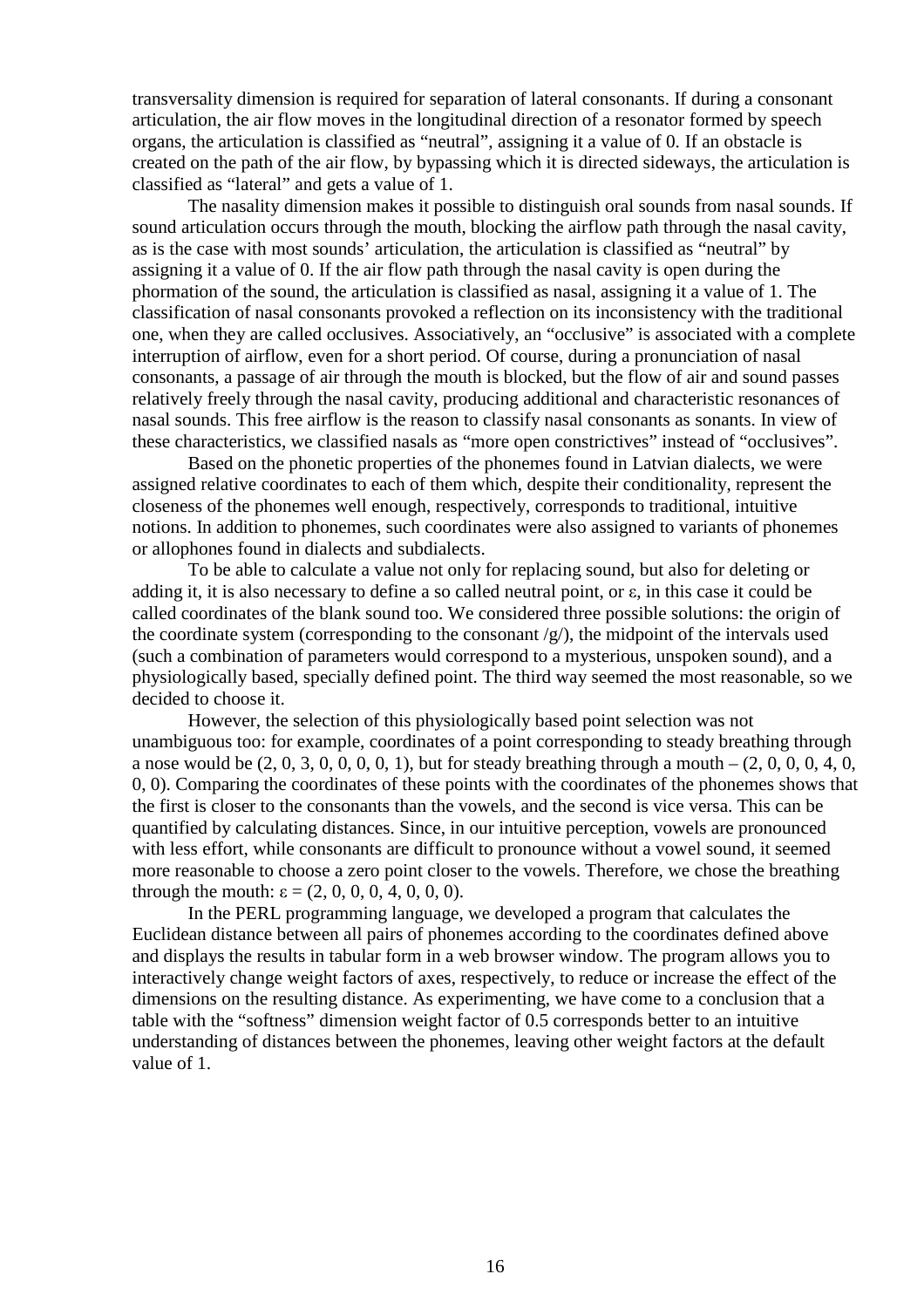transversality dimension is required for separation of lateral consonants. If during a consonant articulation, the air flow moves in the longitudinal direction of a resonator formed by speech organs, the articulation is classified as "neutral", assigning it a value of 0. If an obstacle is created on the path of the air flow, by bypassing which it is directed sideways, the articulation is classified as "lateral" and gets a value of 1.

The nasality dimension makes it possible to distinguish oral sounds from nasal sounds. If sound articulation occurs through the mouth, blocking the airflow path through the nasal cavity, as is the case with most sounds' articulation, the articulation is classified as "neutral" by assigning it a value of 0. If the air flow path through the nasal cavity is open during the phormation of the sound, the articulation is classified as nasal, assigning it a value of 1. The classification of nasal consonants provoked a reflection on its inconsistency with the traditional one, when they are called occlusives. Associatively, an "occlusive" is associated with a complete interruption of airflow, even for a short period. Of course, during a pronunciation of nasal consonants, a passage of air through the mouth is blocked, but the flow of air and sound passes relatively freely through the nasal cavity, producing additional and characteristic resonances of nasal sounds. This free airflow is the reason to classify nasal consonants as sonants. In view of these characteristics, we classified nasals as "more open constrictives" instead of "occlusives".

Based on the phonetic properties of the phonemes found in Latvian dialects, we were assigned relative coordinates to each of them which, despite their conditionality, represent the closeness of the phonemes well enough, respectively, corresponds to traditional, intuitive notions. In addition to phonemes, such coordinates were also assigned to variants of phonemes or allophones found in dialects and subdialects.

To be able to calculate a value not only for replacing sound, but also for deleting or adding it, it is also necessary to define a so called neutral point, or ε, in this case it could be called coordinates of the blank sound too. We considered three possible solutions: the origin of the coordinate system (corresponding to the consonant /g/), the midpoint of the intervals used (such a combination of parameters would correspond to a mysterious, unspoken sound), and a physiologically based, specially defined point. The third way seemed the most reasonable, so we decided to choose it.

However, the selection of this physiologically based point selection was not unambiguous too: for example, coordinates of a point corresponding to steady breathing through a nose would be (2, 0, 3, 0, 0, 0, 0, 1), but for steady breathing through a mouth – (2, 0, 0, 0, 4, 0, 0, 0). Comparing the coordinates of these points with the coordinates of the phonemes shows that the first is closer to the consonants than the vowels, and the second is vice versa. This can be quantified by calculating distances. Since, in our intuitive perception, vowels are pronounced with less effort, while consonants are difficult to pronounce without a vowel sound, it seemed more reasonable to choose a zero point closer to the vowels. Therefore, we chose the breathing through the mouth: $\varepsilon = (2, 0, 0, 0, 4, 0, 0, 0)$.

In the PERL programming language, we developed a program that calculates the Euclidean distance between all pairs of phonemes according to the coordinates defined above and displays the results in tabular form in a web browser window. The program allows you to interactively change weight factors of axes, respectively, to reduce or increase the effect of the dimensions on the resulting distance. As experimenting, we have come to a conclusion that a table with the "softness" dimension weight factor of 0.5 corresponds better to an intuitive understanding of distances between the phonemes, leaving other weight factors at the default value of 1.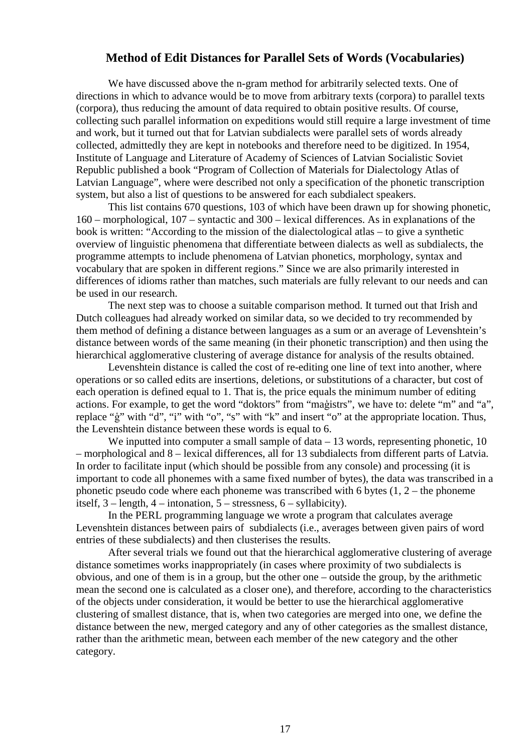## Method of Edit Distances for Parallel Sets of Words (Vocabularies)

We have discussed above the n-gram method for arbitrarily selected texts. One of directions in which to advance would be to move from arbitrary texts (corpora) to parallel texts (corpora), thus reducing the amount of data required to obtain positive results. Of course, collecting such parallel information on expeditions would still require a large investment of time and work, but it turned out that for Latvian subdialects were parallel sets of words already collected, admittedly they are kept in notebooks and therefore need to be digitized. In 1954, Institute of Language and Literature of Academy of Sciences of Latvian Socialistic Soviet Republic published a book "Program of Collection of Materials for Dialectology Atlas of Latvian Language", where were described not only a specification of the phonetic transcription system, but also a list of questions to be answered for each subdialect speakers.

This list contains 670 questions, 103 of which have been drawn up for showing phonetic, 160 – morphological, 107 – syntactic and 300 – lexical differences. As in explanations of the book is written: "According to the mission of the dialectological atlas – to give a synthetic overview of linguistic phenomena that differentiate between dialects as well as subdialects, the programme attempts to include phenomena of Latvian phonetics, morphology, syntax and vocabulary that are spoken in different regions." Since we are also primarily interested in differences of idioms rather than matches, such materials are fully relevant to our needs and can be used in our research.

The next step was to choose a suitable comparison method. It turned out that Irish and Dutch colleagues had already worked on similar data, so we decided to try recommended by them method of defining a distance between languages as a sum or an average of Levenshtein's distance between words of the same meaning (in their phonetic transcription) and then using the hierarchical agglomerative clustering of average distance for analysis of the results obtained.

Levenshtein distance is called the cost of re-editing one line of text into another, where operations or so called edits are insertions, deletions, or substitutions of a character, but cost of each operation is defined equal to 1. That is, the price equals the minimum number of editing actions. For example, to get the word "doktors" from "maģistrs", we have to: delete "m" and "a", replace "ģ" with "d", "i" with "o", "s" with "k" and insert "o" at the appropriate location. Thus, the Levenshtein distance between these words is equal to 6.

We inputted into computer a small sample of data – 13 words, representing phonetic, 10 – morphological and 8 – lexical differences, all for 13 subdialects from different parts of Latvia. In order to facilitate input (which should be possible from any console) and processing (it is important to code all phonemes with a same fixed number of bytes), the data was transcribed in a phonetic pseudo code where each phoneme was transcribed with 6 bytes (1, 2 – the phoneme itself, 3 – length, 4 – intonation, 5 – stressness, 6 – syllabicity).

In the PERL programming language we wrote a program that calculates average Levenshtein distances between pairs of subdialects (i.e., averages between given pairs of word entries of these subdialects) and then clusterises the results.

After several trials we found out that the hierarchical agglomerative clustering of average distance sometimes works inappropriately (in cases where proximity of two subdialects is obvious, and one of them is in a group, but the other one – outside the group, by the arithmetic mean the second one is calculated as a closer one), and therefore, according to the characteristics of the objects under consideration, it would be better to use the hierarchical agglomerative clustering of smallest distance, that is, when two categories are merged into one, we define the distance between the new, merged category and any of other categories as the smallest distance, rather than the arithmetic mean, between each member of the new category and the other category.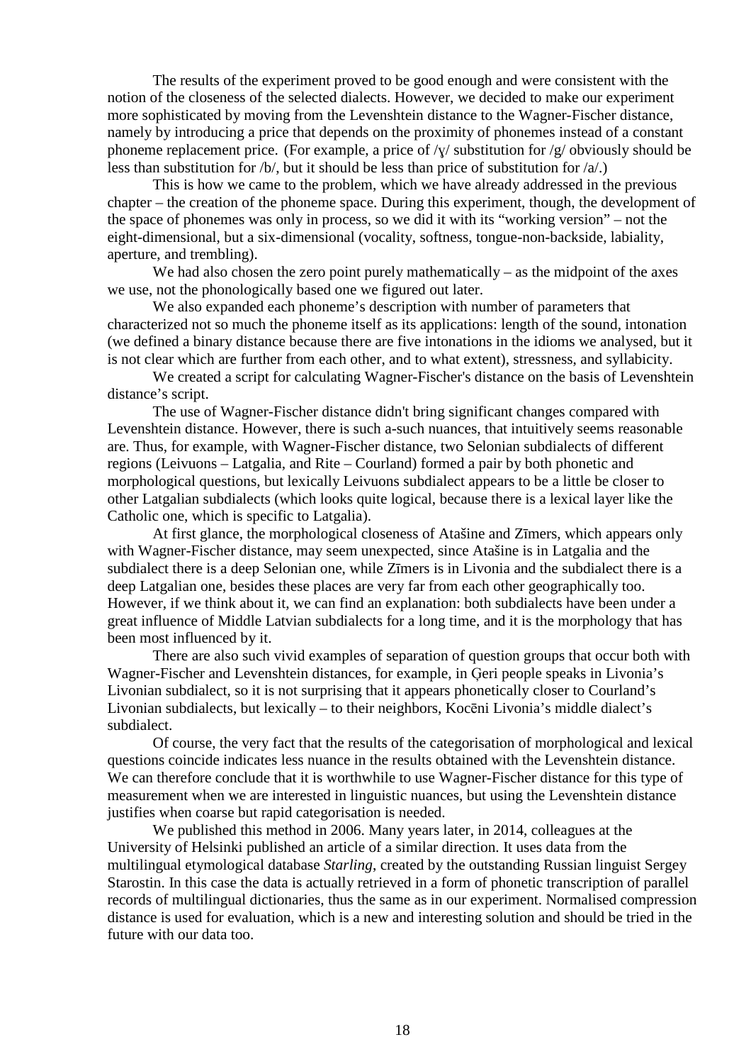The results of the experiment proved to be good enough and were consistent with the notion of the closeness of the selected dialects. However, we decided to make our experiment more sophisticated by moving from the Levenshtein distance to the Wagner-Fischer distance, namely by introducing a price that depends on the proximity of phonemes instead of a constant phoneme replacement price. (For example, a price of /ɣ/ substitution for /g/ obviously should be less than substitution for /b/, but it should be less than price of substitution for /a/.)

This is how we came to the problem, which we have already addressed in the previous chapter – the creation of the phoneme space. During this experiment, though, the development of the space of phonemes was only in process, so we did it with its "working version" – not the eight-dimensional, but a six-dimensional (vocality, softness, tongue-non-backside, labiality, aperture, and trembling).

We had also chosen the zero point purely mathematically – as the midpoint of the axes we use, not the phonologically based one we figured out later.

We also expanded each phoneme's description with number of parameters that characterized not so much the phoneme itself as its applications: length of the sound, intonation (we defined a binary distance because there are five intonations in the idioms we analysed, but it is not clear which are further from each other, and to what extent), stressness, and syllabicity.

We created a script for calculating Wagner-Fischer's distance on the basis of Levenshtein distance's script.

The use of Wagner-Fischer distance didn't bring significant changes compared with Levenshtein distance. However, there is such a-such nuances, that intuitively seems reasonable are. Thus, for example, with Wagner-Fischer distance, two Selonian subdialects of different regions (Leivuons – Latgalia, and Rite – Courland) formed a pair by both phonetic and morphological questions, but lexically Leivuons subdialect appears to be a little be closer to other Latgalian subdialects (which looks quite logical, because there is a lexical layer like the Catholic one, which is specific to Latgalia).

At first glance, the morphological closeness of Atašine and Zīmers, which appears only with Wagner-Fischer distance, may seem unexpected, since Atašine is in Latgalia and the subdialect there is a deep Selonian one, while Zīmers is in Livonia and the subdialect there is a deep Latgalian one, besides these places are very far from each other geographically too. However, if we think about it, we can find an explanation: both subdialects have been under a great influence of Middle Latvian subdialects for a long time, and it is the morphology that has been most influenced by it.

There are also such vivid examples of separation of question groups that occur both with Wagner-Fischer and Levenshtein distances, for example, in Ģeri people speaks in Livonia's Livonian subdialect, so it is not surprising that it appears phonetically closer to Courland's Livonian subdialects, but lexically – to their neighbors, Kocēni Livonia's middle dialect's subdialect.

Of course, the very fact that the results of the categorisation of morphological and lexical questions coincide indicates less nuance in the results obtained with the Levenshtein distance. We can therefore conclude that it is worthwhile to use Wagner-Fischer distance for this type of measurement when we are interested in linguistic nuances, but using the Levenshtein distance justifies when coarse but rapid categorisation is needed.

We published this method in 2006. Many years later, in 2014, colleagues at the University of Helsinki published an article of a similar direction. It uses data from the multilingual etymological database *Starling*, created by the outstanding Russian linguist Sergey Starostin. In this case the data is actually retrieved in a form of phonetic transcription of parallel records of multilingual dictionaries, thus the same as in our experiment. Normalised compression distance is used for evaluation, which is a new and interesting solution and should be tried in the future with our data too.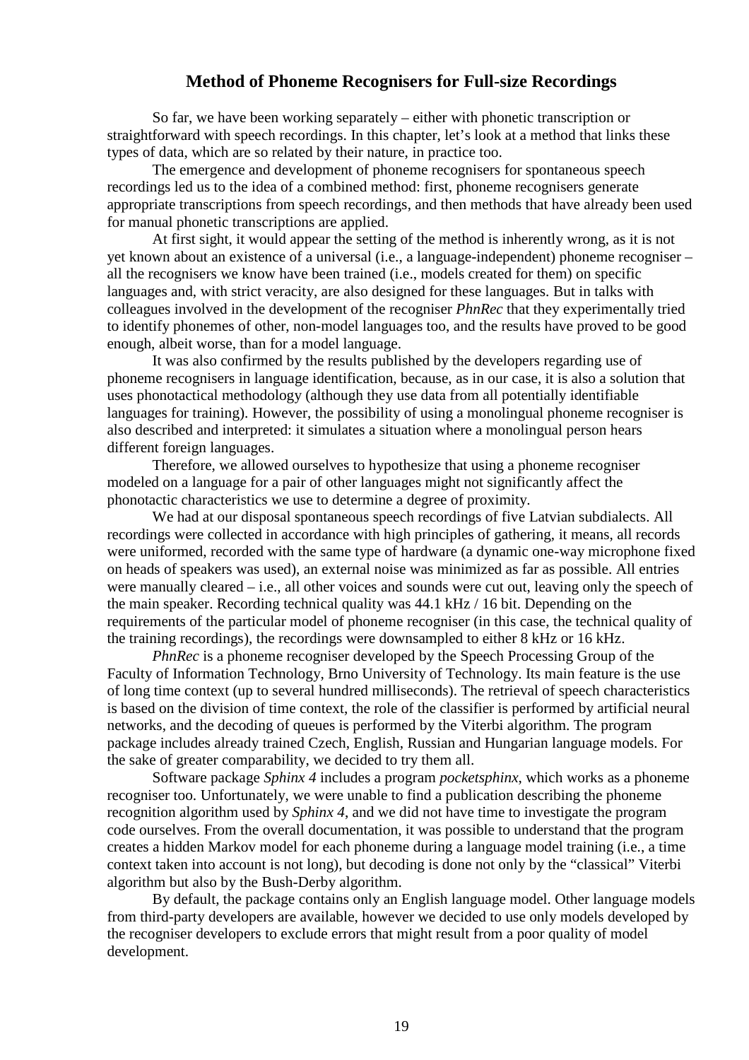## Method of Phoneme Recognisers for Full-size Recordings

So far, we have been working separately – either with phonetic transcription or straightforward with speech recordings. In this chapter, let's look at a method that links these types of data, which are so related by their nature, in practice too.

The emergence and development of phoneme recognisers for spontaneous speech recordings led us to the idea of a combined method: first, phoneme recognisers generate appropriate transcriptions from speech recordings, and then methods that have already been used for manual phonetic transcriptions are applied.

At first sight, it would appear the setting of the method is inherently wrong, as it is not yet known about an existence of a universal (i.e., a language-independent) phoneme recogniser – all the recognisers we know have been trained (i.e., models created for them) on specific languages and, with strict veracity, are also designed for these languages. But in talks with colleagues involved in the development of the recogniser *PhnRec* that they experimentally tried to identify phonemes of other, non-model languages too, and the results have proved to be good enough, albeit worse, than for a model language.

It was also confirmed by the results published by the developers regarding use of phoneme recognisers in language identification, because, as in our case, it is also a solution that uses phonotactical methodology (although they use data from all potentially identifiable languages for training). However, the possibility of using a monolingual phoneme recogniser is also described and interpreted: it simulates a situation where a monolingual person hears different foreign languages.

Therefore, we allowed ourselves to hypothesize that using a phoneme recogniser modeled on a language for a pair of other languages might not significantly affect the phonotactic characteristics we use to determine a degree of proximity.

We had at our disposal spontaneous speech recordings of five Latvian subdialects. All recordings were collected in accordance with high principles of gathering, it means, all records were uniformed, recorded with the same type of hardware (a dynamic one-way microphone fixed on heads of speakers was used), an external noise was minimized as far as possible. All entries were manually cleared – i.e., all other voices and sounds were cut out, leaving only the speech of the main speaker. Recording technical quality was 44.1 kHz / 16 bit. Depending on the requirements of the particular model of phoneme recogniser (in this case, the technical quality of the training recordings), the recordings were downsampled to either 8 kHz or 16 kHz.

*PhnRec* is a phoneme recogniser developed by the Speech Processing Group of the Faculty of Information Technology, Brno University of Technology. Its main feature is the use of long time context (up to several hundred milliseconds). The retrieval of speech characteristics is based on the division of time context, the role of the classifier is performed by artificial neural networks, and the decoding of queues is performed by the Viterbi algorithm. The program package includes already trained Czech, English, Russian and Hungarian language models. For the sake of greater comparability, we decided to try them all.

Software package *Sphinx 4* includes a program *pocketsphinx*, which works as a phoneme recogniser too. Unfortunately, we were unable to find a publication describing the phoneme recognition algorithm used by *Sphinx 4*, and we did not have time to investigate the program code ourselves. From the overall documentation, it was possible to understand that the program creates a hidden Markov model for each phoneme during a language model training (i.e., a time context taken into account is not long), but decoding is done not only by the "classical" Viterbi algorithm but also by the Bush-Derby algorithm.

By default, the package contains only an English language model. Other language models from third-party developers are available, however we decided to use only models developed by the recogniser developers to exclude errors that might result from a poor quality of model development.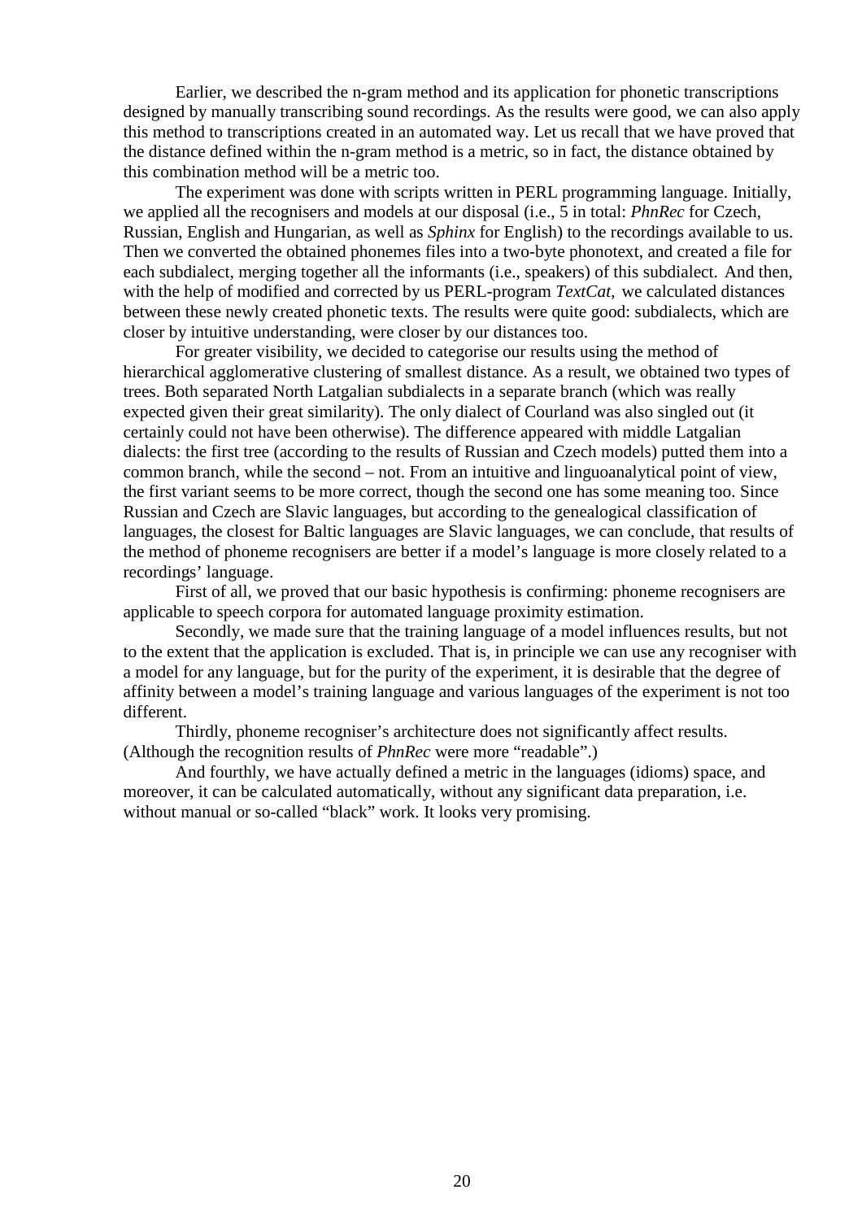Earlier, we described the n-gram method and its application for phonetic transcriptions designed by manually transcribing sound recordings. As the results were good, we can also apply this method to transcriptions created in an automated way. Let us recall that we have proved that the distance defined within the n-gram method is a metric, so in fact, the distance obtained by this combination method will be a metric too.

The experiment was done with scripts written in PERL programming language. Initially, we applied all the recognisers and models at our disposal (i.e., 5 in total: *PhnRec* for Czech, Russian, English and Hungarian, as well as *Sphinx* for English) to the recordings available to us. Then we converted the obtained phonemes files into a two-byte phonotext, and created a file for each subdialect, merging together all the informants (i.e., speakers) of this subdialect. And then, with the help of modified and corrected by us PERL-program *TextCat*, we calculated distances between these newly created phonetic texts. The results were quite good: subdialects, which are closer by intuitive understanding, were closer by our distances too.

For greater visibility, we decided to categorise our results using the method of hierarchical agglomerative clustering of smallest distance. As a result, we obtained two types of trees. Both separated North Latgalian subdialects in a separate branch (which was really expected given their great similarity). The only dialect of Courland was also singled out (it certainly could not have been otherwise). The difference appeared with middle Latgalian dialects: the first tree (according to the results of Russian and Czech models) putted them into a common branch, while the second – not. From an intuitive and linguoanalytical point of view, the first variant seems to be more correct, though the second one has some meaning too. Since Russian and Czech are Slavic languages, but according to the genealogical classification of languages, the closest for Baltic languages are Slavic languages, we can conclude, that results of the method of phoneme recognisers are better if a model's language is more closely related to a recordings' language.

First of all, we proved that our basic hypothesis is confirming: phoneme recognisers are applicable to speech corpora for automated language proximity estimation.

Secondly, we made sure that the training language of a model influences results, but not to the extent that the application is excluded. That is, in principle we can use any recogniser with a model for any language, but for the purity of the experiment, it is desirable that the degree of affinity between a model's training language and various languages of the experiment is not too different.

Thirdly, phoneme recogniser's architecture does not significantly affect results. (Although the recognition results of *PhnRec* were more "readable".)

And fourthly, we have actually defined a metric in the languages (idioms) space, and moreover, it can be calculated automatically, without any significant data preparation, i.e. without manual or so-called "black" work. It looks very promising.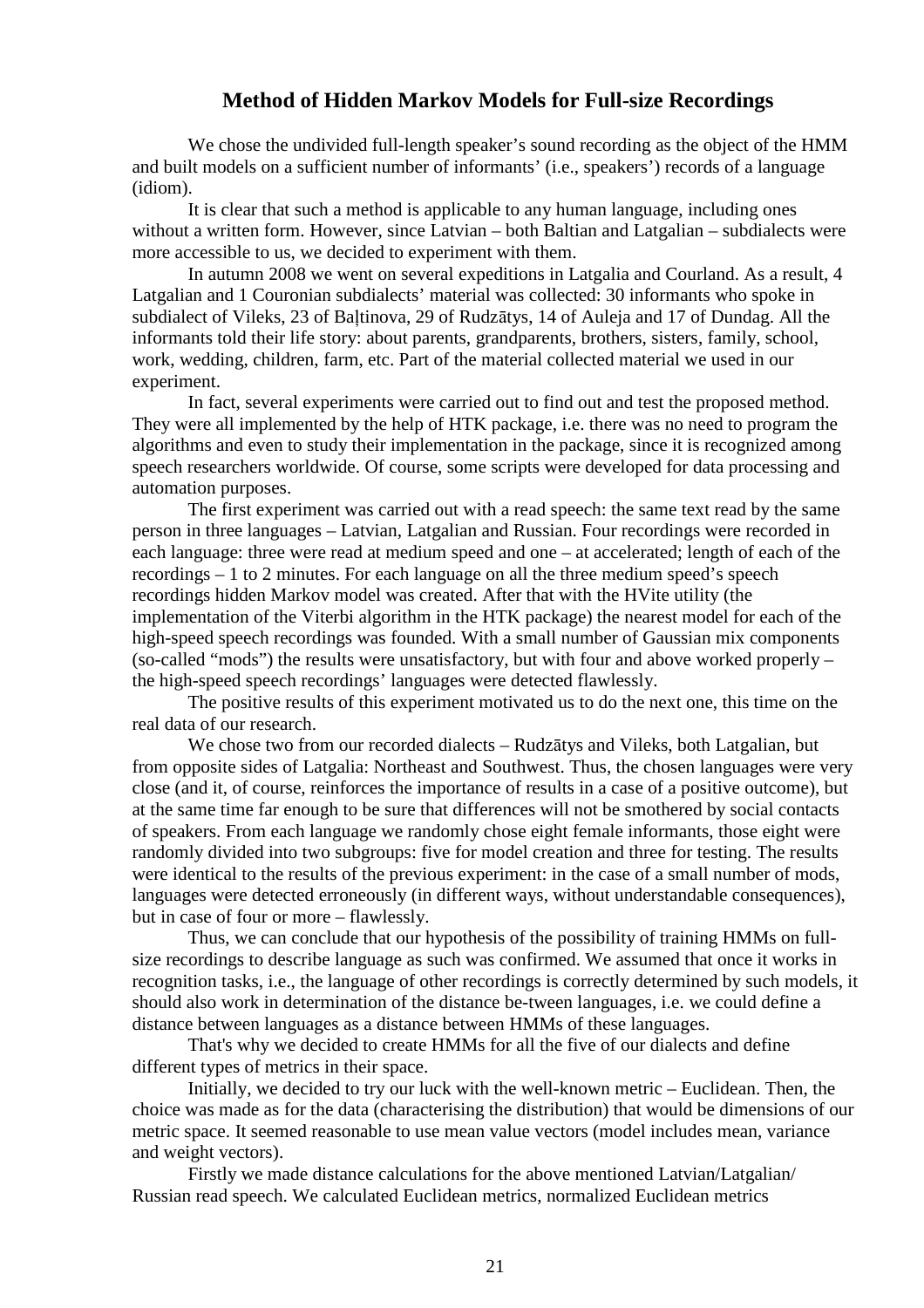## Method of Hidden Markov Models for Full-size Recordings

We chose the undivided full-length speaker's sound recording as the object of the HMM and built models on a sufficient number of informants' (i.e., speakers') records of a language (idiom).

It is clear that such a method is applicable to any human language, including ones without a written form. However, since Latvian – both Baltian and Latgalian – subdialects were more accessible to us, we decided to experiment with them.

In autumn 2008 we went on several expeditions in Latgalia and Courland. As a result, 4 Latgalian and 1 Couronian subdialects' material was collected: 30 informants who spoke in subdialect of Vileks, 23 of Baļtinova, 29 of Rudzātys, 14 of Auleja and 17 of Dundag. All the informants told their life story: about parents, grandparents, brothers, sisters, family, school, work, wedding, children, farm, etc. Part of the material collected material we used in our experiment.

In fact, several experiments were carried out to find out and test the proposed method. They were all implemented by the help of HTK package, i.e. there was no need to program the algorithms and even to study their implementation in the package, since it is recognized among speech researchers worldwide. Of course, some scripts were developed for data processing and automation purposes.

The first experiment was carried out with a read speech: the same text read by the same person in three languages – Latvian, Latgalian and Russian. Four recordings were recorded in each language: three were read at medium speed and one – at accelerated; length of each of the recordings – 1 to 2 minutes. For each language on all the three medium speed's speech recordings hidden Markov model was created. After that with the HVite utility (the implementation of the Viterbi algorithm in the HTK package) the nearest model for each of the high-speed speech recordings was founded. With a small number of Gaussian mix components (so-called "mods") the results were unsatisfactory, but with four and above worked properly – the high-speed speech recordings' languages were detected flawlessly.

The positive results of this experiment motivated us to do the next one, this time on the real data of our research.

We chose two from our recorded dialects – Rudzātys and Vileks, both Latgalian, but from opposite sides of Latgalia: Northeast and Southwest. Thus, the chosen languages were very close (and it, of course, reinforces the importance of results in a case of a positive outcome), but at the same time far enough to be sure that differences will not be smothered by social contacts of speakers. From each language we randomly chose eight female informants, those eight were randomly divided into two subgroups: five for model creation and three for testing. The results were identical to the results of the previous experiment: in the case of a small number of mods, languages were detected erroneously (in different ways, without understandable consequences), but in case of four or more – flawlessly.

Thus, we can conclude that our hypothesis of the possibility of training HMMs on full-size recordings to describe language as such was confirmed. We assumed that once it works in recognition tasks, i.e., the language of other recordings is correctly determined by such models, it should also work in determination of the distance be-tween languages, i.e. we could define a distance between languages as a distance between HMMs of these languages.

That's why we decided to create HMMs for all the five of our dialects and define different types of metrics in their space.

Initially, we decided to try our luck with the well-known metric – Euclidean. Then, the choice was made as for the data (characterising the distribution) that would be dimensions of our metric space. It seemed reasonable to use mean value vectors (model includes mean, variance and weight vectors).

Firstly we made distance calculations for the above mentioned Latvian/Latgalian/ Russian read speech. We calculated Euclidean metrics, normalized Euclidean metrics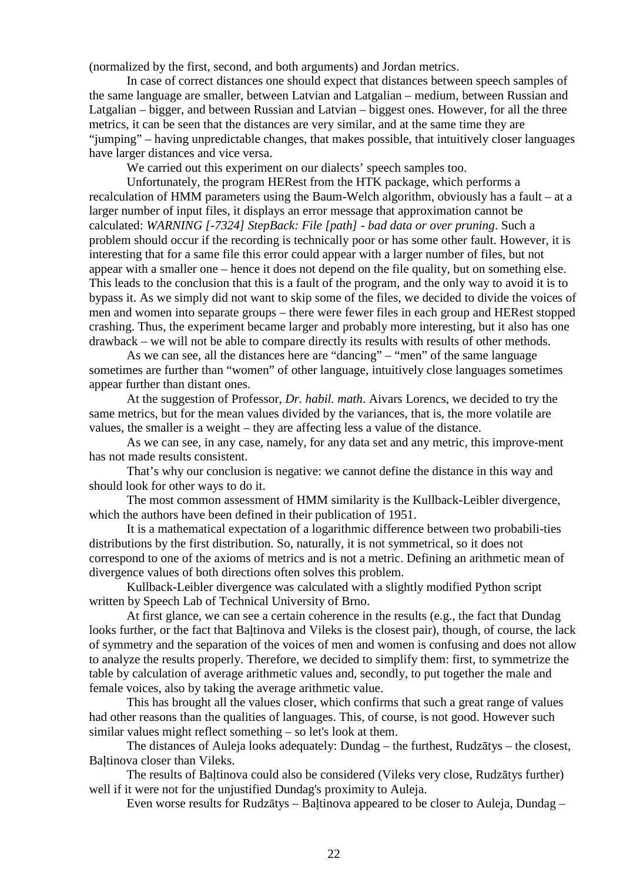(normalized by the first, second, and both arguments) and Jordan metrics.

In case of correct distances one should expect that distances between speech samples of the same language are smaller, between Latvian and Latgalian – medium, between Russian and Latgalian – bigger, and between Russian and Latvian – biggest ones. However, for all the three metrics, it can be seen that the distances are very similar, and at the same time they are "jumping" – having unpredictable changes, that makes possible, that intuitively closer languages have larger distances and vice versa.

We carried out this experiment on our dialects' speech samples too.

Unfortunately, the program HERest from the HTK package, which performs a recalculation of HMM parameters using the Baum-Welch algorithm, obviously has a fault – at a larger number of input files, it displays an error message that approximation cannot be calculated: *WARNING [-7324] StepBack: File [path] - bad data or over pruning*. Such a problem should occur if the recording is technically poor or has some other fault. However, it is interesting that for a same file this error could appear with a larger number of files, but not appear with a smaller one – hence it does not depend on the file quality, but on something else. This leads to the conclusion that this is a fault of the program, and the only way to avoid it is to bypass it. As we simply did not want to skip some of the files, we decided to divide the voices of men and women into separate groups – there were fewer files in each group and HERest stopped crashing. Thus, the experiment became larger and probably more interesting, but it also has one drawback – we will not be able to compare directly its results with results of other methods.

As we can see, all the distances here are "dancing" – "men" of the same language sometimes are further than "women" of other language, intuitively close languages sometimes appear further than distant ones.

At the suggestion of Professor, *Dr. habil. math*. Aivars Lorencs, we decided to try the same metrics, but for the mean values divided by the variances, that is, the more volatile are values, the smaller is a weight – they are affecting less a value of the distance.

As we can see, in any case, namely, for any data set and any metric, this improve-ment has not made results consistent.

That's why our conclusion is negative: we cannot define the distance in this way and should look for other ways to do it.

The most common assessment of HMM similarity is the Kullback-Leibler divergence, which the authors have been defined in their publication of 1951.

It is a mathematical expectation of a logarithmic difference between two probabili-ties distributions by the first distribution. So, naturally, it is not symmetrical, so it does not correspond to one of the axioms of metrics and is not a metric. Defining an arithmetic mean of divergence values of both directions often solves this problem.

Kullback-Leibler divergence was calculated with a slightly modified Python script written by Speech Lab of Technical University of Brno.

At first glance, we can see a certain coherence in the results (e.g., the fact that Dundag looks further, or the fact that Baļtinova and Vileks is the closest pair), though, of course, the lack of symmetry and the separation of the voices of men and women is confusing and does not allow to analyze the results properly. Therefore, we decided to simplify them: first, to symmetrize the table by calculation of average arithmetic values and, secondly, to put together the male and female voices, also by taking the average arithmetic value.

This has brought all the values closer, which confirms that such a great range of values had other reasons than the qualities of languages. This, of course, is not good. However such similar values might reflect something – so let's look at them.

The distances of Auleja looks adequately: Dundag – the furthest, Rudzātys – the closest, Baļtinova closer than Vileks.

The results of Baļtinova could also be considered (Vileks very close, Rudzātys further) well if it were not for the unjustified Dundag's proximity to Auleja.

Even worse results for Rudzātys – Baļtinova appeared to be closer to Auleja, Dundag –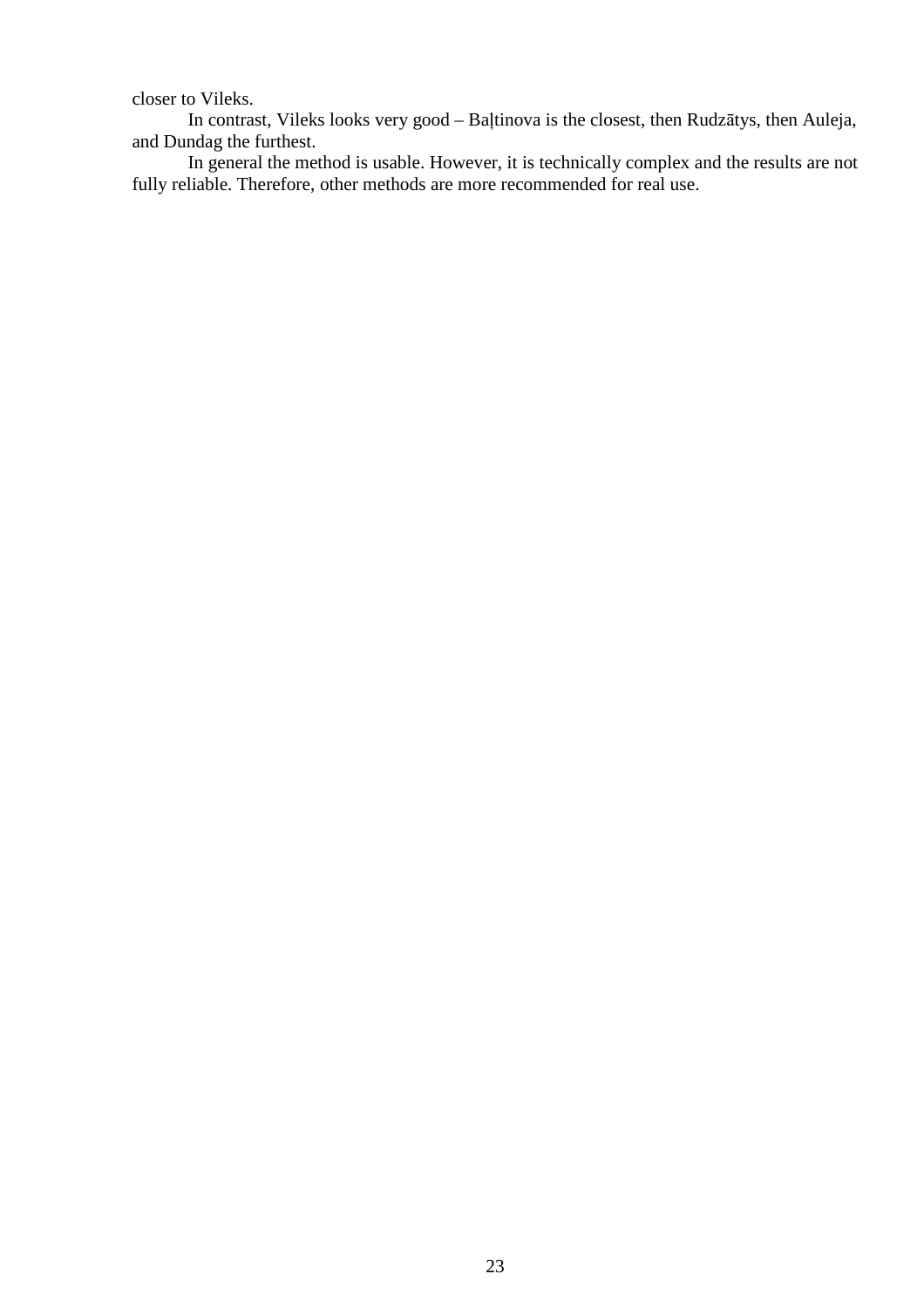closer to Vileks.

In contrast, Vileks looks very good – Baļtinova is the closest, then Rudzātys, then Auleja, and Dundag the furthest.

In general the method is usable. However, it is technically complex and the results are not fully reliable. Therefore, other methods are more recommended for real use.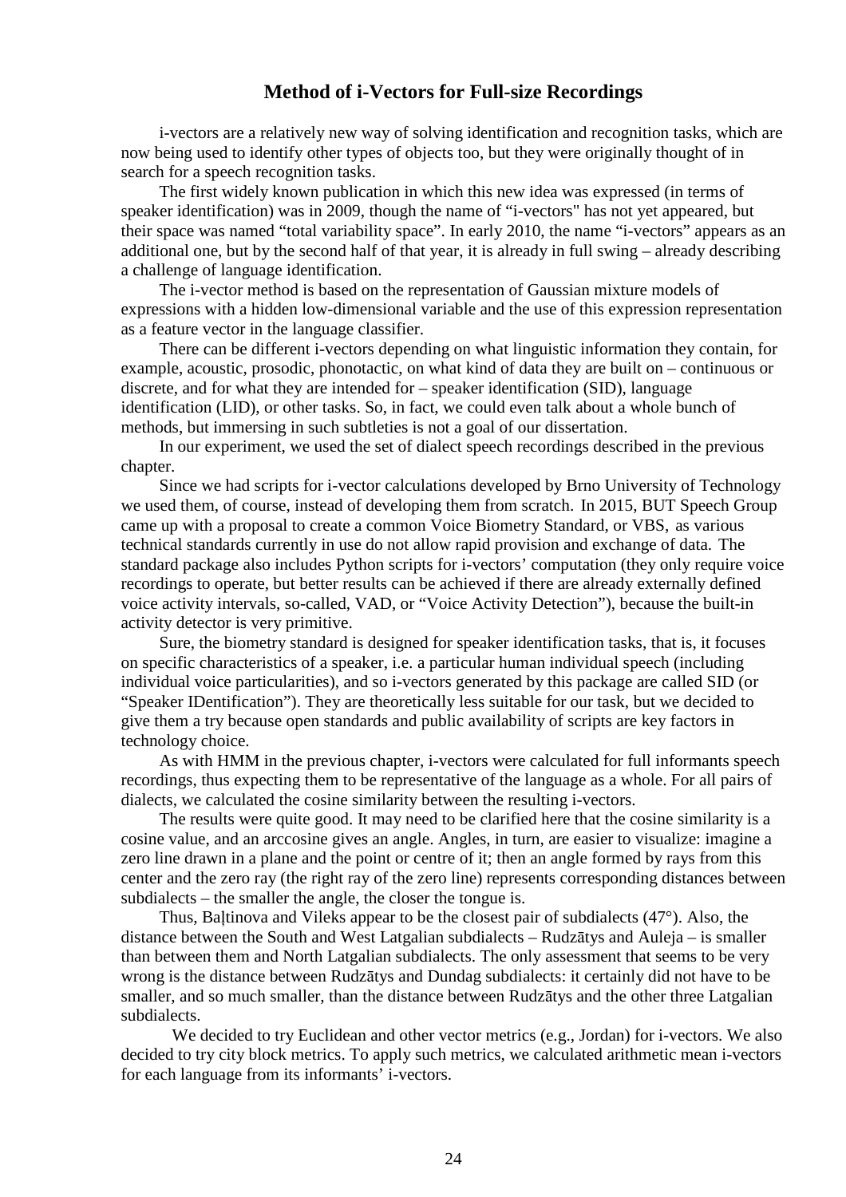## Method of i-Vectors for Full-size Recordings

i-vectors are a relatively new way of solving identification and recognition tasks, which are now being used to identify other types of objects too, but they were originally thought of in search for a speech recognition tasks.

The first widely known publication in which this new idea was expressed (in terms of speaker identification) was in 2009, though the name of "i-vectors" has not yet appeared, but their space was named "total variability space". In early 2010, the name "i-vectors" appears as an additional one, but by the second half of that year, it is already in full swing – already describing a challenge of language identification.

The i-vector method is based on the representation of Gaussian mixture models of expressions with a hidden low-dimensional variable and the use of this expression representation as a feature vector in the language classifier.

There can be different i-vectors depending on what linguistic information they contain, for example, acoustic, prosodic, phonotactic, on what kind of data they are built on – continuous or discrete, and for what they are intended for – speaker identification (SID), language identification (LID), or other tasks. So, in fact, we could even talk about a whole bunch of methods, but immersing in such subtleties is not a goal of our dissertation.

In our experiment, we used the set of dialect speech recordings described in the previous chapter.

Since we had scripts for i-vector calculations developed by Brno University of Technology we used them, of course, instead of developing them from scratch. In 2015, BUT Speech Group came up with a proposal to create a common Voice Biometry Standard, or VBS, as various technical standards currently in use do not allow rapid provision and exchange of data. The standard package also includes Python scripts for i-vectors' computation (they only require voice recordings to operate, but better results can be achieved if there are already externally defined voice activity intervals, so-called, VAD, or "Voice Activity Detection"), because the built-in activity detector is very primitive.

Sure, the biometry standard is designed for speaker identification tasks, that is, it focuses on specific characteristics of a speaker, i.e. a particular human individual speech (including individual voice particularities), and so i-vectors generated by this package are called SID (or "Speaker IDentification"). They are theoretically less suitable for our task, but we decided to give them a try because open standards and public availability of scripts are key factors in technology choice.

As with HMM in the previous chapter, i-vectors were calculated for full informants speech recordings, thus expecting them to be representative of the language as a whole. For all pairs of dialects, we calculated the cosine similarity between the resulting i-vectors.

The results were quite good. It may need to be clarified here that the cosine similarity is a cosine value, and an arccosine gives an angle. Angles, in turn, are easier to visualize: imagine a zero line drawn in a plane and the point or centre of it; then an angle formed by rays from this center and the zero ray (the right ray of the zero line) represents corresponding distances between subdialects – the smaller the angle, the closer the tongue is.

Thus, Baļtinova and Vileks appear to be the closest pair of subdialects (47°). Also, the distance between the South and West Latgalian subdialects – Rudzātys and Auleja – is smaller than between them and North Latgalian subdialects. The only assessment that seems to be very wrong is the distance between Rudzātys and Dundag subdialects: it certainly did not have to be smaller, and so much smaller, than the distance between Rudzātys and the other three Latgalian subdialects.

We decided to try Euclidean and other vector metrics (e.g., Jordan) for i-vectors. We also decided to try city block metrics. To apply such metrics, we calculated arithmetic mean i-vectors for each language from its informants' i-vectors.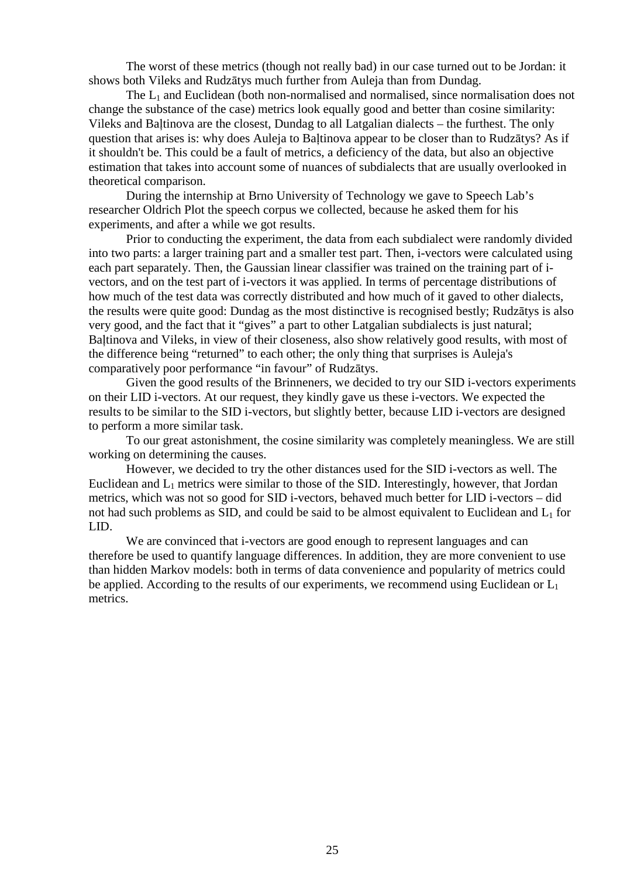The worst of these metrics (though not really bad) in our case turned out to be Jordan: it shows both Vileks and Rudzātys much further from Auleja than from Dundag.

The $L_1$ and Euclidean (both non-normalised and normalised, since normalisation does not change the substance of the case) metrics look equally good and better than cosine similarity: Vileks and Baļtinova are the closest, Dundag to all Latgalian dialects – the furthest. The only question that arises is: why does Auleja to Baļtinova appear to be closer than to Rudzātys? As if it shouldn't be. This could be a fault of metrics, a deficiency of the data, but also an objective estimation that takes into account some of nuances of subdialects that are usually overlooked in theoretical comparison.

During the internship at Brno University of Technology we gave to Speech Lab's researcher Oldrich Plot the speech corpus we collected, because he asked them for his experiments, and after a while we got results.

Prior to conducting the experiment, the data from each subdialect were randomly divided into two parts: a larger training part and a smaller test part. Then, i-vectors were calculated using each part separately. Then, the Gaussian linear classifier was trained on the training part of i-vectors, and on the test part of i-vectors it was applied. In terms of percentage distributions of how much of the test data was correctly distributed and how much of it gaved to other dialects, the results were quite good: Dundag as the most distinctive is recognised bestly; Rudzātys is also very good, and the fact that it "gives" a part to other Latgalian subdialects is just natural; Baļtinova and Vileks, in view of their closeness, also show relatively good results, with most of the difference being "returned" to each other; the only thing that surprises is Auleja's comparatively poor performance "in favour" of Rudzātys.

Given the good results of the Brinneners, we decided to try our SID i-vectors experiments on their LID i-vectors. At our request, they kindly gave us these i-vectors. We expected the results to be similar to the SID i-vectors, but slightly better, because LID i-vectors are designed to perform a more similar task.

To our great astonishment, the cosine similarity was completely meaningless. We are still working on determining the causes.

However, we decided to try the other distances used for the SID i-vectors as well. The Euclidean and $L_1$ metrics were similar to those of the SID. Interestingly, however, that Jordan metrics, which was not so good for SID i-vectors, behaved much better for LID i-vectors – did not had such problems as SID, and could be said to be almost equivalent to Euclidean and $L_1$ for LID.

We are convinced that i-vectors are good enough to represent languages and can therefore be used to quantify language differences. In addition, they are more convenient to use than hidden Markov models: both in terms of data convenience and popularity of metrics could be applied. According to the results of our experiments, we recommend using Euclidean or $L_1$ metrics.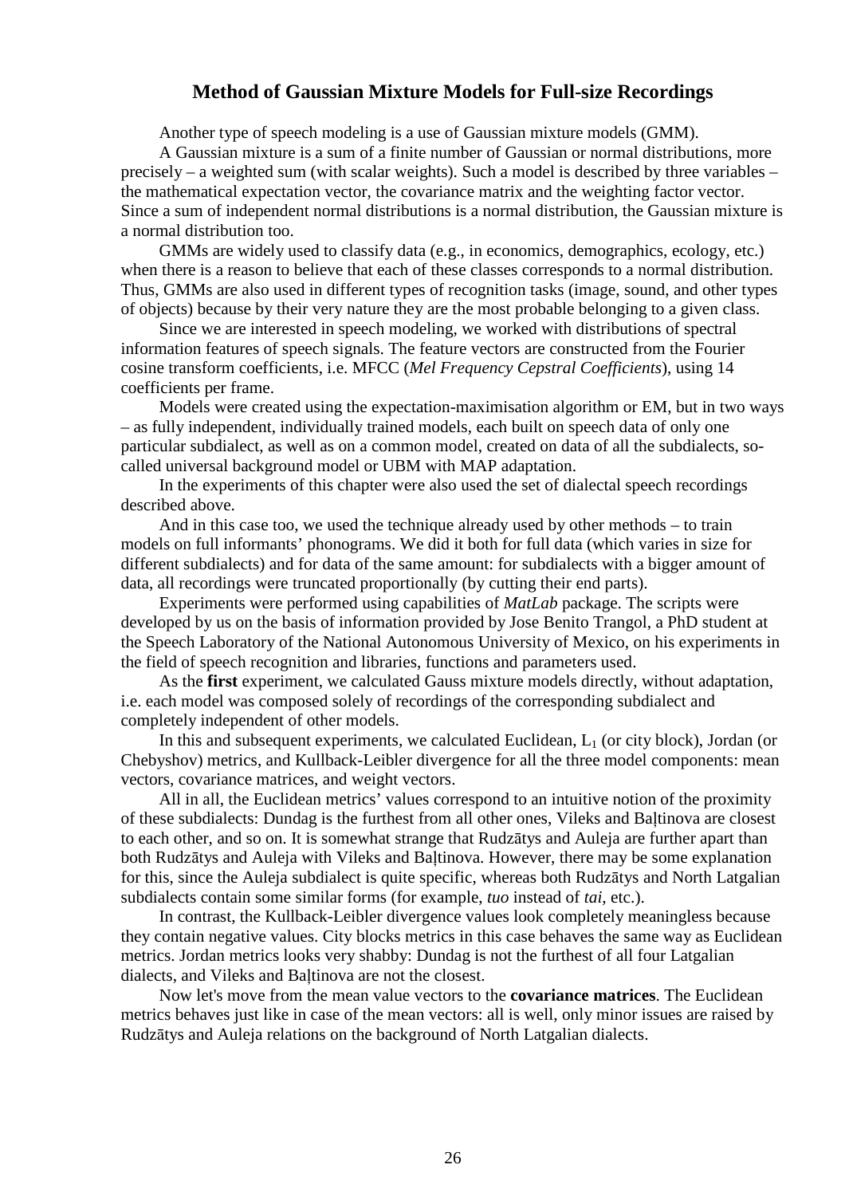## Method of Gaussian Mixture Models for Full-size Recordings

Another type of speech modeling is a use of Gaussian mixture models (GMM).

A Gaussian mixture is a sum of a finite number of Gaussian or normal distributions, more precisely – a weighted sum (with scalar weights). Such a model is described by three variables – the mathematical expectation vector, the covariance matrix and the weighting factor vector. Since a sum of independent normal distributions is a normal distribution, the Gaussian mixture is a normal distribution too.

GMMs are widely used to classify data (e.g., in economics, demographics, ecology, etc.) when there is a reason to believe that each of these classes corresponds to a normal distribution. Thus, GMMs are also used in different types of recognition tasks (image, sound, and other types of objects) because by their very nature they are the most probable belonging to a given class.

Since we are interested in speech modeling, we worked with distributions of spectral information features of speech signals. The feature vectors are constructed from the Fourier cosine transform coefficients, i.e. MFCC (*Mel Frequency Cepstral Coefficients*), using 14 coefficients per frame.

Models were created using the expectation-maximisation algorithm or EM, but in two ways – as fully independent, individually trained models, each built on speech data of only one particular subdialect, as well as on a common model, created on data of all the subdialects, so-called universal background model or UBM with MAP adaptation.

In the experiments of this chapter were also used the set of dialectal speech recordings described above.

And in this case too, we used the technique already used by other methods – to train models on full informants' phonograms. We did it both for full data (which varies in size for different subdialects) and for data of the same amount: for subdialects with a bigger amount of data, all recordings were truncated proportionally (by cutting their end parts).

Experiments were performed using capabilities of *MatLab* package. The scripts were developed by us on the basis of information provided by Jose Benito Trangol, a PhD student at the Speech Laboratory of the National Autonomous University of Mexico, on his experiments in the field of speech recognition and libraries, functions and parameters used.

As the **first** experiment, we calculated Gauss mixture models directly, without adaptation, i.e. each model was composed solely of recordings of the corresponding subdialect and completely independent of other models.

In this and subsequent experiments, we calculated Euclidean, $L_1$ (or city block), Jordan (or Chebyshov) metrics, and Kullback-Leibler divergence for all the three model components: mean vectors, covariance matrices, and weight vectors.

All in all, the Euclidean metrics' values correspond to an intuitive notion of the proximity of these subdialects: Dundag is the furthest from all other ones, Vileks and Baļtinova are closest to each other, and so on. It is somewhat strange that Rudzātys and Auleja are further apart than both Rudzātys and Auleja with Vileks and Baļtinova. However, there may be some explanation for this, since the Auleja subdialect is quite specific, whereas both Rudzātys and North Latgalian subdialects contain some similar forms (for example, *tuo* instead of *tai*, etc.).

In contrast, the Kullback-Leibler divergence values look completely meaningless because they contain negative values. City blocks metrics in this case behaves the same way as Euclidean metrics. Jordan metrics looks very shabby: Dundag is not the furthest of all four Latgalian dialects, and Vileks and Baļtinova are not the closest.

Now let's move from the mean value vectors to the **covariance matrices**. The Euclidean metrics behaves just like in case of the mean vectors: all is well, only minor issues are raised by Rudzātys and Auleja relations on the background of North Latgalian dialects.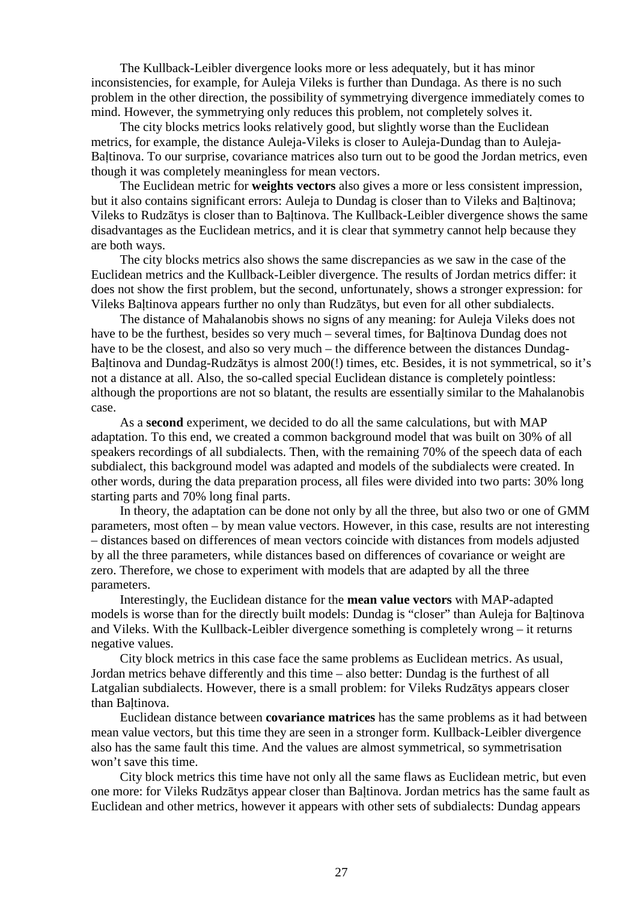The Kullback-Leibler divergence looks more or less adequately, but it has minor inconsistencies, for example, for Auleja Vileks is further than Dundaga. As there is no such problem in the other direction, the possibility of symmetrying divergence immediately comes to mind. However, the symmetrying only reduces this problem, not completely solves it.

The city blocks metrics looks relatively good, but slightly worse than the Euclidean metrics, for example, the distance Auleja-Vileks is closer to Auleja-Dundag than to Auleja-Baļtinova. To our surprise, covariance matrices also turn out to be good the Jordan metrics, even though it was completely meaningless for mean vectors.

The Euclidean metric for **weights vectors** also gives a more or less consistent impression, but it also contains significant errors: Auleja to Dundag is closer than to Vileks and Baļtinova; Vileks to Rudzātys is closer than to Baļtinova. The Kullback-Leibler divergence shows the same disadvantages as the Euclidean metrics, and it is clear that symmetry cannot help because they are both ways.

The city blocks metrics also shows the same discrepancies as we saw in the case of the Euclidean metrics and the Kullback-Leibler divergence. The results of Jordan metrics differ: it does not show the first problem, but the second, unfortunately, shows a stronger expression: for Vileks Baļtinova appears further no only than Rudzātys, but even for all other subdialects.

The distance of Mahalanobis shows no signs of any meaning: for Auleja Vileks does not have to be the furthest, besides so very much – several times, for Baļtinova Dundag does not have to be the closest, and also so very much – the difference between the distances Dundag-Baļtinova and Dundag-Rudzātys is almost 200(!) times, etc. Besides, it is not symmetrical, so it's not a distance at all. Also, the so-called special Euclidean distance is completely pointless: although the proportions are not so blatant, the results are essentially similar to the Mahalanobis case.

As a **second** experiment, we decided to do all the same calculations, but with MAP adaptation. To this end, we created a common background model that was built on 30% of all speakers recordings of all subdialects. Then, with the remaining 70% of the speech data of each subdialect, this background model was adapted and models of the subdialects were created. In other words, during the data preparation process, all files were divided into two parts: 30% long starting parts and 70% long final parts.

In theory, the adaptation can be done not only by all the three, but also two or one of GMM parameters, most often – by mean value vectors. However, in this case, results are not interesting – distances based on differences of mean vectors coincide with distances from models adjusted by all the three parameters, while distances based on differences of covariance or weight are zero. Therefore, we chose to experiment with models that are adapted by all the three parameters.

Interestingly, the Euclidean distance for the **mean value vectors** with MAP-adapted models is worse than for the directly built models: Dundag is "closer" than Auleja for Baļtinova and Vileks. With the Kullback-Leibler divergence something is completely wrong – it returns negative values.

City block metrics in this case face the same problems as Euclidean metrics. As usual, Jordan metrics behave differently and this time – also better: Dundag is the furthest of all Latgalian subdialects. However, there is a small problem: for Vileks Rudzātys appears closer than Baļtinova.

Euclidean distance between **covariance matrices** has the same problems as it had between mean value vectors, but this time they are seen in a stronger form. Kullback-Leibler divergence also has the same fault this time. And the values are almost symmetrical, so symmetrisation won't save this time.

City block metrics this time have not only all the same flaws as Euclidean metric, but even one more: for Vileks Rudzātys appear closer than Baļtinova. Jordan metrics has the same fault as Euclidean and other metrics, however it appears with other sets of subdialects: Dundag appears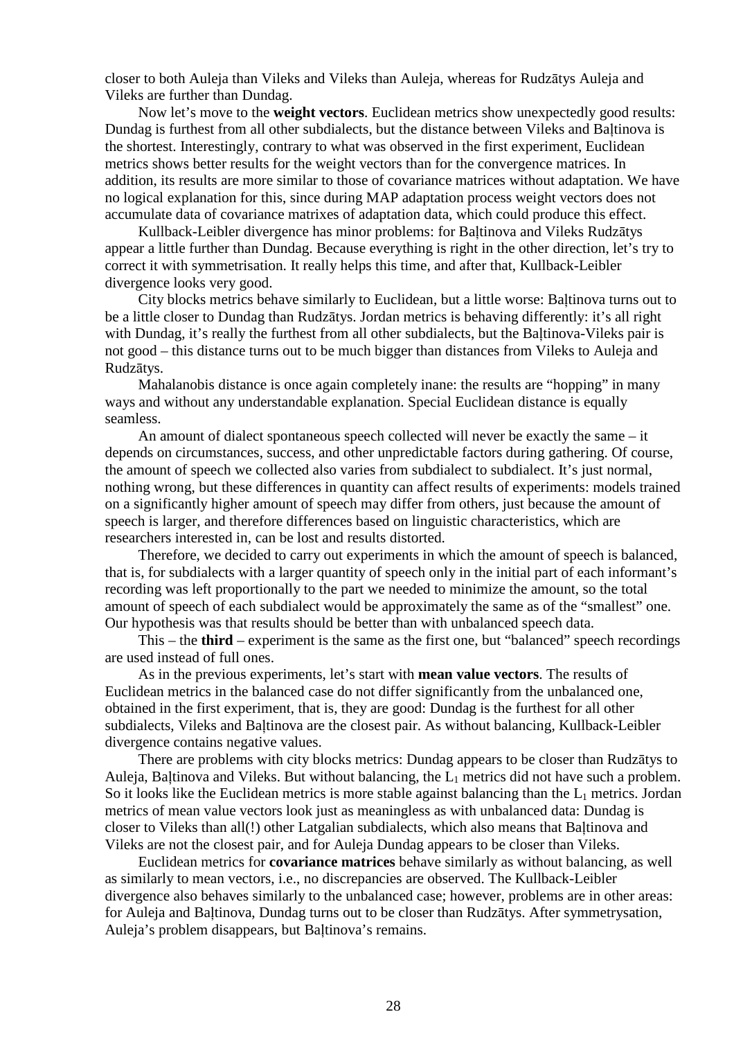closer to both Auleja than Vileks and Vileks than Auleja, whereas for Rudzātys Auleja and Vileks are further than Dundag.

Now let's move to the **weight vectors**. Euclidean metrics show unexpectedly good results: Dundag is furthest from all other subdialects, but the distance between Vileks and Baļtinova is the shortest. Interestingly, contrary to what was observed in the first experiment, Euclidean metrics shows better results for the weight vectors than for the convergence matrices. In addition, its results are more similar to those of covariance matrices without adaptation. We have no logical explanation for this, since during MAP adaptation process weight vectors does not accumulate data of covariance matrixes of adaptation data, which could produce this effect.

Kullback-Leibler divergence has minor problems: for Baļtinova and Vileks Rudzātys appear a little further than Dundag. Because everything is right in the other direction, let's try to correct it with symmetrisation. It really helps this time, and after that, Kullback-Leibler divergence looks very good.

City blocks metrics behave similarly to Euclidean, but a little worse: Baļtinova turns out to be a little closer to Dundag than Rudzātys. Jordan metrics is behaving differently: it's all right with Dundag, it's really the furthest from all other subdialects, but the Baļtinova-Vileks pair is not good – this distance turns out to be much bigger than distances from Vileks to Auleja and Rudzātys.

Mahalanobis distance is once again completely inane: the results are "hopping" in many ways and without any understandable explanation. Special Euclidean distance is equally seamless.

An amount of dialect spontaneous speech collected will never be exactly the same – it depends on circumstances, success, and other unpredictable factors during gathering. Of course, the amount of speech we collected also varies from subdialect to subdialect. It's just normal, nothing wrong, but these differences in quantity can affect results of experiments: models trained on a significantly higher amount of speech may differ from others, just because the amount of speech is larger, and therefore differences based on linguistic characteristics, which are researchers interested in, can be lost and results distorted.

Therefore, we decided to carry out experiments in which the amount of speech is balanced, that is, for subdialects with a larger quantity of speech only in the initial part of each informant's recording was left proportionally to the part we needed to minimize the amount, so the total amount of speech of each subdialect would be approximately the same as of the "smallest" one. Our hypothesis was that results should be better than with unbalanced speech data.

This – the **third** – experiment is the same as the first one, but "balanced" speech recordings are used instead of full ones.

As in the previous experiments, let's start with **mean value vectors**. The results of Euclidean metrics in the balanced case do not differ significantly from the unbalanced one, obtained in the first experiment, that is, they are good: Dundag is the furthest for all other subdialects, Vileks and Baļtinova are the closest pair. As without balancing, Kullback-Leibler divergence contains negative values.

There are problems with city blocks metrics: Dundag appears to be closer than Rudzātys to Auleja, Baļtinova and Vileks. But without balancing, the $L_1$ metrics did not have such a problem. So it looks like the Euclidean metrics is more stable against balancing than the $L_1$ metrics. Jordan metrics of mean value vectors look just as meaningless as with unbalanced data: Dundag is closer to Vileks than all(!) other Latgalian subdialects, which also means that Baļtinova and Vileks are not the closest pair, and for Auleja Dundag appears to be closer than Vileks.

Euclidean metrics for **covariance matrices** behave similarly as without balancing, as well as similarly to mean vectors, i.e., no discrepancies are observed. The Kullback-Leibler divergence also behaves similarly to the unbalanced case; however, problems are in other areas: for Auleja and Baļtinova, Dundag turns out to be closer than Rudzātys. After symmetrysation, Auleja's problem disappears, but Baļtinova's remains.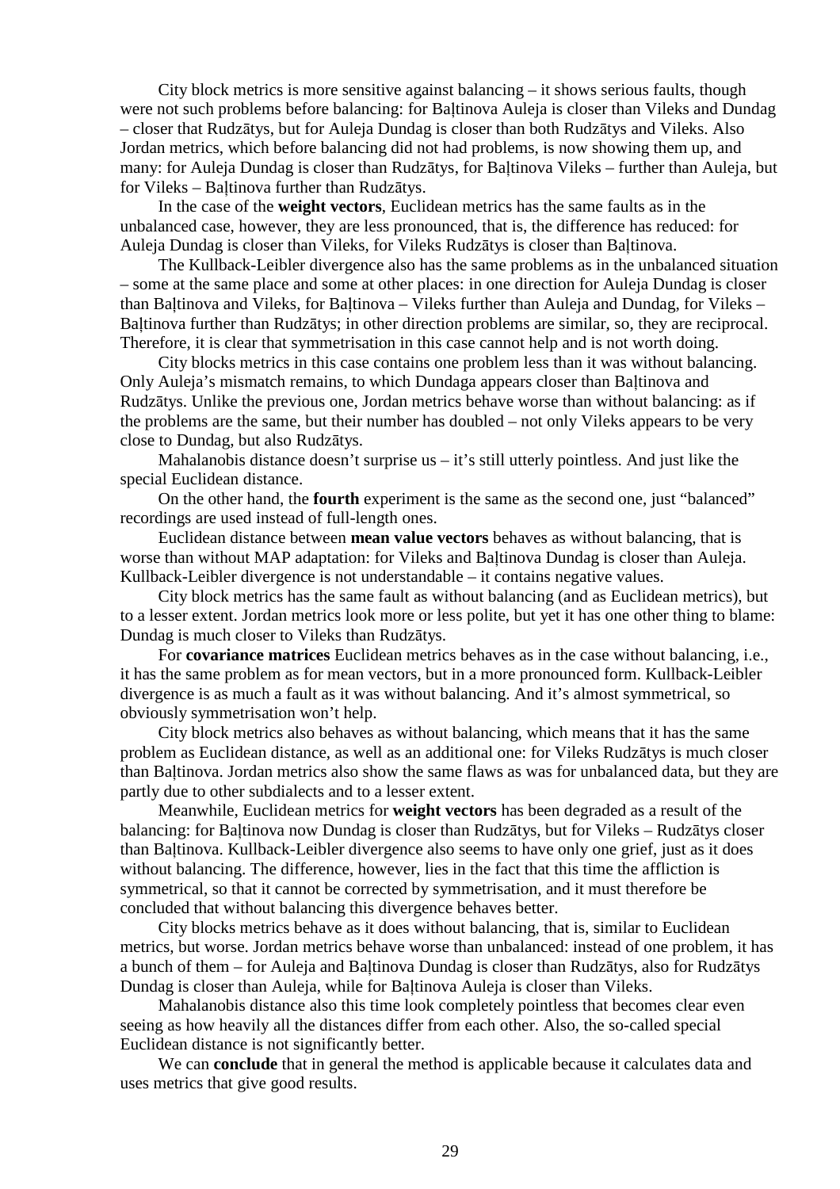City block metrics is more sensitive against balancing – it shows serious faults, though were not such problems before balancing: for Baļtinova Auleja is closer than Vileks and Dundag – closer that Rudzātys, but for Auleja Dundag is closer than both Rudzātys and Vileks. Also Jordan metrics, which before balancing did not had problems, is now showing them up, and many: for Auleja Dundag is closer than Rudzātys, for Baļtinova Vileks – further than Auleja, but for Vileks – Baļtinova further than Rudzātys.

In the case of the **weight vectors**, Euclidean metrics has the same faults as in the unbalanced case, however, they are less pronounced, that is, the difference has reduced: for Auleja Dundag is closer than Vileks, for Vileks Rudzātys is closer than Baļtinova.

The Kullback-Leibler divergence also has the same problems as in the unbalanced situation – some at the same place and some at other places: in one direction for Auleja Dundag is closer than Baļtinova and Vileks, for Baļtinova – Vileks further than Auleja and Dundag, for Vileks – Baļtinova further than Rudzātys; in other direction problems are similar, so, they are reciprocal. Therefore, it is clear that symmetrisation in this case cannot help and is not worth doing.

City blocks metrics in this case contains one problem less than it was without balancing. Only Auleja's mismatch remains, to which Dundaga appears closer than Baļtinova and Rudzātys. Unlike the previous one, Jordan metrics behave worse than without balancing: as if the problems are the same, but their number has doubled – not only Vileks appears to be very close to Dundag, but also Rudzātys.

Mahalanobis distance doesn't surprise us – it's still utterly pointless. And just like the special Euclidean distance.

On the other hand, the **fourth** experiment is the same as the second one, just "balanced" recordings are used instead of full-length ones.

Euclidean distance between **mean value vectors** behaves as without balancing, that is worse than without MAP adaptation: for Vileks and Baļtinova Dundag is closer than Auleja. Kullback-Leibler divergence is not understandable – it contains negative values.

City block metrics has the same fault as without balancing (and as Euclidean metrics), but to a lesser extent. Jordan metrics look more or less polite, but yet it has one other thing to blame: Dundag is much closer to Vileks than Rudzātys.

For **covariance matrices** Euclidean metrics behaves as in the case without balancing, i.e., it has the same problem as for mean vectors, but in a more pronounced form. Kullback-Leibler divergence is as much a fault as it was without balancing. And it's almost symmetrical, so obviously symmetrisation won't help.

City block metrics also behaves as without balancing, which means that it has the same problem as Euclidean distance, as well as an additional one: for Vileks Rudzātys is much closer than Baļtinova. Jordan metrics also show the same flaws as was for unbalanced data, but they are partly due to other subdialects and to a lesser extent.

Meanwhile, Euclidean metrics for **weight vectors** has been degraded as a result of the balancing: for Baļtinova now Dundag is closer than Rudzātys, but for Vileks – Rudzātys closer than Baļtinova. Kullback-Leibler divergence also seems to have only one grief, just as it does without balancing. The difference, however, lies in the fact that this time the affliction is symmetrical, so that it cannot be corrected by symmetrisation, and it must therefore be concluded that without balancing this divergence behaves better.

City blocks metrics behave as it does without balancing, that is, similar to Euclidean metrics, but worse. Jordan metrics behave worse than unbalanced: instead of one problem, it has a bunch of them – for Auleja and Baļtinova Dundag is closer than Rudzātys, also for Rudzātys Dundag is closer than Auleja, while for Baļtinova Auleja is closer than Vileks.

Mahalanobis distance also this time look completely pointless that becomes clear even seeing as how heavily all the distances differ from each other. Also, the so-called special Euclidean distance is not significantly better.

We can **conclude** that in general the method is applicable because it calculates data and uses metrics that give good results.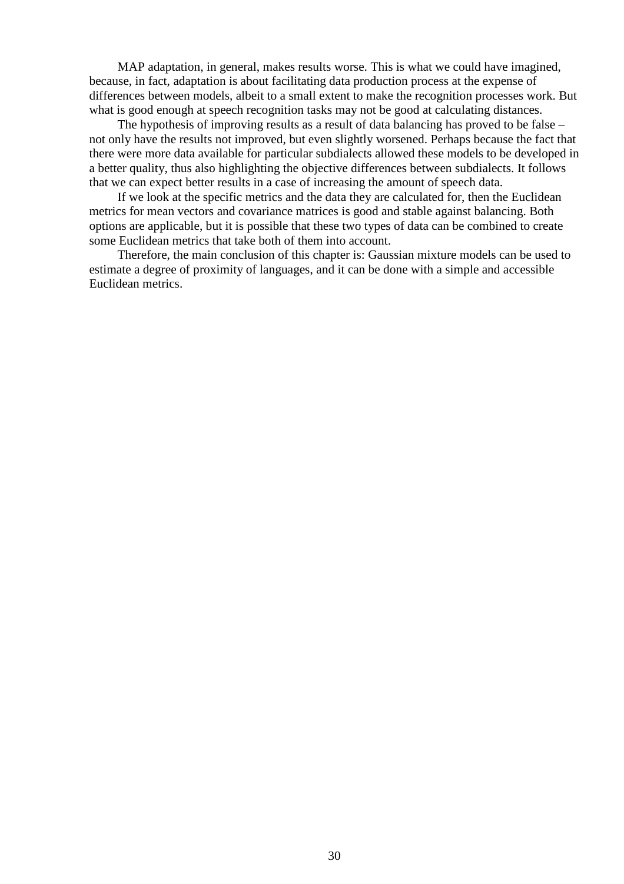MAP adaptation, in general, makes results worse. This is what we could have imagined, because, in fact, adaptation is about facilitating data production process at the expense of differences between models, albeit to a small extent to make the recognition processes work. But what is good enough at speech recognition tasks may not be good at calculating distances.

The hypothesis of improving results as a result of data balancing has proved to be false – not only have the results not improved, but even slightly worsened. Perhaps because the fact that there were more data available for particular subdialects allowed these models to be developed in a better quality, thus also highlighting the objective differences between subdialects. It follows that we can expect better results in a case of increasing the amount of speech data.

If we look at the specific metrics and the data they are calculated for, then the Euclidean metrics for mean vectors and covariance matrices is good and stable against balancing. Both options are applicable, but it is possible that these two types of data can be combined to create some Euclidean metrics that take both of them into account.

Therefore, the main conclusion of this chapter is: Gaussian mixture models can be used to estimate a degree of proximity of languages, and it can be done with a simple and accessible Euclidean metrics.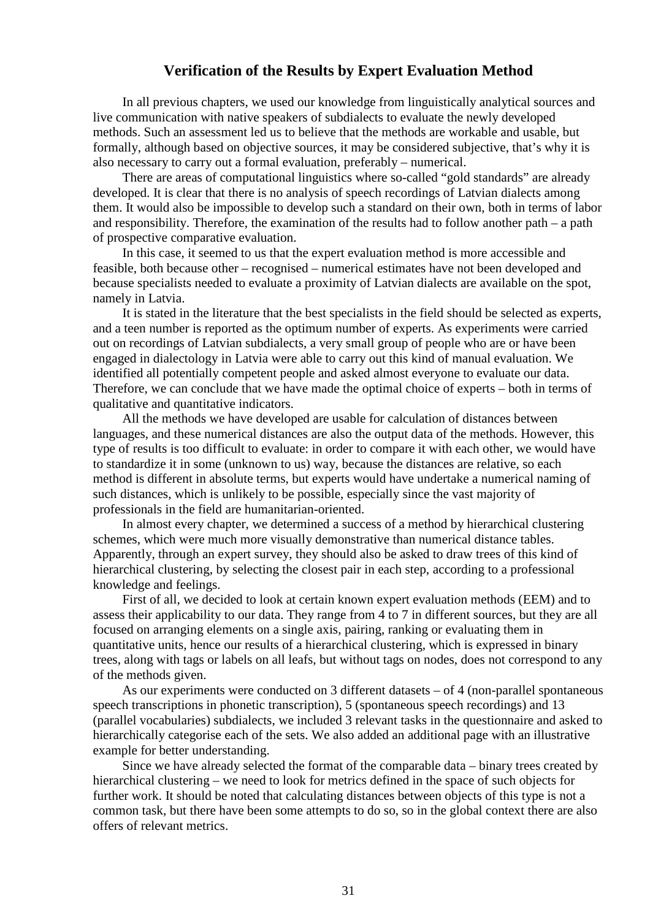## Verification of the Results by Expert Evaluation Method

In all previous chapters, we used our knowledge from linguistically analytical sources and live communication with native speakers of subdialects to evaluate the newly developed methods. Such an assessment led us to believe that the methods are workable and usable, but formally, although based on objective sources, it may be considered subjective, that's why it is also necessary to carry out a formal evaluation, preferably – numerical.

There are areas of computational linguistics where so-called "gold standards" are already developed. It is clear that there is no analysis of speech recordings of Latvian dialects among them. It would also be impossible to develop such a standard on their own, both in terms of labor and responsibility. Therefore, the examination of the results had to follow another path – a path of prospective comparative evaluation.

In this case, it seemed to us that the expert evaluation method is more accessible and feasible, both because other – recognised – numerical estimates have not been developed and because specialists needed to evaluate a proximity of Latvian dialects are available on the spot, namely in Latvia.

It is stated in the literature that the best specialists in the field should be selected as experts, and a teen number is reported as the optimum number of experts. As experiments were carried out on recordings of Latvian subdialects, a very small group of people who are or have been engaged in dialectology in Latvia were able to carry out this kind of manual evaluation. We identified all potentially competent people and asked almost everyone to evaluate our data. Therefore, we can conclude that we have made the optimal choice of experts – both in terms of qualitative and quantitative indicators.

All the methods we have developed are usable for calculation of distances between languages, and these numerical distances are also the output data of the methods. However, this type of results is too difficult to evaluate: in order to compare it with each other, we would have to standardize it in some (unknown to us) way, because the distances are relative, so each method is different in absolute terms, but experts would have undertake a numerical naming of such distances, which is unlikely to be possible, especially since the vast majority of professionals in the field are humanitarian-oriented.

In almost every chapter, we determined a success of a method by hierarchical clustering schemes, which were much more visually demonstrative than numerical distance tables. Apparently, through an expert survey, they should also be asked to draw trees of this kind of hierarchical clustering, by selecting the closest pair in each step, according to a professional knowledge and feelings.

First of all, we decided to look at certain known expert evaluation methods (EEM) and to assess their applicability to our data. They range from 4 to 7 in different sources, but they are all focused on arranging elements on a single axis, pairing, ranking or evaluating them in quantitative units, hence our results of a hierarchical clustering, which is expressed in binary trees, along with tags or labels on all leafs, but without tags on nodes, does not correspond to any of the methods given.

As our experiments were conducted on 3 different datasets – of 4 (non-parallel spontaneous speech transcriptions in phonetic transcription), 5 (spontaneous speech recordings) and 13 (parallel vocabularies) subdialects, we included 3 relevant tasks in the questionnaire and asked to hierarchically categorise each of the sets. We also added an additional page with an illustrative example for better understanding.

Since we have already selected the format of the comparable data – binary trees created by hierarchical clustering – we need to look for metrics defined in the space of such objects for further work. It should be noted that calculating distances between objects of this type is not a common task, but there have been some attempts to do so, so in the global context there are also offers of relevant metrics.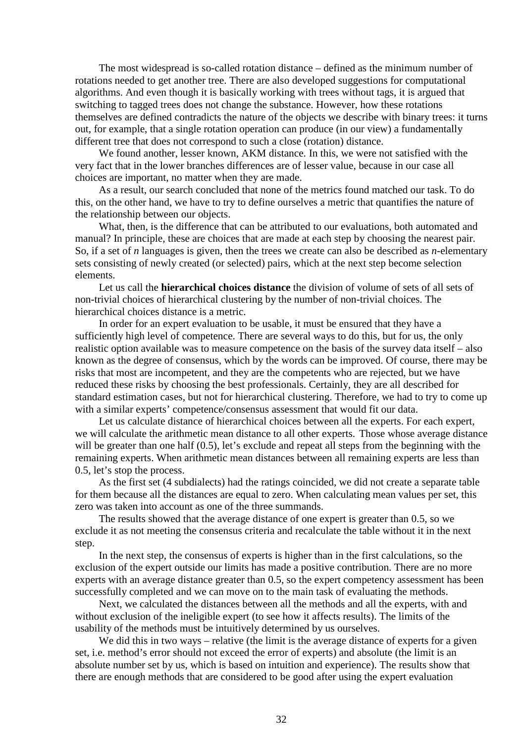The most widespread is so-called rotation distance – defined as the minimum number of rotations needed to get another tree. There are also developed suggestions for computational algorithms. And even though it is basically working with trees without tags, it is argued that switching to tagged trees does not change the substance. However, how these rotations themselves are defined contradicts the nature of the objects we describe with binary trees: it turns out, for example, that a single rotation operation can produce (in our view) a fundamentally different tree that does not correspond to such a close (rotation) distance.

We found another, lesser known, AKM distance. In this, we were not satisfied with the very fact that in the lower branches differences are of lesser value, because in our case all choices are important, no matter when they are made.

As a result, our search concluded that none of the metrics found matched our task. To do this, on the other hand, we have to try to define ourselves a metric that quantifies the nature of the relationship between our objects.

What, then, is the difference that can be attributed to our evaluations, both automated and manual? In principle, these are choices that are made at each step by choosing the nearest pair. So, if a set of *n* languages is given, then the trees we create can also be described as *n*-elementary sets consisting of newly created (or selected) pairs, which at the next step become selection elements.

Let us call the **hierarchical choices distance** the division of volume of sets of all sets of non-trivial choices of hierarchical clustering by the number of non-trivial choices. The hierarchical choices distance is a metric.

In order for an expert evaluation to be usable, it must be ensured that they have a sufficiently high level of competence. There are several ways to do this, but for us, the only realistic option available was to measure competence on the basis of the survey data itself – also known as the degree of consensus, which by the words can be improved. Of course, there may be risks that most are incompetent, and they are the competents who are rejected, but we have reduced these risks by choosing the best professionals. Certainly, they are all described for standard estimation cases, but not for hierarchical clustering. Therefore, we had to try to come up with a similar experts' competence/consensus assessment that would fit our data.

Let us calculate distance of hierarchical choices between all the experts. For each expert, we will calculate the arithmetic mean distance to all other experts. Those whose average distance will be greater than one half (0.5), let's exclude and repeat all steps from the beginning with the remaining experts. When arithmetic mean distances between all remaining experts are less than 0.5, let's stop the process.

As the first set (4 subdialects) had the ratings coincided, we did not create a separate table for them because all the distances are equal to zero. When calculating mean values per set, this zero was taken into account as one of the three summands.

The results showed that the average distance of one expert is greater than 0.5, so we exclude it as not meeting the consensus criteria and recalculate the table without it in the next step.

In the next step, the consensus of experts is higher than in the first calculations, so the exclusion of the expert outside our limits has made a positive contribution. There are no more experts with an average distance greater than 0.5, so the expert competency assessment has been successfully completed and we can move on to the main task of evaluating the methods.

Next, we calculated the distances between all the methods and all the experts, with and without exclusion of the ineligible expert (to see how it affects results). The limits of the usability of the methods must be intuitively determined by us ourselves.

We did this in two ways – relative (the limit is the average distance of experts for a given set, i.e. method's error should not exceed the error of experts) and absolute (the limit is an absolute number set by us, which is based on intuition and experience). The results show that there are enough methods that are considered to be good after using the expert evaluation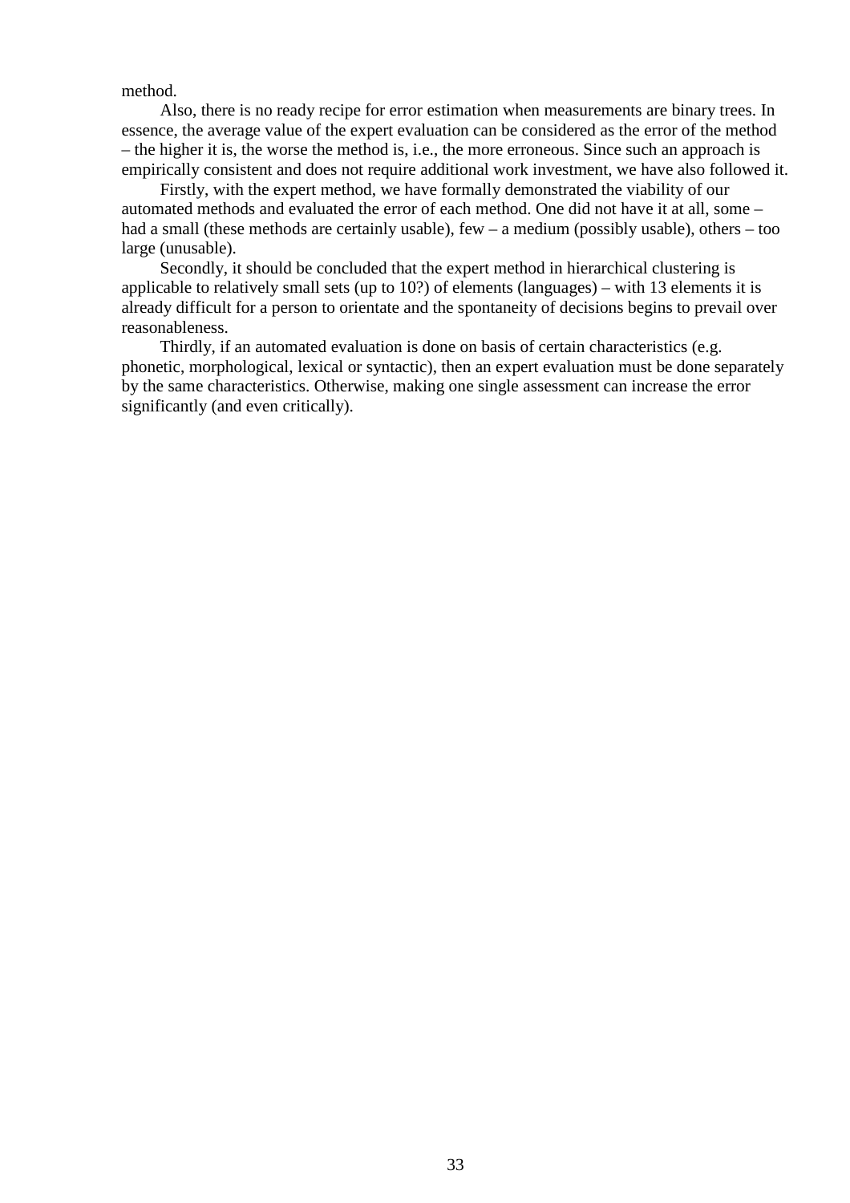method.

Also, there is no ready recipe for error estimation when measurements are binary trees. In essence, the average value of the expert evaluation can be considered as the error of the method – the higher it is, the worse the method is, i.e., the more erroneous. Since such an approach is empirically consistent and does not require additional work investment, we have also followed it.

Firstly, with the expert method, we have formally demonstrated the viability of our automated methods and evaluated the error of each method. One did not have it at all, some – had a small (these methods are certainly usable), few – a medium (possibly usable), others – too large (unusable).

Secondly, it should be concluded that the expert method in hierarchical clustering is applicable to relatively small sets (up to 10?) of elements (languages) – with 13 elements it is already difficult for a person to orientate and the spontaneity of decisions begins to prevail over reasonableness.

Thirdly, if an automated evaluation is done on basis of certain characteristics (e.g. phonetic, morphological, lexical or syntactic), then an expert evaluation must be done separately by the same characteristics. Otherwise, making one single assessment can increase the error significantly (and even critically).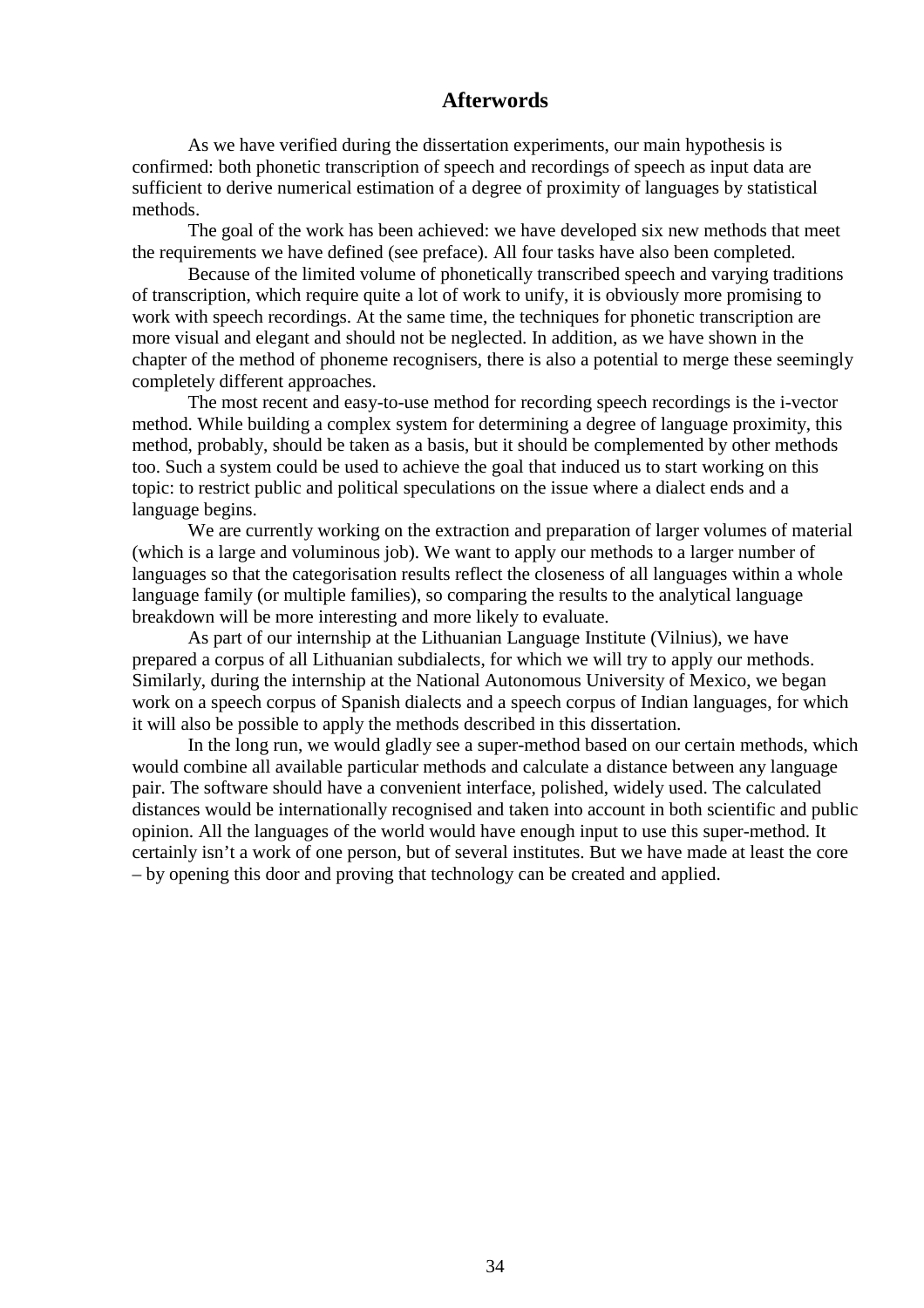# Afterwords

As we have verified during the dissertation experiments, our main hypothesis is confirmed: both phonetic transcription of speech and recordings of speech as input data are sufficient to derive numerical estimation of a degree of proximity of languages by statistical methods.

The goal of the work has been achieved: we have developed six new methods that meet the requirements we have defined (see preface). All four tasks have also been completed.

Because of the limited volume of phonetically transcribed speech and varying traditions of transcription, which require quite a lot of work to unify, it is obviously more promising to work with speech recordings. At the same time, the techniques for phonetic transcription are more visual and elegant and should not be neglected. In addition, as we have shown in the chapter of the method of phoneme recognisers, there is also a potential to merge these seemingly completely different approaches.

The most recent and easy-to-use method for recording speech recordings is the i-vector method. While building a complex system for determining a degree of language proximity, this method, probably, should be taken as a basis, but it should be complemented by other methods too. Such a system could be used to achieve the goal that induced us to start working on this topic: to restrict public and political speculations on the issue where a dialect ends and a language begins.

We are currently working on the extraction and preparation of larger volumes of material (which is a large and voluminous job). We want to apply our methods to a larger number of languages so that the categorisation results reflect the closeness of all languages within a whole language family (or multiple families), so comparing the results to the analytical language breakdown will be more interesting and more likely to evaluate.

As part of our internship at the Lithuanian Language Institute (Vilnius), we have prepared a corpus of all Lithuanian subdialects, for which we will try to apply our methods. Similarly, during the internship at the National Autonomous University of Mexico, we began work on a speech corpus of Spanish dialects and a speech corpus of Indian languages, for which it will also be possible to apply the methods described in this dissertation.

In the long run, we would gladly see a super-method based on our certain methods, which would combine all available particular methods and calculate a distance between any language pair. The software should have a convenient interface, polished, widely used. The calculated distances would be internationally recognised and taken into account in both scientific and public opinion. All the languages of the world would have enough input to use this super-method. It certainly isn't a work of one person, but of several institutes. But we have made at least the core – by opening this door and proving that technology can be created and applied.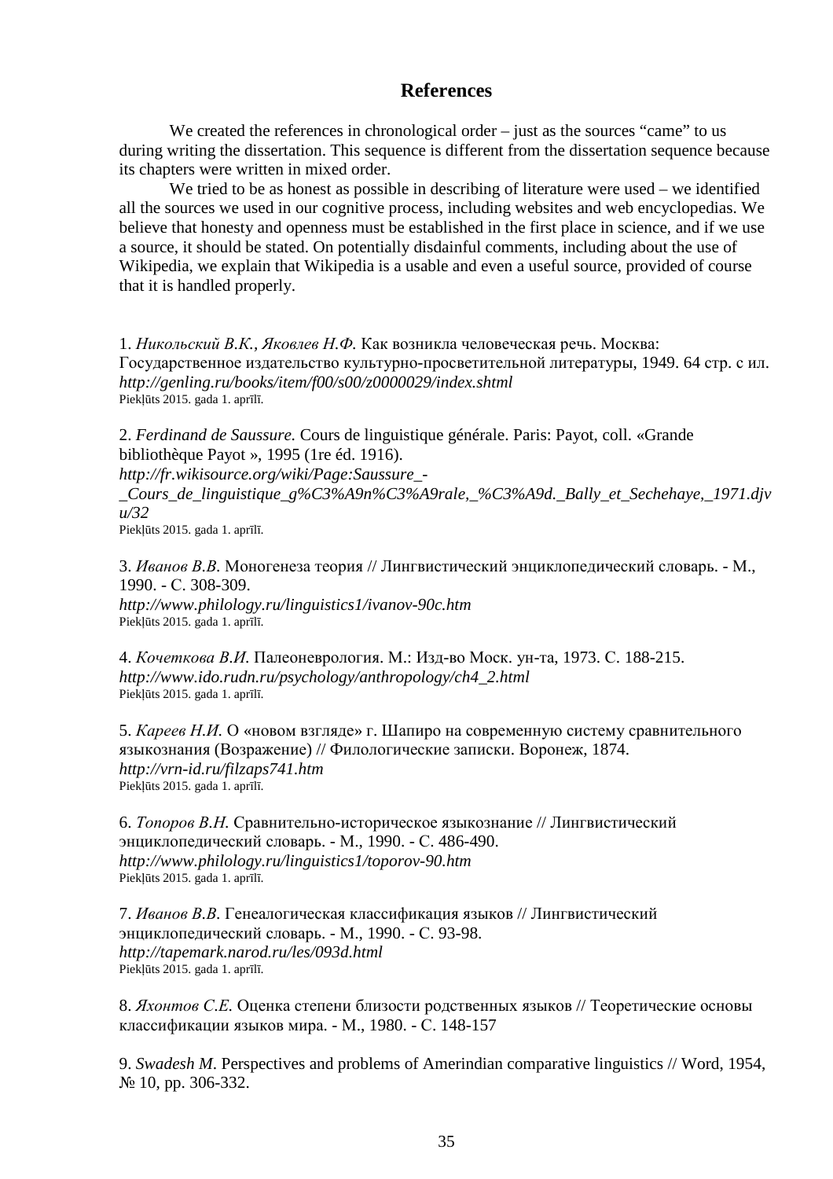# References

We created the references in chronological order – just as the sources "came" to us during writing the dissertation. This sequence is different from the dissertation sequence because its chapters were written in mixed order.

We tried to be as honest as possible in describing of literature were used – we identified all the sources we used in our cognitive process, including websites and web encyclopedias. We believe that honesty and openness must be established in the first place in science, and if we use a source, it should be stated. On potentially disdainful comments, including about the use of Wikipedia, we explain that Wikipedia is a usable and even a useful source, provided of course that it is handled properly.

1. *Никольский В.К., Яковлев Н.Ф.* Как возникла человеческая речь. Москва: Государственное издательство культурно-просветительной литературы, 1949. 64 стр. с ил.
***http://genling.ru/books/item/f00/s00/z0000029/index.shtml***
Piekļūts 2015. gada 1. aprīlī.

2. *Ferdinand de Saussure.* Cours de linguistique générale. Paris: Payot, coll. «Grande bibliothèque Payot », 1995 (1re éd. 1916).
***http://fr.wikisource.org/wiki/Page:Saussure_-_Cours_de_linguistique_g%C3%A9n%C3%A9rale,_%C3%A9d._Bally_et_Sechehaye,_1971.djvu/32***
Piekļūts 2015. gada 1. aprīlī.

3. *Иванов В.В.* Моногенеза теория // Лингвистический энциклопедический словарь. - М., 1990. - С. 308-309.
***http://www.philology.ru/linguistics1/ivanov-90c.htm***
Piekļūts 2015. gada 1. aprīlī.

4. *Кочеткова В.И.* Палеоневрология. М.: Изд-во Моск. ун-та, 1973. С. 188-215.
***http://www.ido.rudn.ru/psychology/anthropology/ch4_2.html***
Piekļūts 2015. gada 1. aprīlī.

5. *Кареев Н.И.* О «новом взгляде» г. Шапиро на современную систему сравнительного языкознания (Возражение) // Филологические записки. Воронеж, 1874.
***http://vrn-id.ru/filzaps741.htm***
Piekļūts 2015. gada 1. aprīlī.

6. *Топоров В.Н.* Сравнительно-историческое языкознание // Лингвистический энциклопедический словарь. - М., 1990. - С. 486-490.
***http://www.philology.ru/linguistics1/toporov-90.htm***
Piekļūts 2015. gada 1. aprīlī.

7. *Иванов В.В.* Генеалогическая классификация языков // Лингвистический энциклопедический словарь. - М., 1990. - С. 93-98.
***http://tapemark.narod.ru/les/093d.html***
Piekļūts 2015. gada 1. aprīlī.

8. *Яхонтов С.Е.* Оценка степени близости родственных языков // Теоретические основы классификации языков мира. - М., 1980. - С. 148-157

9. *Swadesh M.* Perspectives and problems of Amerindian comparative linguistics // Word, 1954, № 10, pp. 306-332.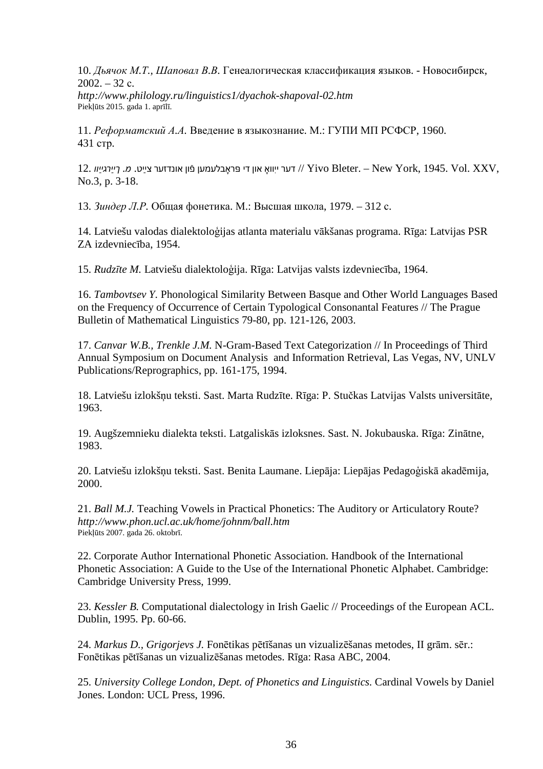10. *Дьячок М.Т., Шаповал В.В.* Генеалогическая классификация языков. - Новосибирск, 2002. – 32 с.
*http://www.philology.ru/linguistics1/dyachok-shapoval-02.htm*
Piekļūts 2015. gada 1. aprīlī.

11. *Реформатский А.А.* Введение в языкознание. М.: ГУПИ МП РСФСР, 1960. 431 стр.

12. *מ. װײַנרײַך.* דער ייִװאָ און די פּראָבלעמען פֿון אונדזער צײַט // Yivo Bleter. – New York, 1945. Vol. XXV, No.3, p. 3-18.

13. *Зиндер Л.Р.* Общая фонетика. М.: Высшая школа, 1979. – 312 с.

14. Latviešu valodas dialektoloģijas atlanta materialu vākšanas programa. Rīga: Latvijas PSR ZA izdevniecība, 1954.

15. *Rudzīte M.* Latviešu dialektoloģija. Rīga: Latvijas valsts izdevniecība, 1964.

16. *Tambovtsev Y.* Phonological Similarity Between Basque and Other World Languages Based on the Frequency of Occurrence of Certain Typological Consonantal Features // The Prague Bulletin of Mathematical Linguistics 79-80, pp. 121-126, 2003.

17. *Canvar W.B., Trenkle J.M.* N-Gram-Based Text Categorization // In Proceedings of Third Annual Symposium on Document Analysis and Information Retrieval, Las Vegas, NV, UNLV Publications/Reprographics, pp. 161-175, 1994.

18. Latviešu izlokšņu teksti. Sast. Marta Rudzīte. Rīga: P. Stučkas Latvijas Valsts universitāte, 1963.

19. Augšzemnieku dialekta teksti. Latgaliskās izloksnes. Sast. N. Jokubauska. Rīga: Zinātne, 1983.

20. Latviešu izlokšņu teksti. Sast. Benita Laumane. Liepāja: Liepājas Pedagoģiskā akadēmija, 2000.

21. *Ball M.J.* Teaching Vowels in Practical Phonetics: The Auditory or Articulatory Route?
*http://www.phon.ucl.ac.uk/home/johnm/ball.htm*
Piekļūts 2007. gada 26. oktobrī.

22. Corporate Author International Phonetic Association. Handbook of the International Phonetic Association: A Guide to the Use of the International Phonetic Alphabet. Cambridge: Cambridge University Press, 1999.

23. *Kessler B.* Computational dialectology in Irish Gaelic // Proceedings of the European ACL. Dublin, 1995. Pp. 60-66.

24. *Markus D., Grigorjevs J.* Fonētikas pētīšanas un vizualizēšanas metodes, II grām. sēr.: Fonētikas pētīšanas un vizualizēšanas metodes. Rīga: Rasa ABC, 2004.

25. *University College London, Dept. of Phonetics and Linguistics.* Cardinal Vowels by Daniel Jones. London: UCL Press, 1996.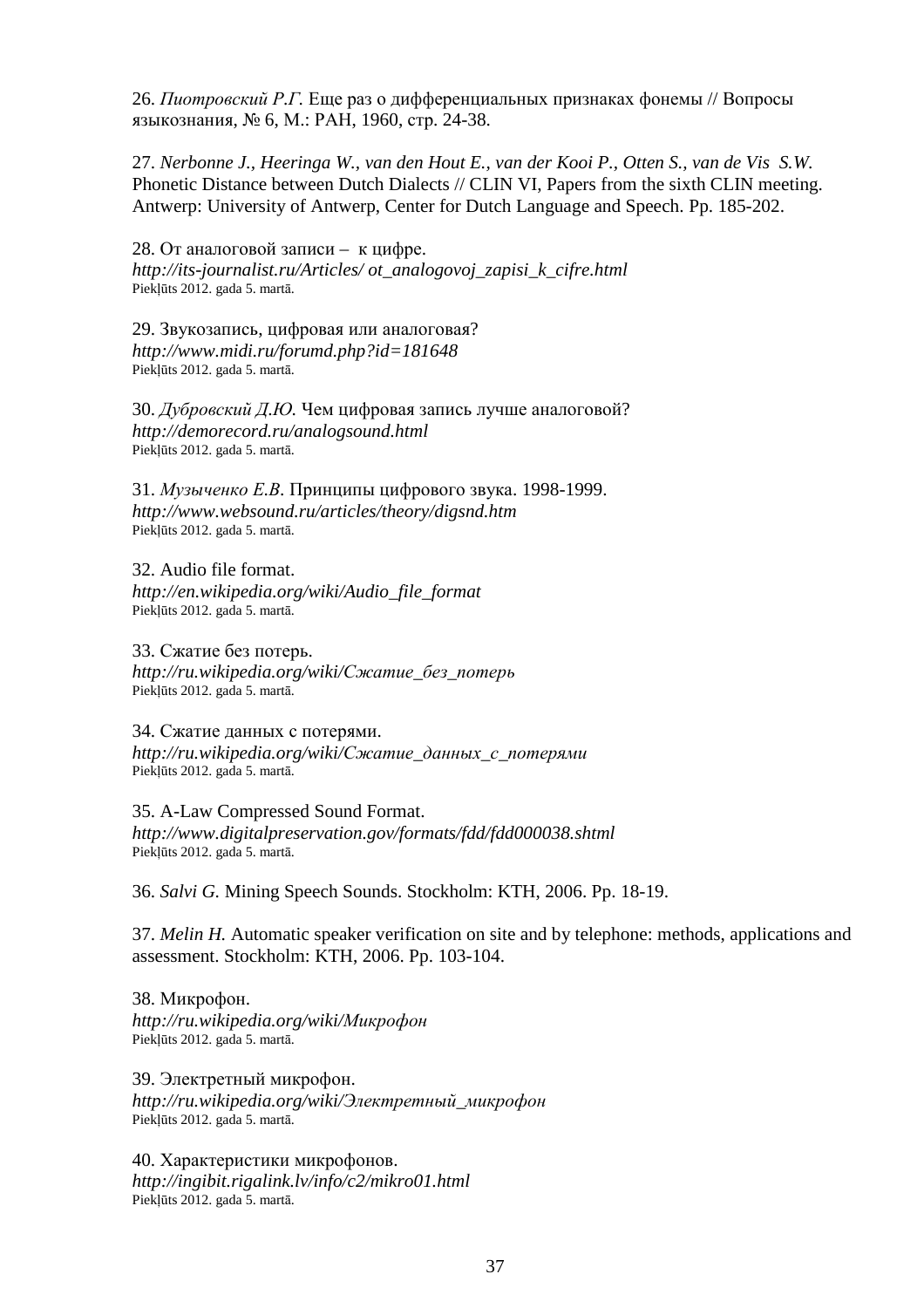26. *Пиотровский Р.Г.* Еще раз о дифференциальных признаках фонемы // Вопросы языкознания, № 6, М.: РАН, 1960, стр. 24-38.

27. *Nerbonne J., Heeringa W., van den Hout E., van der Kooi P., Otten S., van de Vis S.W.* Phonetic Distance between Dutch Dialects // CLIN VI, Papers from the sixth CLIN meeting. Antwerp: University of Antwerp, Center for Dutch Language and Speech. Pp. 185-202.

28. От аналоговой записи – к цифре.
*http://its-journalist.ru/Articles/ ot_analogovoj_zapisi_k_cifre.html*
Piekļūts 2012. gada 5. martā.

29. Звукозапись, цифровая или аналоговая?
*http://www.midi.ru/forumd.php?id=181648*
Piekļūts 2012. gada 5. martā.

30. *Дубровский Д.Ю.* Чем цифровая запись лучше аналоговой?
*http://demorecord.ru/analogsound.html*
Piekļūts 2012. gada 5. martā.

31. *Музыченко Е.В*. Принципы цифрового звука. 1998-1999.
*http://www.websound.ru/articles/theory/digsnd.htm*
Piekļūts 2012. gada 5. martā.

32. Audio file format.
*http://en.wikipedia.org/wiki/Audio_file_format*
Piekļūts 2012. gada 5. martā.

33. Сжатие без потерь.
*http://ru.wikipedia.org/wiki/Сжатие_без_потерь*
Piekļūts 2012. gada 5. martā.

34. Сжатие данных с потерями.
*http://ru.wikipedia.org/wiki/Сжатие_данных_с_потерями*
Piekļūts 2012. gada 5. martā.

35. A-Law Compressed Sound Format.
*http://www.digitalpreservation.gov/formats/fdd/fdd000038.shtml*
Piekļūts 2012. gada 5. martā.

36. *Salvi G.* Mining Speech Sounds. Stockholm: KTH, 2006. Pp. 18-19.

37. *Melin H.* Automatic speaker verification on site and by telephone: methods, applications and assessment. Stockholm: KTH, 2006. Pp. 103-104.

38. Микрофон.
*http://ru.wikipedia.org/wiki/Микрофон*
Piekļūts 2012. gada 5. martā.

39. Электретный микрофон.
*http://ru.wikipedia.org/wiki/Электретный_микрофон*
Piekļūts 2012. gada 5. martā.

40. Характеристики микрофонов.
*http://ingibit.rigalink.lv/info/c2/mikro01.html*
Piekļūts 2012. gada 5. martā.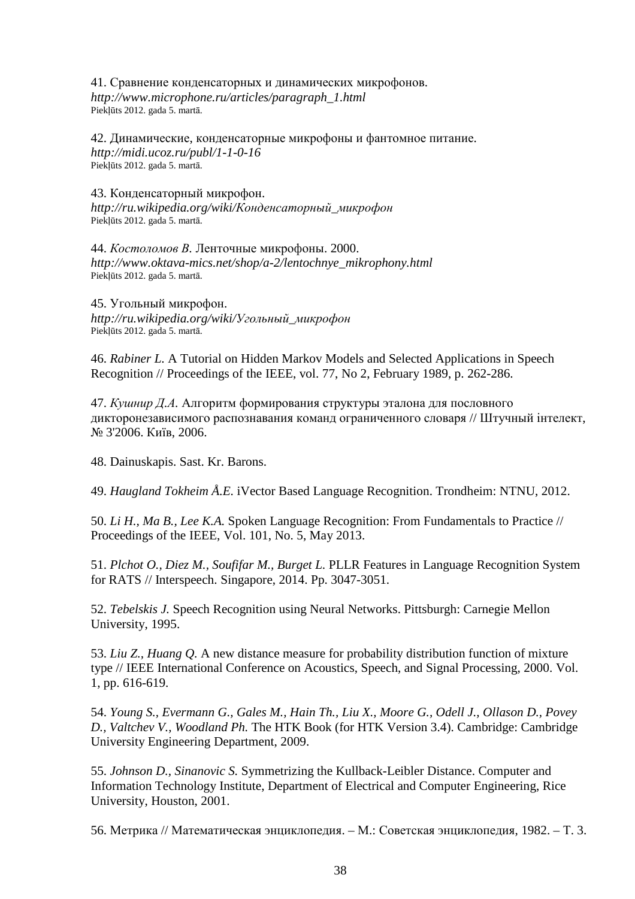41. Сравнение конденсаторных и динамических микрофонов.
***http://www.microphone.ru/articles/paragraph_1.html***
Piekļūts 2012. gada 5. martā.

42. Динамические, конденсаторные микрофоны и фантомное питание.
***http://midi.ucoz.ru/publ/1-1-0-16***
Piekļūts 2012. gada 5. martā.

43. Конденсаторный микрофон.
***http://ru.wikipedia.org/wiki/Конденсаторный_микрофон***
Piekļūts 2012. gada 5. martā.

44. *Костоломов В.* Ленточные микрофоны. 2000.
***http://www.oktava-mics.net/shop/a-2/lentochnye_mikrophony.html***
Piekļūts 2012. gada 5. martā.

45. Угольный микрофон.
***http://ru.wikipedia.org/wiki/Угольный_микрофон***
Piekļūts 2012. gada 5. martā.

46. *Rabiner L.* A Tutorial on Hidden Markov Models and Selected Applications in Speech Recognition // Proceedings of the IEEE, vol. 77, No 2, February 1989, p. 262-286.

47. *Кушнир Д.А.* Алгоритм формирования структуры эталона для пословного дикторонезависимого распознавания команд ограниченного словаря // Штучный інтелект, № 3'2006. Київ, 2006.

48. Dainuskapis. Sast. Kr. Barons.

49. *Haugland Tokheim Å.E.* iVector Based Language Recognition. Trondheim: NTNU, 2012.

50. *Li H., Ma B., Lee K.A.* Spoken Language Recognition: From Fundamentals to Practice // Proceedings of the IEEE, Vol. 101, No. 5, May 2013.

51. *Plchot O., Diez M., Soufifar M., Burget L.* PLLR Features in Language Recognition System for RATS // Interspeech. Singapore, 2014. Pp. 3047-3051.

52. *Tebelskis J.* Speech Recognition using Neural Networks. Pittsburgh: Carnegie Mellon University, 1995.

53. *Liu Z., Huang Q.* A new distance measure for probability distribution function of mixture type // IEEE International Conference on Acoustics, Speech, and Signal Processing, 2000. Vol. 1, pp. 616-619.

54. *Young S., Evermann G., Gales M., Hain Th., Liu X., Moore G., Odell J., Ollason D., Povey D., Valtchev V., Woodland Ph.* The HTK Book (for HTK Version 3.4). Cambridge: Cambridge University Engineering Department, 2009.

55. *Johnson D., Sinanovic S.* Symmetrizing the Kullback-Leibler Distance. Computer and Information Technology Institute, Department of Electrical and Computer Engineering, Rice University, Houston, 2001.

56. Метрика // Математическая энциклопедия. – М.: Советская энциклопедия, 1982. – Т. 3.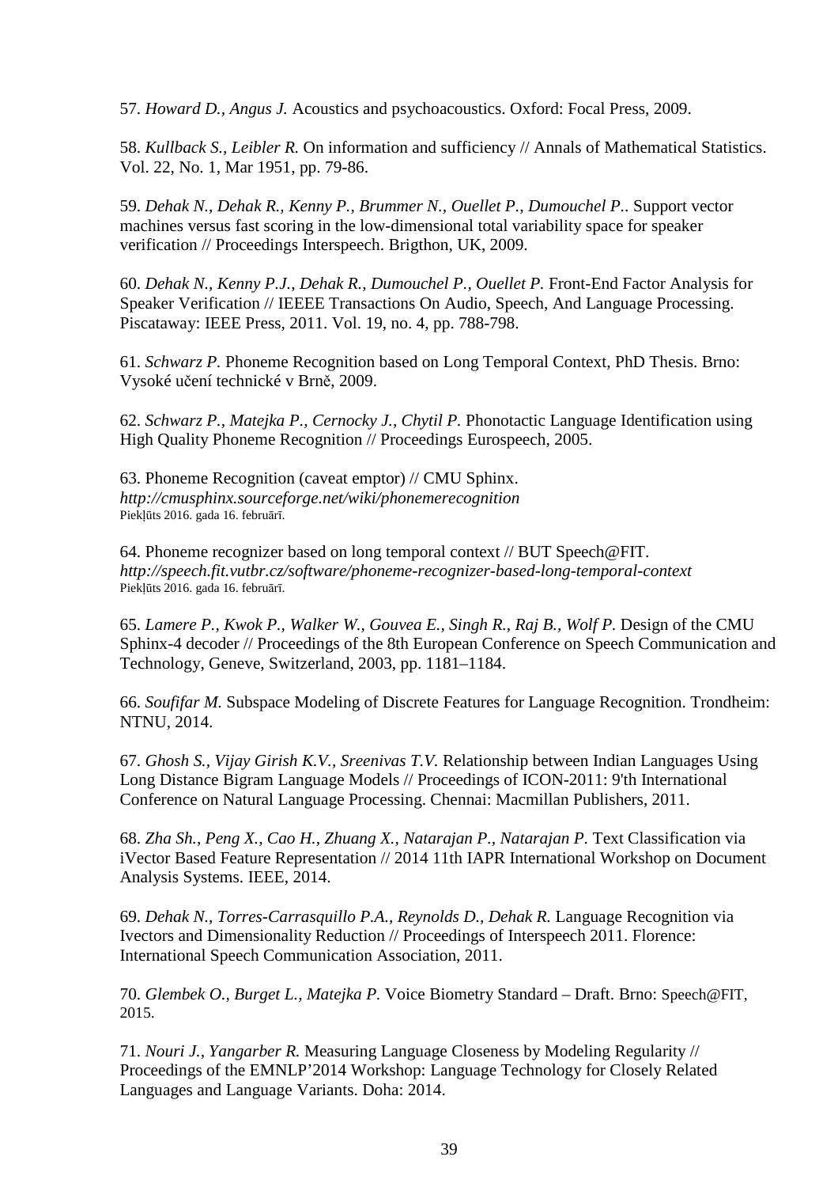57. *Howard D., Angus J.* Acoustics and psychoacoustics. Oxford: Focal Press, 2009.

58. *Kullback S., Leibler R.* On information and sufficiency // Annals of Mathematical Statistics. Vol. 22, No. 1, Mar 1951, pp. 79-86.

59. *Dehak N., Dehak R., Kenny P., Brummer N., Ouellet P., Dumouchel P.*. Support vector machines versus fast scoring in the low-dimensional total variability space for speaker verification // Proceedings Interspeech. Brigthon, UK, 2009.

60. *Dehak N., Kenny P.J., Dehak R., Dumouchel P., Ouellet P.* Front-End Factor Analysis for Speaker Verification // IEEEE Transactions On Audio, Speech, And Language Processing. Piscataway: IEEE Press, 2011. Vol. 19, no. 4, pp. 788-798.

61. *Schwarz P.* Phoneme Recognition based on Long Temporal Context, PhD Thesis. Brno: Vysoké učení technické v Brně, 2009.

62. *Schwarz P., Matejka P., Cernocky J., Chytil P.* Phonotactic Language Identification using High Quality Phoneme Recognition // Proceedings Eurospeech, 2005.

63. Phoneme Recognition (caveat emptor) // CMU Sphinx.
*http://cmusphinx.sourceforge.net/wiki/phonemerecognition*
Piekļūts 2016. gada 16. februārī.

64. Phoneme recognizer based on long temporal context // BUT Speech@FIT.
*http://speech.fit.vutbr.cz/software/phoneme-recognizer-based-long-temporal-context*
Piekļūts 2016. gada 16. februārī.

65. *Lamere P., Kwok P., Walker W., Gouvea E., Singh R., Raj B., Wolf P.* Design of the CMU Sphinx-4 decoder // Proceedings of the 8th European Conference on Speech Communication and Technology, Geneve, Switzerland, 2003, pp. 1181–1184.

66. *Soufifar M.* Subspace Modeling of Discrete Features for Language Recognition. Trondheim: NTNU, 2014.

67. *Ghosh S., Vijay Girish K.V., Sreenivas T.V.* Relationship between Indian Languages Using Long Distance Bigram Language Models // Proceedings of ICON-2011: 9'th International Conference on Natural Language Processing. Chennai: Macmillan Publishers, 2011.

68. *Zha Sh., Peng X., Cao H., Zhuang X., Natarajan P., Natarajan P.* Text Classification via iVector Based Feature Representation // 2014 11th IAPR International Workshop on Document Analysis Systems. IEEE, 2014.

69. *Dehak N., Torres-Carrasquillo P.A., Reynolds D., Dehak R.* Language Recognition via Ivectors and Dimensionality Reduction // Proceedings of Interspeech 2011. Florence: International Speech Communication Association, 2011.

70. *Glembek O., Burget L., Matejka P.* Voice Biometry Standard – Draft. Brno: Speech@FIT, 2015.

71. *Nouri J., Yangarber R.* Measuring Language Closeness by Modeling Regularity // Proceedings of the EMNLP'2014 Workshop: Language Technology for Closely Related Languages and Language Variants. Doha: 2014.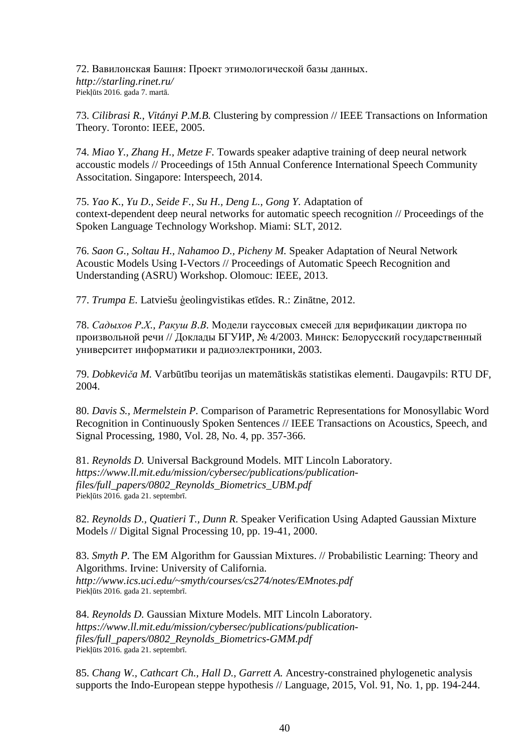72. Вавилонская Башня: Проект этимологической базы данных.
*http://starling.rinet.ru/*
Piekļūts 2016. gada 7. martā.

73. *Cilibrasi R., Vitányi P.M.B.* Clustering by compression // IEEE Transactions on Information Theory. Toronto: IEEE, 2005.

74. *Miao Y., Zhang H., Metze F.* Towards speaker adaptive training of deep neural network accoustic models // Proceedings of 15th Annual Conference International Speech Community Assocítation. Singapore: Interspeech, 2014.

75. *Yao K., Yu D., Seide F., Su H., Deng L., Gong Y.* Adaptation of context-dependent deep neural networks for automatic speech recognition // Proceedings of the Spoken Language Technology Workshop. Miami: SLT, 2012.

76. *Saon G., Soltau H., Nahamoo D., Picheny M.* Speaker Adaptation of Neural Network Acoustic Models Using I-Vectors // Proceedings of Automatic Speech Recognition and Understanding (ASRU) Workshop. Olomouc: IEEE, 2013.

77. *Trumpa E.* Latviešu ģeolingvistikas etīdes. R.: Zinātne, 2012.

78. *Садыхов Р.Х., Ракуш В.В.* Модели гауссовых смесей для верификации диктора по произвольной речи // Доклады БГУИР, № 4/2003. Минск: Белорусский государственный университет информатики и радиоэлектроники, 2003.

79. *Dobkeviča M.* Varbūtību teorijas un matemātiskās statistikas elementi. Daugavpils: RTU DF, 2004.

80. *Davis S., Mermelstein P.* Comparison of Parametric Representations for Monosyllabic Word Recognition in Continuously Spoken Sentences // IEEE Transactions on Acoustics, Speech, and Signal Processing, 1980, Vol. 28, No. 4, pp. 357-366.

81. *Reynolds D.* Universal Background Models. MIT Lincoln Laboratory.
*https://www.ll.mit.edu/mission/cybersec/publications/publication-files/full_papers/0802_Reynolds_Biometrics_UBM.pdf*
Piekļūts 2016. gada 21. septembrī.

82. *Reynolds D., Quatieri T., Dunn R.* Speaker Verification Using Adapted Gaussian Mixture Models // Digital Signal Processing 10, pp. 19-41, 2000.

83. *Smyth P.* The EM Algorithm for Gaussian Mixtures. // Probabilistic Learning: Theory and Algorithms. Irvine: University of California.
*http://www.ics.uci.edu/~smyth/courses/cs274/notes/EMnotes.pdf*
Piekļūts 2016. gada 21. septembrī.

84. *Reynolds D.* Gaussian Mixture Models. MIT Lincoln Laboratory.
*https://www.ll.mit.edu/mission/cybersec/publications/publication-files/full_papers/0802_Reynolds_Biometrics-GMM.pdf*
Piekļūts 2016. gada 21. septembrī.

85. *Chang W., Cathcart Ch., Hall D., Garrett A.* Ancestry-constrained phylogenetic analysis supports the Indo-European steppe hypothesis // Language, 2015, Vol. 91, No. 1, pp. 194-244.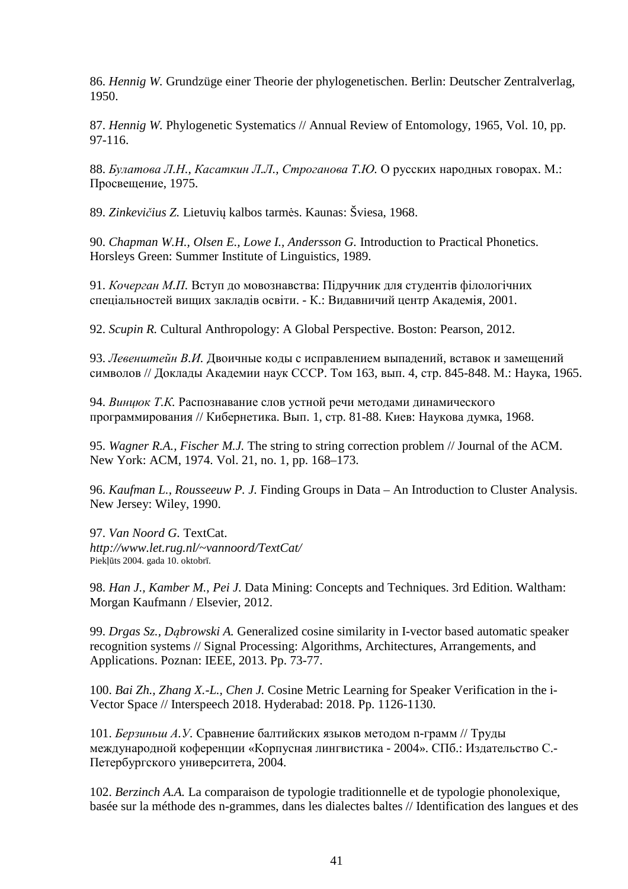86. *Hennig W.* Grundzüge einer Theorie der phylogenetischen. Berlin: Deutscher Zentralverlag, 1950.

87. *Hennig W.* Phylogenetic Systematics // Annual Review of Entomology, 1965, Vol. 10, pp. 97-116.

88. *Булатова Л.Н., Касаткин Л.Л., Строганова Т.Ю.* О русских народных говорах. М.: Просвещение, 1975.

89. *Zinkevičius Z.* Lietuvių kalbos tarmės. Kaunas: Šviesa, 1968.

90. *Chapman W.H., Olsen E., Lowe I., Andersson G.* Introduction to Practical Phonetics. Horsleys Green: Summer Institute of Linguistics, 1989.

91. *Кочерган М.П.* Вступ до мовознавства: Підручник для студентів філологічних спеціальностей вищих закладів освіти. - К.: Видавничий центр Академія, 2001.

92. *Scupin R.* Cultural Anthropology: A Global Perspective. Boston: Pearson, 2012.

93. *Левенштейн В.И.* Двоичные коды с исправлением выпадений, вставок и замещений символов // Доклады Академии наук СССР. Том 163, вып. 4, стр. 845-848. М.: Наука, 1965.

94. *Винцюк Т.К.* Распознавание слов устной речи методами динамического программирования // Кибернетика. Вып. 1, стр. 81-88. Киев: Наукова думка, 1968.

95. *Wagner R.A., Fischer M.J.* The string to string correction problem // Journal of the ACM. New York: ACM, 1974. Vol. 21, no. 1, pp. 168–173.

96. *Kaufman L., Rousseeuw P. J.* Finding Groups in Data – An Introduction to Cluster Analysis. New Jersey: Wiley, 1990.

97. *Van Noord G.* TextCat.
*http://www.let.rug.nl/~vannoord/TextCat/*
Piekļūts 2004. gada 10. oktobrī.

98. *Han J., Kamber M., Pei J.* Data Mining: Concepts and Techniques. 3rd Edition. Waltham: Morgan Kaufmann / Elsevier, 2012.

99. *Drgas Sz., Dąbrowski A.* Generalized cosine similarity in I-vector based automatic speaker recognition systems // Signal Processing: Algorithms, Architectures, Arrangements, and Applications. Poznan: IEEE, 2013. Pp. 73-77.

100. *Bai Zh., Zhang X.-L., Chen J.* Cosine Metric Learning for Speaker Verification in the i-Vector Space // Interspeech 2018. Hyderabad: 2018. Pp. 1126-1130.

101. *Берзиньш А.У.* Сравнение балтийских языков методом n-грамм // Труды международной коференции «Корпусная лингвистика - 2004». СПб.: Издательство С.-Петербургского университета, 2004.

102. *Berzinch A.A.* La comparaison de typologie traditionnelle et de typologie phonolexique, basée sur la méthode des n-grammes, dans les dialectes baltes // Identification des langues et des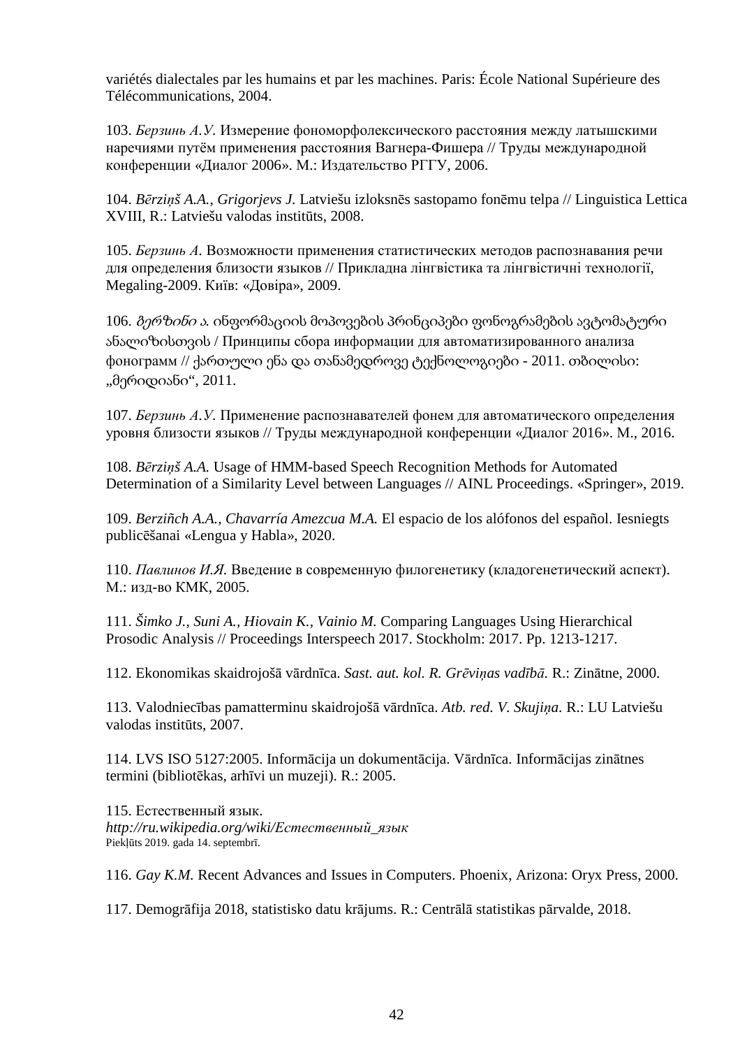variétés dialectales par les humains et par les machines. Paris: École National Supérieure des Télécommunications, 2004.

103. *Берзинь А.У.* Измерение фономорфолексического расстояния между латышскими наречиями путём применения расстояния Вагнера-Фишера // Труды международной конференции «Диалог 2006». М.: Издательство РГГУ, 2006.

104. *Bērziņš A.A., Grigorjevs J.* Latviešu izloksnēs sastopamo fonēmu telpa // Linguistica Lettica XVIII, R.: Latviešu valodas institūts, 2008.

105. *Берзинь А.* Возможности применения статистических методов распознавания речи для определения близости языков // Прикладна лінгвістика та лінгвістичні технології, Megaling-2009. Київ: «Довіра», 2009.

106. *ბერზინი ა.* ინფორმაციის მოპოვების პრინციპები ფონოგრამების ავტომატური ანალიზისთვის / Принципы сбора информации для автоматизированного анализа фонограмм // ქართული ენა და თანამედროვე ტექნოლოგიები - 2011. თბილისი: „მერიდიანი“, 2011.

107. *Берзинь А.У.* Применение распознавателей фонем для автоматического определения уровня близости языков // Труды международной конференции «Диалог 2016». М., 2016.

108. *Bērziņš A.A.* Usage of HMM-based Speech Recognition Methods for Automated Determination of a Similarity Level between Languages // AINL Proceedings. «Springer», 2019.

109. *Berziñch A.A., Chavarría Amezcua M.A.* El espacio de los alófonos del español. Iesniegts publicēšanai «Lengua y Habla», 2020.

110. *Павлинов И.Я.* Введение в современную филогенетику (кладогенетический аспект). М.: изд-во КМК, 2005.

111. *Šimko J., Suni A., Hiovain K., Vainio M.* Comparing Languages Using Hierarchical Prosodic Analysis // Proceedings Interspeech 2017. Stockholm: 2017. Pp. 1213-1217.

112. Ekonomikas skaidrojošā vārdnīca. *Sast. aut. kol. R. Grēviņas vadībā.* R.: Zinātne, 2000.

113. Valodniecības pamatterminu skaidrojošā vārdnīca. *Atb. red. V. Skujiņa.* R.: LU Latviešu valodas institūts, 2007.

114. LVS ISO 5127:2005. Informācija un dokumentācija. Vārdnīca. Informācijas zinātnes termini (bibliotēkas, arhīvi un muzeji). R.: 2005.

115. Естественный язык.
*http://ru.wikipedia.org/wiki/Естественный_язык*
Piekļūts 2019. gada 14. septembrī.

116. *Gay K.M.* Recent Advances and Issues in Computers. Phoenix, Arizona: Oryx Press, 2000.

117. Demogrāfija 2018, statistisko datu krājums. R.: Centrālā statistikas pārvalde, 2018.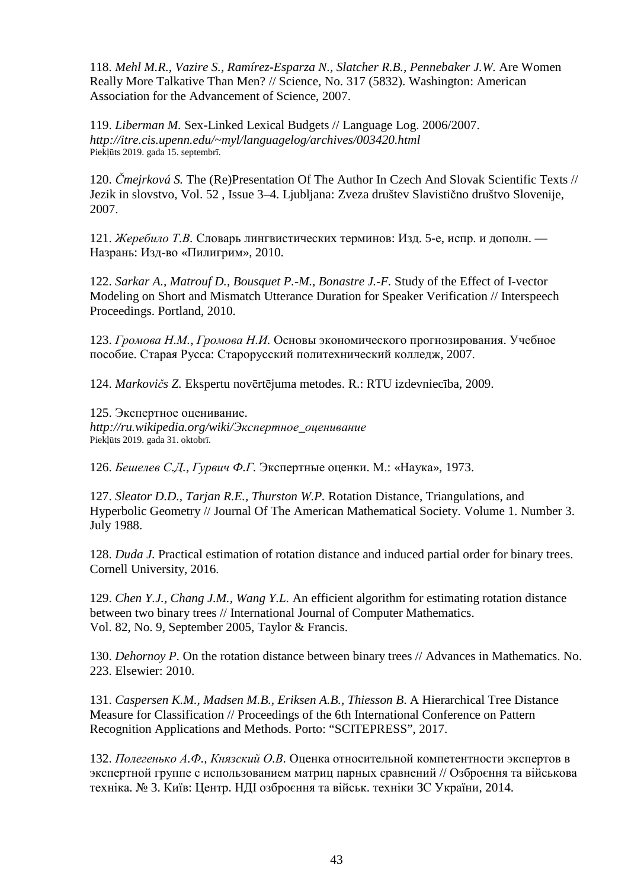118. *Mehl M.R., Vazire S., Ramírez-Esparza N., Slatcher R.B., Pennebaker J.W.* Are Women Really More Talkative Than Men? // Science, No. 317 (5832). Washington: American Association for the Advancement of Science, 2007.

119. *Liberman M.* Sex-Linked Lexical Budgets // Language Log. 2006/2007. *http://itre.cis.upenn.edu/~myl/languagelog/archives/003420.html* Piekļūts 2019. gada 15. septembrī.

120. *Čmejrková S.* The (Re)Presentation Of The Author In Czech And Slovak Scientific Texts // Jezik in slovstvo, Vol. 52 , Issue 3–4. Ljubljana: Zveza društev Slavistično društvo Slovenije, 2007.

121. *Жеребило Т.В.* Словарь лингвистических терминов: Изд. 5-е, испр. и дополн. — Назрань: Изд-во «Пилигрим», 2010.

122. *Sarkar A., Matrouf D., Bousquet P.-M., Bonastre J.-F.* Study of the Effect of I-vector Modeling on Short and Mismatch Utterance Duration for Speaker Verification // Interspeech Proceedings. Portland, 2010.

123. *Громова Н.М., Громова Н.И.* Основы экономического прогнозирования. Учебное пособие. Старая Русса: Старорусский политехнический колледж, 2007.

124. *Markovičs Z.* Ekspertu novērtējuma metodes. R.: RTU izdevniecība, 2009.

125. Экспертное оценивание. *http://ru.wikipedia.org/wiki/Экспертное_оценивание* Piekļūts 2019. gada 31. oktobrī.

126. *Бешелев С.Д., Гурвич Ф.Г.* Экспертные оценки. М.: «Наука», 1973.

127. *Sleator D.D., Tarjan R.E., Thurston W.P.* Rotation Distance, Triangulations, and Hyperbolic Geometry // Journal Of The American Mathematical Society. Volume 1. Number 3. July 1988.

128. *Duda J.* Practical estimation of rotation distance and induced partial order for binary trees. Cornell University, 2016.

129. *Chen Y.J., Chang J.M., Wang Y.L.* An efficient algorithm for estimating rotation distance between two binary trees // International Journal of Computer Mathematics. Vol. 82, No. 9, September 2005, Taylor & Francis.

130. *Dehornoy P.* On the rotation distance between binary trees // Advances in Mathematics. No. 223. Elsewier: 2010.

131. *Caspersen K.M., Madsen M.B., Eriksen A.B., Thiesson B.* A Hierarchical Tree Distance Measure for Classification // Proceedings of the 6th International Conference on Pattern Recognition Applications and Methods. Porto: "SCITEPRESS", 2017.

132. *Полегенько А.Ф., Князский О.В.* Оценка относительной компетентности экспертов в экспертной группе с использованием матриц парных сравнений // Озброєння та військова техніка. № 3. Київ: Центр. НДІ озброєння та військ. техніки ЗС України, 2014.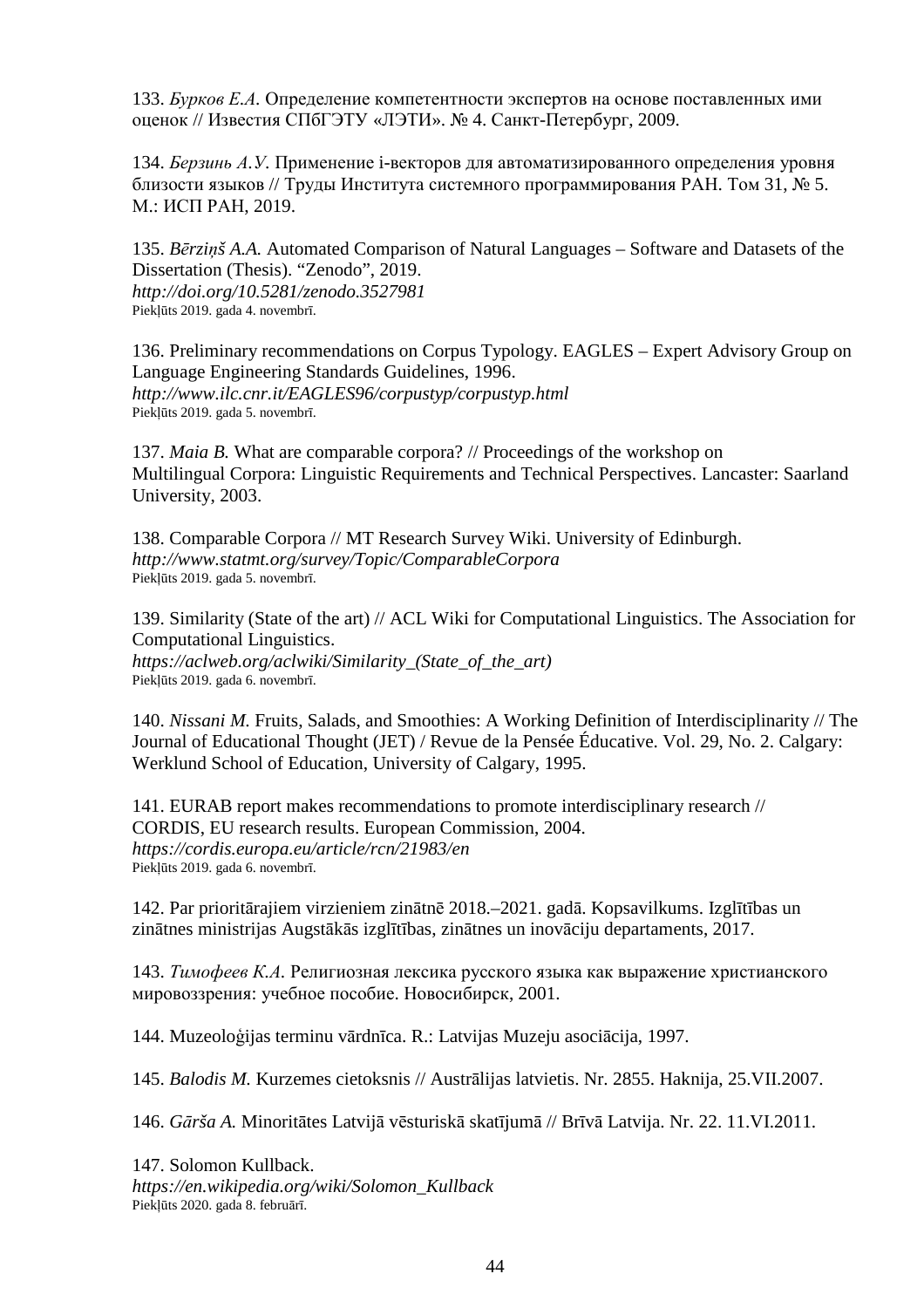133. *Бурков Е.А.* Определение компетентности экспертов на основе поставленных ими оценок // Известия СПбГЭТУ «ЛЭТИ». № 4. Санкт-Петербург, 2009.

134. *Берзинь А.У.* Применение i-векторов для автоматизированного определения уровня близости языков // Труды Института системного программирования РАН. Том 31, № 5. М.: ИСП РАН, 2019.

135. *Bērziņš A.A.* Automated Comparison of Natural Languages – Software and Datasets of the Dissertation (Thesis). "Zenodo", 2019.
*http://doi.org/10.5281/zenodo.3527981*
Piekļūts 2019. gada 4. novembrī.

136. Preliminary recommendations on Corpus Typology. EAGLES – Expert Advisory Group on Language Engineering Standards Guidelines, 1996.
*http://www.ilc.cnr.it/EAGLES96/corpustyp/corpustyp.html*
Piekļūts 2019. gada 5. novembrī.

137. *Maia B.* What are comparable corpora? // Proceedings of the workshop on Multilingual Corpora: Linguistic Requirements and Technical Perspectives. Lancaster: Saarland University, 2003.

138. Comparable Corpora // MT Research Survey Wiki. University of Edinburgh.
*http://www.statmt.org/survey/Topic/ComparableCorpora*
Piekļūts 2019. gada 5. novembrī.

139. Similarity (State of the art) // ACL Wiki for Computational Linguistics. The Association for Computational Linguistics.
*https://aclweb.org/aclwiki/Similarity_(State_of_the_art)*
Piekļūts 2019. gada 6. novembrī.

140. *Nissani M.* Fruits, Salads, and Smoothies: A Working Definition of Interdisciplinarity // The Journal of Educational Thought (JET) / Revue de la Pensée Éducative. Vol. 29, No. 2. Calgary: Werklund School of Education, University of Calgary, 1995.

141. EURAB report makes recommendations to promote interdisciplinary research // CORDIS, EU research results. European Commission, 2004.
*https://cordis.europa.eu/article/rcn/21983/en*
Piekļūts 2019. gada 6. novembrī.

142. Par prioritārajiem virzieniem zinātnē 2018.–2021. gadā. Kopsavilkums. Izglītības un zinātnes ministrijas Augstākās izglītības, zinātnes un inovāciju departaments, 2017.

143. *Тимофеев К.А.* Религиозная лексика русского языка как выражение христианского мировоззрения: учебное пособие. Новосибирск, 2001.

144. Muzeoloģijas terminu vārdnīca. R.: Latvijas Muzeju asociācija, 1997.

145. *Balodis M.* Kurzemes cietoksnis // Austrālijas latvietis. Nr. 2855. Haknija, 25.VII.2007.

146. *Gārša A.* Minoritātes Latvijā vēsturiskā skatījumā // Brīvā Latvija. Nr. 22. 11.VI.2011.

147. Solomon Kullback.
*https://en.wikipedia.org/wiki/Solomon_Kullback*
Piekļūts 2020. gada 8. februārī.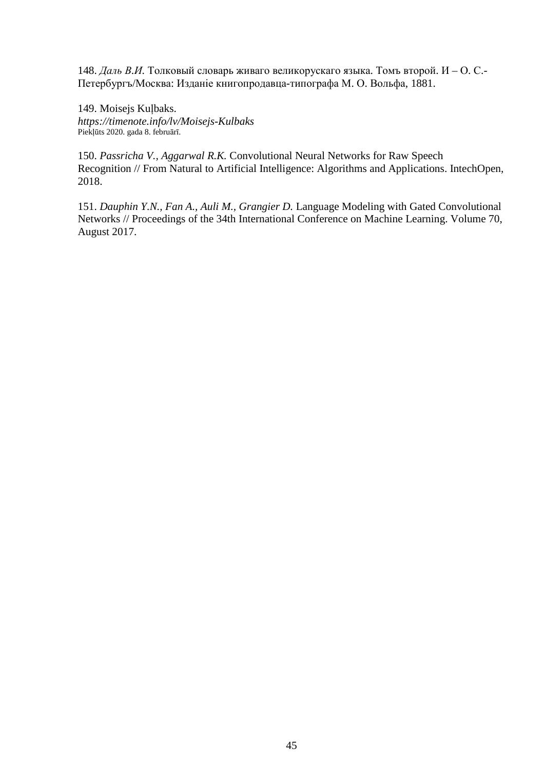148. *Даль В.И.* Толковый словарь живаго великорускаго языка. Томъ второй. И – О. С.-Петербургъ/Москва: Изданiе книгопродавца-типографа М. О. Вольфа, 1881.

149. Moisejs Kuļbaks.
*https://timenote.info/lv/Moisejs-Kulbaks*
Piekļūts 2020. gada 8. februārī.

150. *Passricha V., Aggarwal R.K.* Convolutional Neural Networks for Raw Speech Recognition // From Natural to Artificial Intelligence: Algorithms and Applications. IntechOpen, 2018.

151. *Dauphin Y.N., Fan A., Auli M., Grangier D.* Language Modeling with Gated Convolutional Networks // Proceedings of the 34th International Conference on Machine Learning. Volume 70, August 2017.